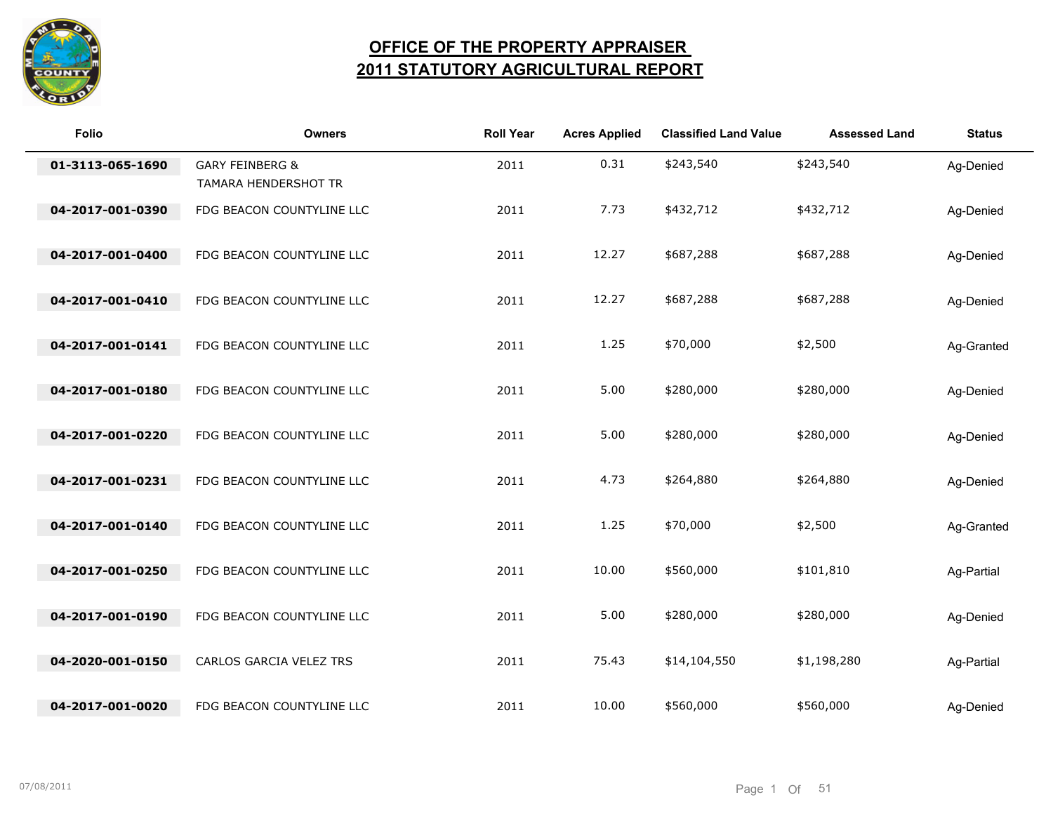# OFFICE OF THE PROPERTY APPRAISER
# 2011 STATUTORY AGRICULTURAL REPORT

| Folio | Owners | Roll Year | Acres Applied | Classified Land Value | Assessed Land | Status |
|---|---|---|---|---|---|---|
| 01-3113-065-1690 | GARY FEINBERG & TAMARA HENDERSHOT TR | 2011 | 0.31 | $243,540 | $243,540 | Ag-Denied |
| 04-2017-001-0390 | FDG BEACON COUNTYLINE LLC | 2011 | 7.73 | $432,712 | $432,712 | Ag-Denied |
| 04-2017-001-0400 | FDG BEACON COUNTYLINE LLC | 2011 | 12.27 | $687,288 | $687,288 | Ag-Denied |
| 04-2017-001-0410 | FDG BEACON COUNTYLINE LLC | 2011 | 12.27 | $687,288 | $687,288 | Ag-Denied |
| 04-2017-001-0141 | FDG BEACON COUNTYLINE LLC | 2011 | 1.25 | $70,000 | $2,500 | Ag-Granted |
| 04-2017-001-0180 | FDG BEACON COUNTYLINE LLC | 2011 | 5.00 | $280,000 | $280,000 | Ag-Denied |
| 04-2017-001-0220 | FDG BEACON COUNTYLINE LLC | 2011 | 5.00 | $280,000 | $280,000 | Ag-Denied |
| 04-2017-001-0231 | FDG BEACON COUNTYLINE LLC | 2011 | 4.73 | $264,880 | $264,880 | Ag-Denied |
| 04-2017-001-0140 | FDG BEACON COUNTYLINE LLC | 2011 | 1.25 | $70,000 | $2,500 | Ag-Granted |
| 04-2017-001-0250 | FDG BEACON COUNTYLINE LLC | 2011 | 10.00 | $560,000 | $101,810 | Ag-Partial |
| 04-2017-001-0190 | FDG BEACON COUNTYLINE LLC | 2011 | 5.00 | $280,000 | $280,000 | Ag-Denied |
| 04-2020-001-0150 | CARLOS GARCIA VELEZ TRS | 2011 | 75.43 | $14,104,550 | $1,198,280 | Ag-Partial |
| 04-2017-001-0020 | FDG BEACON COUNTYLINE LLC | 2011 | 10.00 | $560,000 | $560,000 | Ag-Denied |

07/08/2011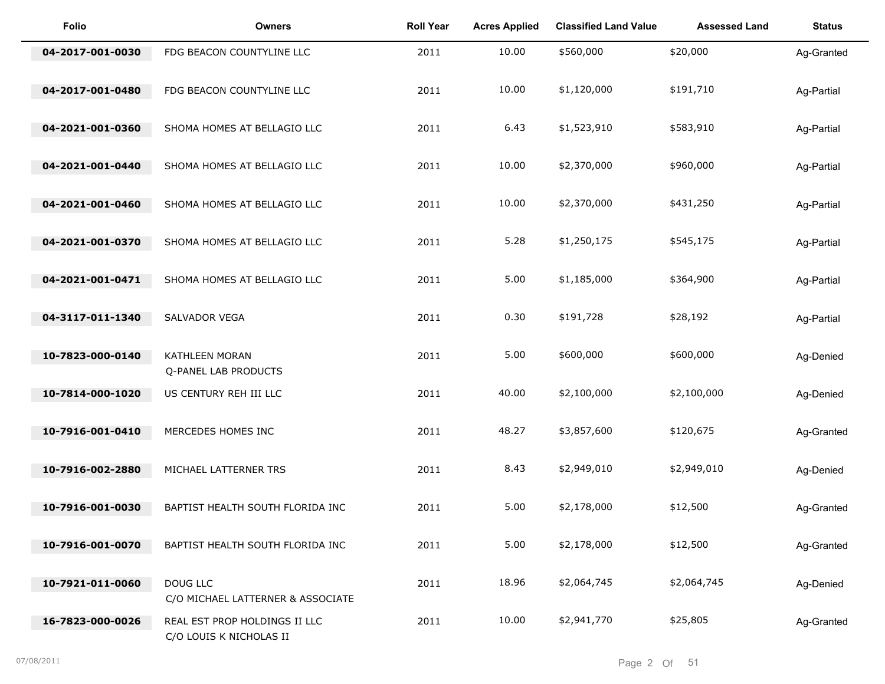| Folio | Owners | Roll Year | Acres Applied | Classified Land Value | Assessed Land | Status |
|---|---|---|---|---|---|---|
| 04-2017-001-0030 | FDG BEACON COUNTYLINE LLC | 2011 | 10.00 | $560,000 | $20,000 | Ag-Granted |
| 04-2017-001-0480 | FDG BEACON COUNTYLINE LLC | 2011 | 10.00 | $1,120,000 | $191,710 | Ag-Partial |
| 04-2021-001-0360 | SHOMA HOMES AT BELLAGIO LLC | 2011 | 6.43 | $1,523,910 | $583,910 | Ag-Partial |
| 04-2021-001-0440 | SHOMA HOMES AT BELLAGIO LLC | 2011 | 10.00 | $2,370,000 | $960,000 | Ag-Partial |
| 04-2021-001-0460 | SHOMA HOMES AT BELLAGIO LLC | 2011 | 10.00 | $2,370,000 | $431,250 | Ag-Partial |
| 04-2021-001-0370 | SHOMA HOMES AT BELLAGIO LLC | 2011 | 5.28 | $1,250,175 | $545,175 | Ag-Partial |
| 04-2021-001-0471 | SHOMA HOMES AT BELLAGIO LLC | 2011 | 5.00 | $1,185,000 | $364,900 | Ag-Partial |
| 04-3117-011-1340 | SALVADOR VEGA | 2011 | 0.30 | $191,728 | $28,192 | Ag-Partial |
| 10-7823-000-0140 | KATHLEEN MORAN<br>Q-PANEL LAB PRODUCTS | 2011 | 5.00 | $600,000 | $600,000 | Ag-Denied |
| 10-7814-000-1020 | US CENTURY REH III LLC | 2011 | 40.00 | $2,100,000 | $2,100,000 | Ag-Denied |
| 10-7916-001-0410 | MERCEDES HOMES INC | 2011 | 48.27 | $3,857,600 | $120,675 | Ag-Granted |
| 10-7916-002-2880 | MICHAEL LATTERNER TRS | 2011 | 8.43 | $2,949,010 | $2,949,010 | Ag-Denied |
| 10-7916-001-0030 | BAPTIST HEALTH SOUTH FLORIDA INC | 2011 | 5.00 | $2,178,000 | $12,500 | Ag-Granted |
| 10-7916-001-0070 | BAPTIST HEALTH SOUTH FLORIDA INC | 2011 | 5.00 | $2,178,000 | $12,500 | Ag-Granted |
| 10-7921-011-0060 | DOUG LLC<br>C/O MICHAEL LATTERNER & ASSOCIATE | 2011 | 18.96 | $2,064,745 | $2,064,745 | Ag-Denied |
| 16-7823-000-0026 | REAL EST PROP HOLDINGS II LLC<br>C/O LOUIS K NICHOLAS II | 2011 | 10.00 | $2,941,770 | $25,805 | Ag-Granted |

07/08/2011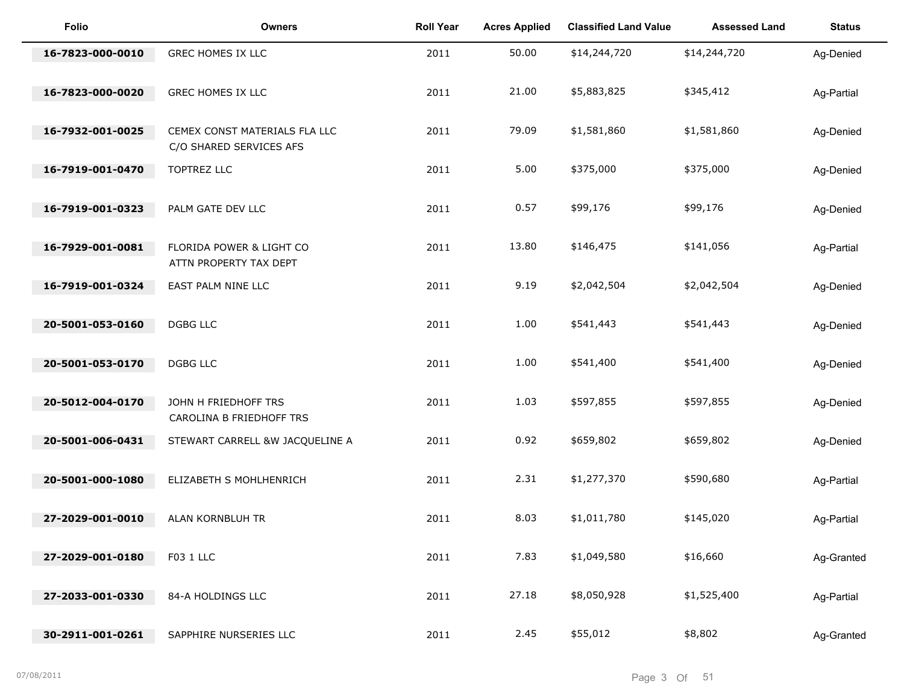| Folio | Owners | Roll Year | Acres Applied | Classified Land Value | Assessed Land | Status |
|---|---|---|---|---|---|---|
| 16-7823-000-0010 | GREC HOMES IX LLC | 2011 | 50.00 | $14,244,720 | $14,244,720 | Ag-Denied |
| 16-7823-000-0020 | GREC HOMES IX LLC | 2011 | 21.00 | $5,883,825 | $345,412 | Ag-Partial |
| 16-7932-001-0025 | CEMEX CONST MATERIALS FLA LLC C/O SHARED SERVICES AFS | 2011 | 79.09 | $1,581,860 | $1,581,860 | Ag-Denied |
| 16-7919-001-0470 | TOPTREZ LLC | 2011 | 5.00 | $375,000 | $375,000 | Ag-Denied |
| 16-7919-001-0323 | PALM GATE DEV LLC | 2011 | 0.57 | $99,176 | $99,176 | Ag-Denied |
| 16-7929-001-0081 | FLORIDA POWER & LIGHT CO ATTN PROPERTY TAX DEPT | 2011 | 13.80 | $146,475 | $141,056 | Ag-Partial |
| 16-7919-001-0324 | EAST PALM NINE LLC | 2011 | 9.19 | $2,042,504 | $2,042,504 | Ag-Denied |
| 20-5001-053-0160 | DGBG LLC | 2011 | 1.00 | $541,443 | $541,443 | Ag-Denied |
| 20-5001-053-0170 | DGBG LLC | 2011 | 1.00 | $541,400 | $541,400 | Ag-Denied |
| 20-5012-004-0170 | JOHN H FRIEDHOFF TRS CAROLINA B FRIEDHOFF TRS | 2011 | 1.03 | $597,855 | $597,855 | Ag-Denied |
| 20-5001-006-0431 | STEWART CARRELL &W JACQUELINE A | 2011 | 0.92 | $659,802 | $659,802 | Ag-Denied |
| 20-5001-000-1080 | ELIZABETH S MOHLHENRICH | 2011 | 2.31 | $1,277,370 | $590,680 | Ag-Partial |
| 27-2029-001-0010 | ALAN KORNBLUH TR | 2011 | 8.03 | $1,011,780 | $145,020 | Ag-Partial |
| 27-2029-001-0180 | F03 1 LLC | 2011 | 7.83 | $1,049,580 | $16,660 | Ag-Granted |
| 27-2033-001-0330 | 84-A HOLDINGS LLC | 2011 | 27.18 | $8,050,928 | $1,525,400 | Ag-Partial |
| 30-2911-001-0261 | SAPPHIRE NURSERIES LLC | 2011 | 2.45 | $55,012 | $8,802 | Ag-Granted |

07/08/2011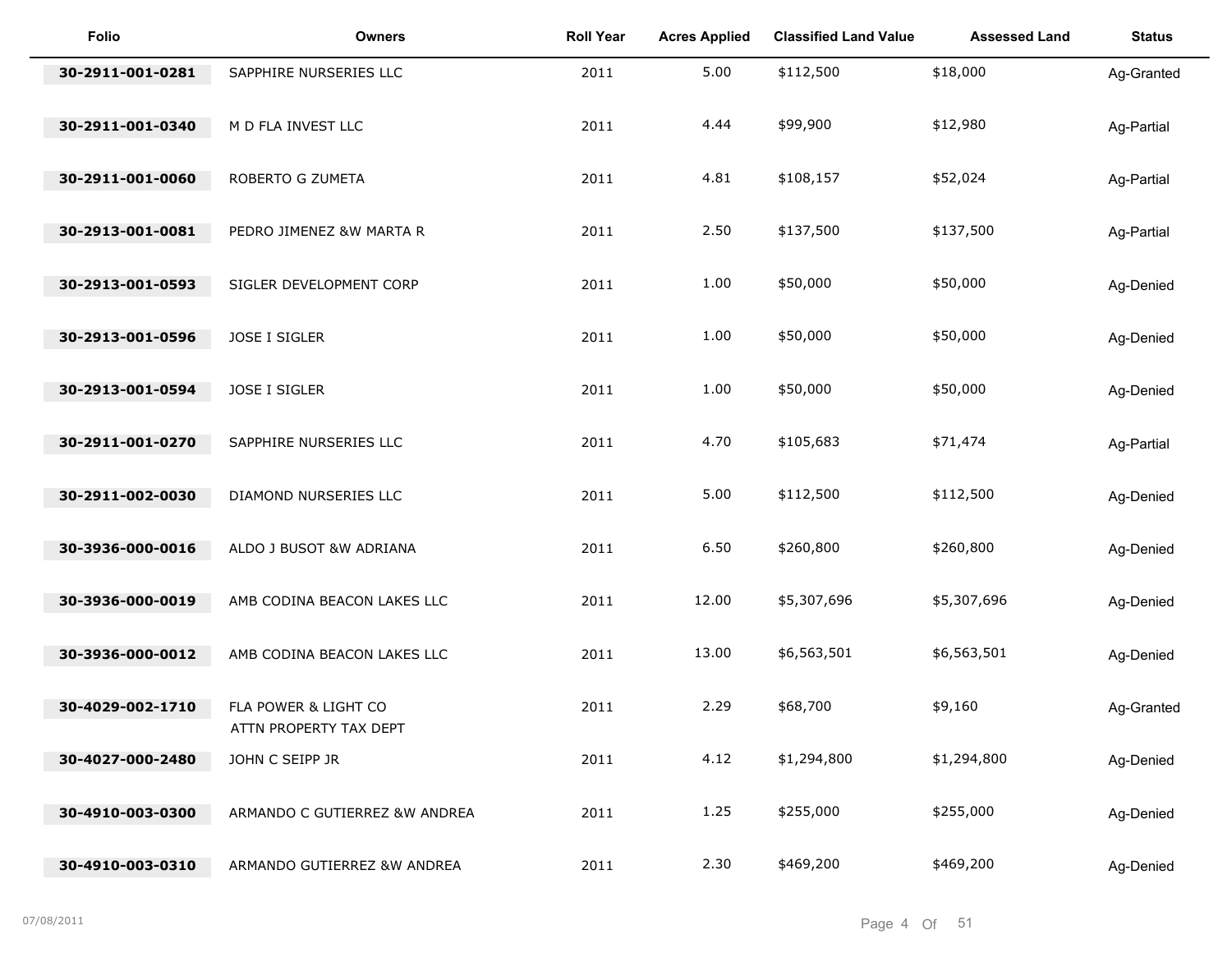| Folio | Owners | Roll Year | Acres Applied | Classified Land Value | Assessed Land | Status |
|---|---|---|---|---|---|---|
| 30-2911-001-0281 | SAPPHIRE NURSERIES LLC | 2011 | 5.00 | $112,500 | $18,000 | Ag-Granted |
| 30-2911-001-0340 | M D FLA INVEST LLC | 2011 | 4.44 | $99,900 | $12,980 | Ag-Partial |
| 30-2911-001-0060 | ROBERTO G ZUMETA | 2011 | 4.81 | $108,157 | $52,024 | Ag-Partial |
| 30-2913-001-0081 | PEDRO JIMENEZ &W MARTA R | 2011 | 2.50 | $137,500 | $137,500 | Ag-Partial |
| 30-2913-001-0593 | SIGLER DEVELOPMENT CORP | 2011 | 1.00 | $50,000 | $50,000 | Ag-Denied |
| 30-2913-001-0596 | JOSE I SIGLER | 2011 | 1.00 | $50,000 | $50,000 | Ag-Denied |
| 30-2913-001-0594 | JOSE I SIGLER | 2011 | 1.00 | $50,000 | $50,000 | Ag-Denied |
| 30-2911-001-0270 | SAPPHIRE NURSERIES LLC | 2011 | 4.70 | $105,683 | $71,474 | Ag-Partial |
| 30-2911-002-0030 | DIAMOND NURSERIES LLC | 2011 | 5.00 | $112,500 | $112,500 | Ag-Denied |
| 30-3936-000-0016 | ALDO J BUSOT &W ADRIANA | 2011 | 6.50 | $260,800 | $260,800 | Ag-Denied |
| 30-3936-000-0019 | AMB CODINA BEACON LAKES LLC | 2011 | 12.00 | $5,307,696 | $5,307,696 | Ag-Denied |
| 30-3936-000-0012 | AMB CODINA BEACON LAKES LLC | 2011 | 13.00 | $6,563,501 | $6,563,501 | Ag-Denied |
| 30-4029-002-1710 | FLA POWER & LIGHT CO ATTN PROPERTY TAX DEPT | 2011 | 2.29 | $68,700 | $9,160 | Ag-Granted |
| 30-4027-000-2480 | JOHN C SEIPP JR | 2011 | 4.12 | $1,294,800 | $1,294,800 | Ag-Denied |
| 30-4910-003-0300 | ARMANDO C GUTIERREZ &W ANDREA | 2011 | 1.25 | $255,000 | $255,000 | Ag-Denied |
| 30-4910-003-0310 | ARMANDO GUTIERREZ &W ANDREA | 2011 | 2.30 | $469,200 | $469,200 | Ag-Denied |

07/08/2011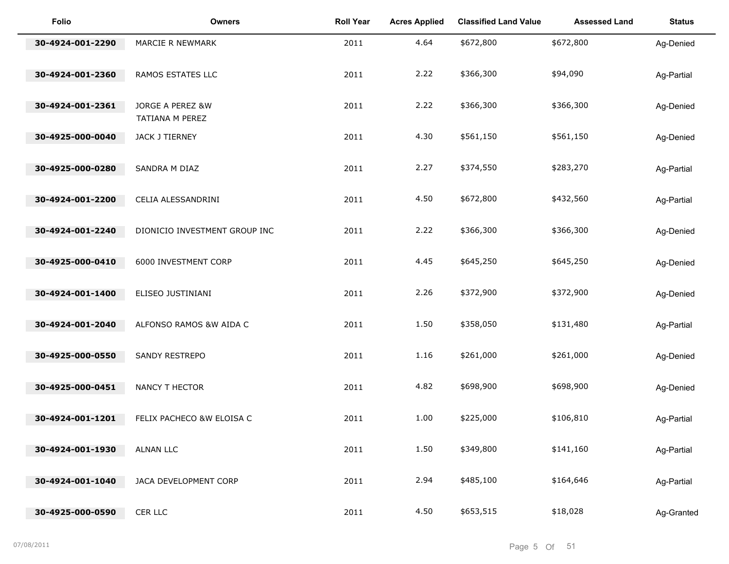| Folio | Owners | Roll Year | Acres Applied | Classified Land Value | Assessed Land | Status |
| --- | --- | --- | --- | --- | --- | --- |
| **30-4924-001-2290** | MARCIE R NEWMARK | 2011 | 4.64 | $672,800 | $672,800 | Ag-Denied |
| **30-4924-001-2360** | RAMOS ESTATES LLC | 2011 | 2.22 | $366,300 | $94,090 | Ag-Partial |
| **30-4924-001-2361** | JORGE A PEREZ &W TATIANA M PEREZ | 2011 | 2.22 | $366,300 | $366,300 | Ag-Denied |
| **30-4925-000-0040** | JACK J TIERNEY | 2011 | 4.30 | $561,150 | $561,150 | Ag-Denied |
| **30-4925-000-0280** | SANDRA M DIAZ | 2011 | 2.27 | $374,550 | $283,270 | Ag-Partial |
| **30-4924-001-2200** | CELIA ALESSANDRINI | 2011 | 4.50 | $672,800 | $432,560 | Ag-Partial |
| **30-4924-001-2240** | DIONICIO INVESTMENT GROUP INC | 2011 | 2.22 | $366,300 | $366,300 | Ag-Denied |
| **30-4925-000-0410** | 6000 INVESTMENT CORP | 2011 | 4.45 | $645,250 | $645,250 | Ag-Denied |
| **30-4924-001-1400** | ELISEO JUSTINIANI | 2011 | 2.26 | $372,900 | $372,900 | Ag-Denied |
| **30-4924-001-2040** | ALFONSO RAMOS &W AIDA C | 2011 | 1.50 | $358,050 | $131,480 | Ag-Partial |
| **30-4925-000-0550** | SANDY RESTREPO | 2011 | 1.16 | $261,000 | $261,000 | Ag-Denied |
| **30-4925-000-0451** | NANCY T HECTOR | 2011 | 4.82 | $698,900 | $698,900 | Ag-Denied |
| **30-4924-001-1201** | FELIX PACHECO &W ELOISA C | 2011 | 1.00 | $225,000 | $106,810 | Ag-Partial |
| **30-4924-001-1930** | ALNAN LLC | 2011 | 1.50 | $349,800 | $141,160 | Ag-Partial |
| **30-4924-001-1040** | JACA DEVELOPMENT CORP | 2011 | 2.94 | $485,100 | $164,646 | Ag-Partial |
| **30-4925-000-0590** | CER LLC | 2011 | 4.50 | $653,515 | $18,028 | Ag-Granted |

07/08/2011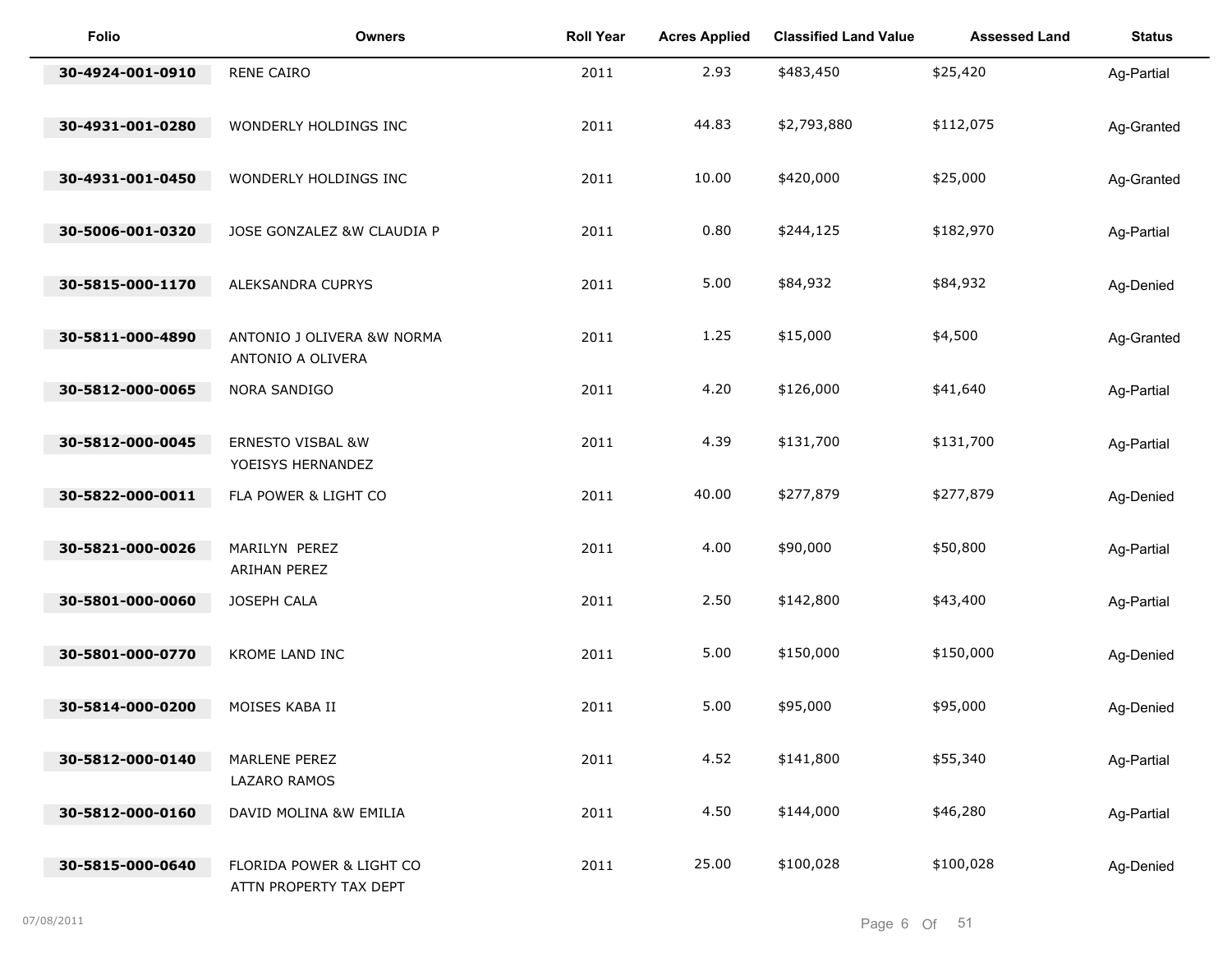| Folio | Owners | Roll Year | Acres Applied | Classified Land Value | Assessed Land | Status |
|---|---|---|---|---|---|---|
| 30-4924-001-0910 | RENE CAIRO | 2011 | 2.93 | $483,450 | $25,420 | Ag-Partial |
| 30-4931-001-0280 | WONDERLY HOLDINGS INC | 2011 | 44.83 | $2,793,880 | $112,075 | Ag-Granted |
| 30-4931-001-0450 | WONDERLY HOLDINGS INC | 2011 | 10.00 | $420,000 | $25,000 | Ag-Granted |
| 30-5006-001-0320 | JOSE GONZALEZ &W CLAUDIA P | 2011 | 0.80 | $244,125 | $182,970 | Ag-Partial |
| 30-5815-000-1170 | ALEKSANDRA CUPRYS | 2011 | 5.00 | $84,932 | $84,932 | Ag-Denied |
| 30-5811-000-4890 | ANTONIO J OLIVERA &W NORMA ANTONIO A OLIVERA | 2011 | 1.25 | $15,000 | $4,500 | Ag-Granted |
| 30-5812-000-0065 | NORA SANDIGO | 2011 | 4.20 | $126,000 | $41,640 | Ag-Partial |
| 30-5812-000-0045 | ERNESTO VISBAL &W YOEISYS HERNANDEZ | 2011 | 4.39 | $131,700 | $131,700 | Ag-Partial |
| 30-5822-000-0011 | FLA POWER & LIGHT CO | 2011 | 40.00 | $277,879 | $277,879 | Ag-Denied |
| 30-5821-000-0026 | MARILYN PEREZ ARIHAN PEREZ | 2011 | 4.00 | $90,000 | $50,800 | Ag-Partial |
| 30-5801-000-0060 | JOSEPH CALA | 2011 | 2.50 | $142,800 | $43,400 | Ag-Partial |
| 30-5801-000-0770 | KROME LAND INC | 2011 | 5.00 | $150,000 | $150,000 | Ag-Denied |
| 30-5814-000-0200 | MOISES KABA II | 2011 | 5.00 | $95,000 | $95,000 | Ag-Denied |
| 30-5812-000-0140 | MARLENE PEREZ LAZARO RAMOS | 2011 | 4.52 | $141,800 | $55,340 | Ag-Partial |
| 30-5812-000-0160 | DAVID MOLINA &W EMILIA | 2011 | 4.50 | $144,000 | $46,280 | Ag-Partial |
| 30-5815-000-0640 | FLORIDA POWER & LIGHT CO ATTN PROPERTY TAX DEPT | 2011 | 25.00 | $100,028 | $100,028 | Ag-Denied |

07/08/2011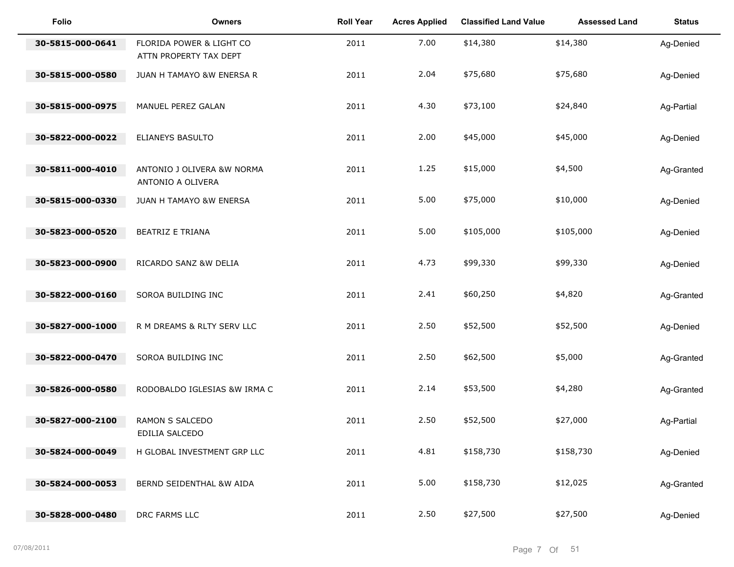| Folio | Owners | Roll Year | Acres Applied | Classified Land Value | Assessed Land | Status |
|---|---|---|---|---|---|---|
| 30-5815-000-0641 | FLORIDA POWER & LIGHT CO<br>ATTN PROPERTY TAX DEPT | 2011 | 7.00 | $14,380 | $14,380 | Ag-Denied |
| 30-5815-000-0580 | JUAN H TAMAYO &W ENERSA R | 2011 | 2.04 | $75,680 | $75,680 | Ag-Denied |
| 30-5815-000-0975 | MANUEL PEREZ GALAN | 2011 | 4.30 | $73,100 | $24,840 | Ag-Partial |
| 30-5822-000-0022 | ELIANEYS BASULTO | 2011 | 2.00 | $45,000 | $45,000 | Ag-Denied |
| 30-5811-000-4010 | ANTONIO J OLIVERA &W NORMA<br>ANTONIO A OLIVERA | 2011 | 1.25 | $15,000 | $4,500 | Ag-Granted |
| 30-5815-000-0330 | JUAN H TAMAYO &W ENERSA | 2011 | 5.00 | $75,000 | $10,000 | Ag-Denied |
| 30-5823-000-0520 | BEATRIZ E TRIANA | 2011 | 5.00 | $105,000 | $105,000 | Ag-Denied |
| 30-5823-000-0900 | RICARDO SANZ &W DELIA | 2011 | 4.73 | $99,330 | $99,330 | Ag-Denied |
| 30-5822-000-0160 | SOROA BUILDING INC | 2011 | 2.41 | $60,250 | $4,820 | Ag-Granted |
| 30-5827-000-1000 | R M DREAMS & RLTY SERV LLC | 2011 | 2.50 | $52,500 | $52,500 | Ag-Denied |
| 30-5822-000-0470 | SOROA BUILDING INC | 2011 | 2.50 | $62,500 | $5,000 | Ag-Granted |
| 30-5826-000-0580 | RODOBALDO IGLESIAS &W IRMA C | 2011 | 2.14 | $53,500 | $4,280 | Ag-Granted |
| 30-5827-000-2100 | RAMON S SALCEDO<br>EDILIA SALCEDO | 2011 | 2.50 | $52,500 | $27,000 | Ag-Partial |
| 30-5824-000-0049 | H GLOBAL INVESTMENT GRP LLC | 2011 | 4.81 | $158,730 | $158,730 | Ag-Denied |
| 30-5824-000-0053 | BERND SEIDENTHAL &W AIDA | 2011 | 5.00 | $158,730 | $12,025 | Ag-Granted |
| 30-5828-000-0480 | DRC FARMS LLC | 2011 | 2.50 | $27,500 | $27,500 | Ag-Denied |

07/08/2011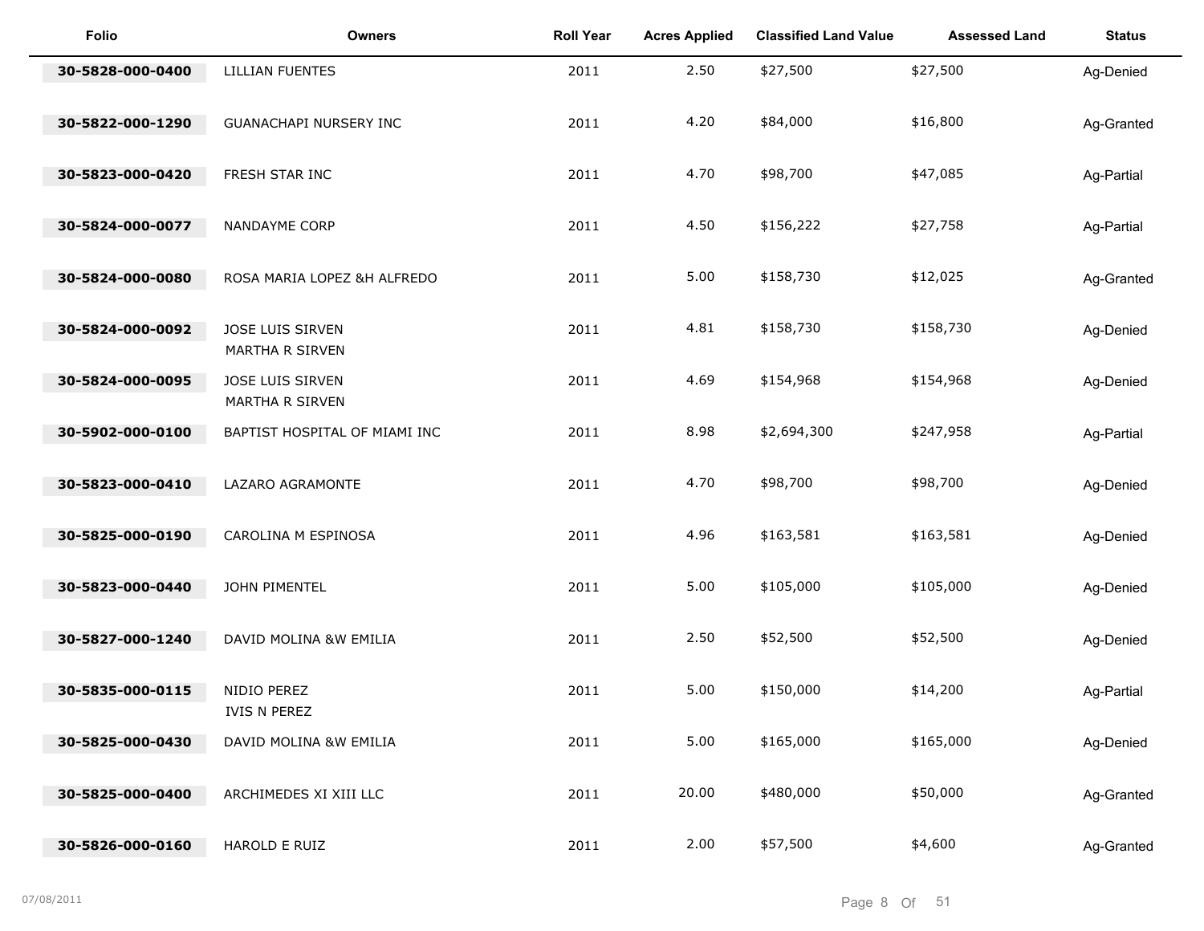| Folio | Owners | Roll Year | Acres Applied | Classified Land Value | Assessed Land | Status |
|---|---|---|---|---|---|---|
| 30-5828-000-0400 | LILLIAN FUENTES | 2011 | 2.50 | $27,500 | $27,500 | Ag-Denied |
| 30-5822-000-1290 | GUANACHAPI NURSERY INC | 2011 | 4.20 | $84,000 | $16,800 | Ag-Granted |
| 30-5823-000-0420 | FRESH STAR INC | 2011 | 4.70 | $98,700 | $47,085 | Ag-Partial |
| 30-5824-000-0077 | NANDAYME CORP | 2011 | 4.50 | $156,222 | $27,758 | Ag-Partial |
| 30-5824-000-0080 | ROSA MARIA LOPEZ &H ALFREDO | 2011 | 5.00 | $158,730 | $12,025 | Ag-Granted |
| 30-5824-000-0092 | JOSE LUIS SIRVEN<br>MARTHA R SIRVEN | 2011 | 4.81 | $158,730 | $158,730 | Ag-Denied |
| 30-5824-000-0095 | JOSE LUIS SIRVEN<br>MARTHA R SIRVEN | 2011 | 4.69 | $154,968 | $154,968 | Ag-Denied |
| 30-5902-000-0100 | BAPTIST HOSPITAL OF MIAMI INC | 2011 | 8.98 | $2,694,300 | $247,958 | Ag-Partial |
| 30-5823-000-0410 | LAZARO AGRAMONTE | 2011 | 4.70 | $98,700 | $98,700 | Ag-Denied |
| 30-5825-000-0190 | CAROLINA M ESPINOSA | 2011 | 4.96 | $163,581 | $163,581 | Ag-Denied |
| 30-5823-000-0440 | JOHN PIMENTEL | 2011 | 5.00 | $105,000 | $105,000 | Ag-Denied |
| 30-5827-000-1240 | DAVID MOLINA &W EMILIA | 2011 | 2.50 | $52,500 | $52,500 | Ag-Denied |
| 30-5835-000-0115 | NIDIO PEREZ<br>IVIS N PEREZ | 2011 | 5.00 | $150,000 | $14,200 | Ag-Partial |
| 30-5825-000-0430 | DAVID MOLINA &W EMILIA | 2011 | 5.00 | $165,000 | $165,000 | Ag-Denied |
| 30-5825-000-0400 | ARCHIMEDES XI XIII LLC | 2011 | 20.00 | $480,000 | $50,000 | Ag-Granted |
| 30-5826-000-0160 | HAROLD E RUIZ | 2011 | 2.00 | $57,500 | $4,600 | Ag-Granted |

07/08/2011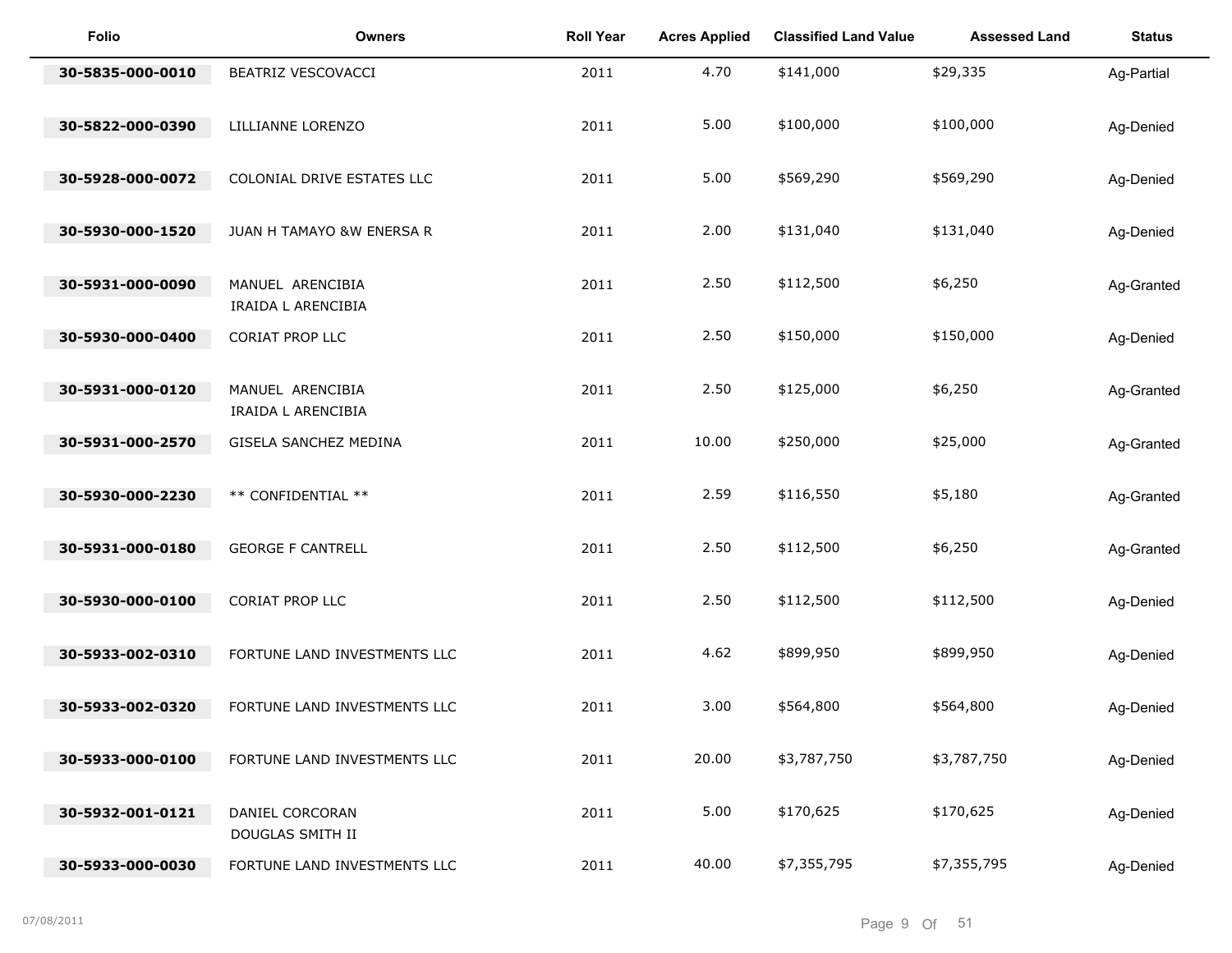| Folio | Owners | Roll Year | Acres Applied | Classified Land Value | Assessed Land | Status |
| --- | --- | --- | --- | --- | --- | --- |
| 30-5835-000-0010 | BEATRIZ VESCOVACCI | 2011 | 4.70 | $141,000 | $29,335 | Ag-Partial |
| 30-5822-000-0390 | LILLIANNE LORENZO | 2011 | 5.00 | $100,000 | $100,000 | Ag-Denied |
| 30-5928-000-0072 | COLONIAL DRIVE ESTATES LLC | 2011 | 5.00 | $569,290 | $569,290 | Ag-Denied |
| 30-5930-000-1520 | JUAN H TAMAYO &W ENERSA R | 2011 | 2.00 | $131,040 | $131,040 | Ag-Denied |
| 30-5931-000-0090 | MANUEL ARENCIBIA<br>IRAIDA L ARENCIBIA | 2011 | 2.50 | $112,500 | $6,250 | Ag-Granted |
| 30-5930-000-0400 | CORIAT PROP LLC | 2011 | 2.50 | $150,000 | $150,000 | Ag-Denied |
| 30-5931-000-0120 | MANUEL ARENCIBIA<br>IRAIDA L ARENCIBIA | 2011 | 2.50 | $125,000 | $6,250 | Ag-Granted |
| 30-5931-000-2570 | GISELA SANCHEZ MEDINA | 2011 | 10.00 | $250,000 | $25,000 | Ag-Granted |
| 30-5930-000-2230 | ** CONFIDENTIAL ** | 2011 | 2.59 | $116,550 | $5,180 | Ag-Granted |
| 30-5931-000-0180 | GEORGE F CANTRELL | 2011 | 2.50 | $112,500 | $6,250 | Ag-Granted |
| 30-5930-000-0100 | CORIAT PROP LLC | 2011 | 2.50 | $112,500 | $112,500 | Ag-Denied |
| 30-5933-002-0310 | FORTUNE LAND INVESTMENTS LLC | 2011 | 4.62 | $899,950 | $899,950 | Ag-Denied |
| 30-5933-002-0320 | FORTUNE LAND INVESTMENTS LLC | 2011 | 3.00 | $564,800 | $564,800 | Ag-Denied |
| 30-5933-000-0100 | FORTUNE LAND INVESTMENTS LLC | 2011 | 20.00 | $3,787,750 | $3,787,750 | Ag-Denied |
| 30-5932-001-0121 | DANIEL CORCORAN<br>DOUGLAS SMITH II | 2011 | 5.00 | $170,625 | $170,625 | Ag-Denied |
| 30-5933-000-0030 | FORTUNE LAND INVESTMENTS LLC | 2011 | 40.00 | $7,355,795 | $7,355,795 | Ag-Denied |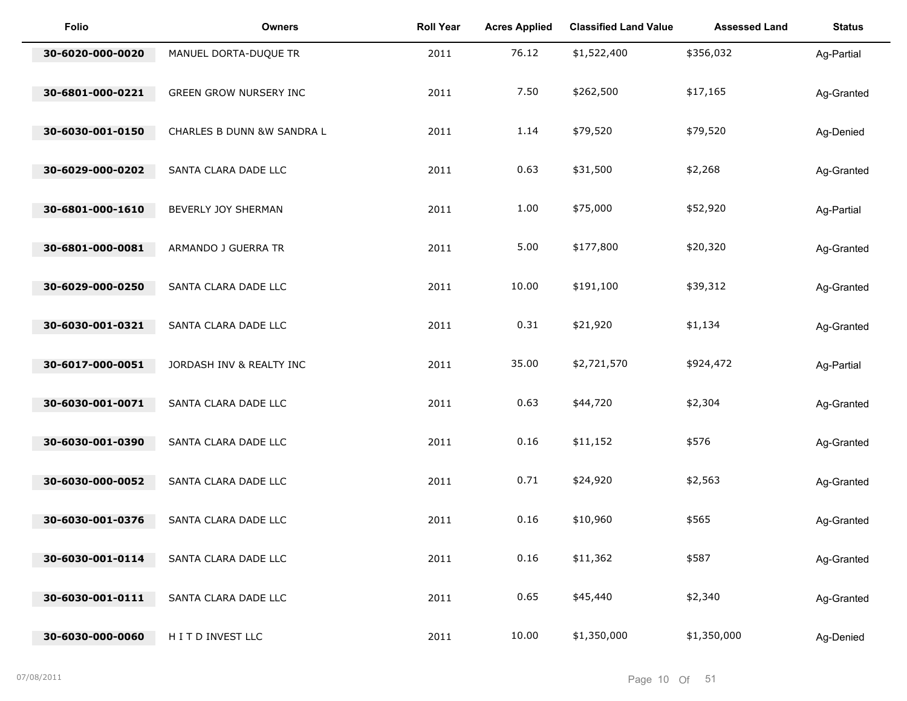| Folio | Owners | Roll Year | Acres Applied | Classified Land Value | Assessed Land | Status |
|---|---|---|---|---|---|---|
| 30-6020-000-0020 | MANUEL DORTA-DUQUE TR | 2011 | 76.12 | $1,522,400 | $356,032 | Ag-Partial |
| 30-6801-000-0221 | GREEN GROW NURSERY INC | 2011 | 7.50 | $262,500 | $17,165 | Ag-Granted |
| 30-6030-001-0150 | CHARLES B DUNN &W SANDRA L | 2011 | 1.14 | $79,520 | $79,520 | Ag-Denied |
| 30-6029-000-0202 | SANTA CLARA DADE LLC | 2011 | 0.63 | $31,500 | $2,268 | Ag-Granted |
| 30-6801-000-1610 | BEVERLY JOY SHERMAN | 2011 | 1.00 | $75,000 | $52,920 | Ag-Partial |
| 30-6801-000-0081 | ARMANDO J GUERRA TR | 2011 | 5.00 | $177,800 | $20,320 | Ag-Granted |
| 30-6029-000-0250 | SANTA CLARA DADE LLC | 2011 | 10.00 | $191,100 | $39,312 | Ag-Granted |
| 30-6030-001-0321 | SANTA CLARA DADE LLC | 2011 | 0.31 | $21,920 | $1,134 | Ag-Granted |
| 30-6017-000-0051 | JORDASH INV & REALTY INC | 2011 | 35.00 | $2,721,570 | $924,472 | Ag-Partial |
| 30-6030-001-0071 | SANTA CLARA DADE LLC | 2011 | 0.63 | $44,720 | $2,304 | Ag-Granted |
| 30-6030-001-0390 | SANTA CLARA DADE LLC | 2011 | 0.16 | $11,152 | $576 | Ag-Granted |
| 30-6030-000-0052 | SANTA CLARA DADE LLC | 2011 | 0.71 | $24,920 | $2,563 | Ag-Granted |
| 30-6030-001-0376 | SANTA CLARA DADE LLC | 2011 | 0.16 | $10,960 | $565 | Ag-Granted |
| 30-6030-001-0114 | SANTA CLARA DADE LLC | 2011 | 0.16 | $11,362 | $587 | Ag-Granted |
| 30-6030-001-0111 | SANTA CLARA DADE LLC | 2011 | 0.65 | $45,440 | $2,340 | Ag-Granted |
| 30-6030-000-0060 | H I T D INVEST LLC | 2011 | 10.00 | $1,350,000 | $1,350,000 | Ag-Denied |

07/08/2011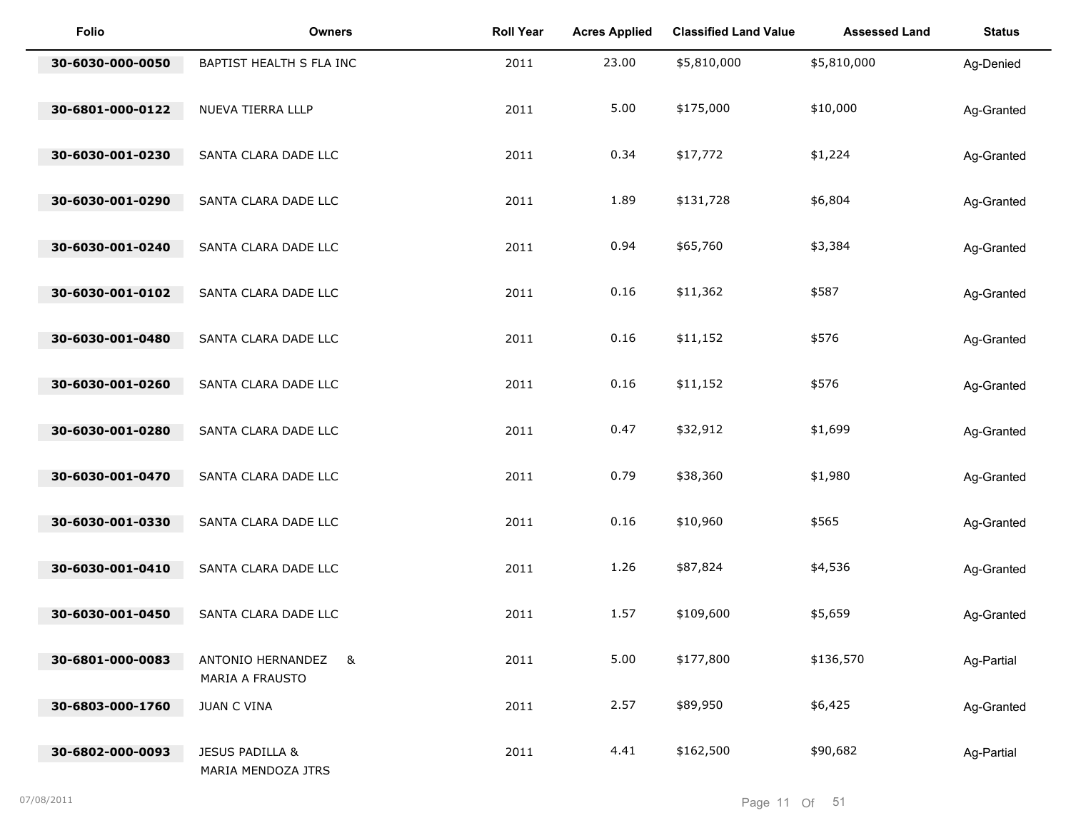| Folio | Owners | Roll Year | Acres Applied | Classified Land Value | Assessed Land | Status |
|---|---|---|---|---|---|---|
| 30-6030-000-0050 | BAPTIST HEALTH S FLA INC | 2011 | 23.00 | $5,810,000 | $5,810,000 | Ag-Denied |
| 30-6801-000-0122 | NUEVA TIERRA LLLP | 2011 | 5.00 | $175,000 | $10,000 | Ag-Granted |
| 30-6030-001-0230 | SANTA CLARA DADE LLC | 2011 | 0.34 | $17,772 | $1,224 | Ag-Granted |
| 30-6030-001-0290 | SANTA CLARA DADE LLC | 2011 | 1.89 | $131,728 | $6,804 | Ag-Granted |
| 30-6030-001-0240 | SANTA CLARA DADE LLC | 2011 | 0.94 | $65,760 | $3,384 | Ag-Granted |
| 30-6030-001-0102 | SANTA CLARA DADE LLC | 2011 | 0.16 | $11,362 | $587 | Ag-Granted |
| 30-6030-001-0480 | SANTA CLARA DADE LLC | 2011 | 0.16 | $11,152 | $576 | Ag-Granted |
| 30-6030-001-0260 | SANTA CLARA DADE LLC | 2011 | 0.16 | $11,152 | $576 | Ag-Granted |
| 30-6030-001-0280 | SANTA CLARA DADE LLC | 2011 | 0.47 | $32,912 | $1,699 | Ag-Granted |
| 30-6030-001-0470 | SANTA CLARA DADE LLC | 2011 | 0.79 | $38,360 | $1,980 | Ag-Granted |
| 30-6030-001-0330 | SANTA CLARA DADE LLC | 2011 | 0.16 | $10,960 | $565 | Ag-Granted |
| 30-6030-001-0410 | SANTA CLARA DADE LLC | 2011 | 1.26 | $87,824 | $4,536 | Ag-Granted |
| 30-6030-001-0450 | SANTA CLARA DADE LLC | 2011 | 1.57 | $109,600 | $5,659 | Ag-Granted |
| 30-6801-000-0083 | ANTONIO HERNANDEZ & MARIA A FRAUSTO | 2011 | 5.00 | $177,800 | $136,570 | Ag-Partial |
| 30-6803-000-1760 | JUAN C VINA | 2011 | 2.57 | $89,950 | $6,425 | Ag-Granted |
| 30-6802-000-0093 | JESUS PADILLA & MARIA MENDOZA JTRS | 2011 | 4.41 | $162,500 | $90,682 | Ag-Partial |

07/08/2011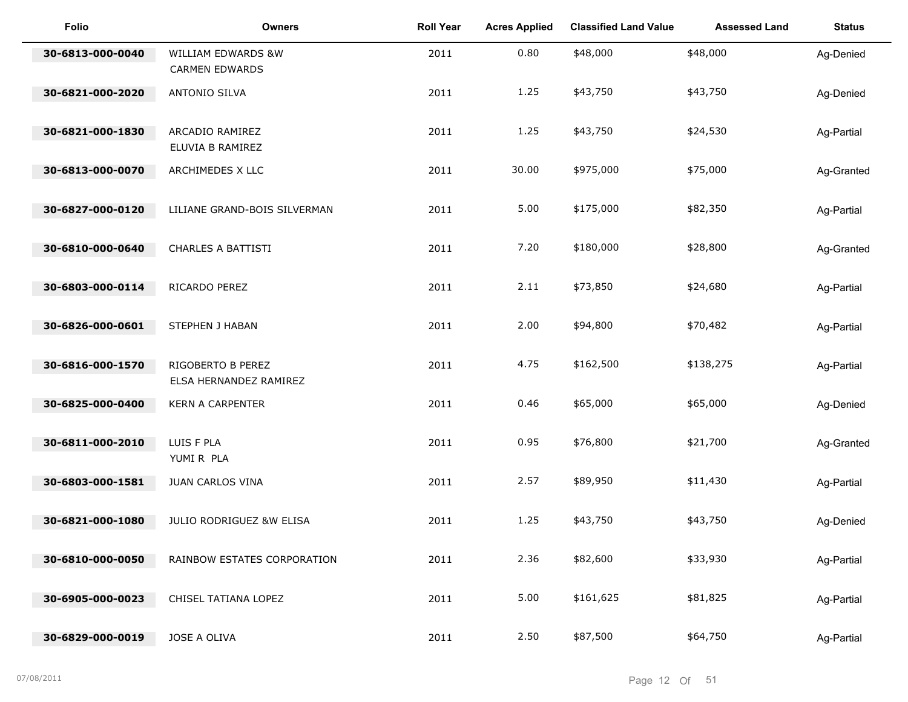| Folio | Owners | Roll Year | Acres Applied | Classified Land Value | Assessed Land | Status |
|---|---|---|---|---|---|---|
| 30-6813-000-0040 | WILLIAM EDWARDS &W CARMEN EDWARDS | 2011 | 0.80 | $48,000 | $48,000 | Ag-Denied |
| 30-6821-000-2020 | ANTONIO SILVA | 2011 | 1.25 | $43,750 | $43,750 | Ag-Denied |
| 30-6821-000-1830 | ARCADIO RAMIREZ ELUVIA B RAMIREZ | 2011 | 1.25 | $43,750 | $24,530 | Ag-Partial |
| 30-6813-000-0070 | ARCHIMEDES X LLC | 2011 | 30.00 | $975,000 | $75,000 | Ag-Granted |
| 30-6827-000-0120 | LILIANE GRAND-BOIS SILVERMAN | 2011 | 5.00 | $175,000 | $82,350 | Ag-Partial |
| 30-6810-000-0640 | CHARLES A BATTISTI | 2011 | 7.20 | $180,000 | $28,800 | Ag-Granted |
| 30-6803-000-0114 | RICARDO PEREZ | 2011 | 2.11 | $73,850 | $24,680 | Ag-Partial |
| 30-6826-000-0601 | STEPHEN J HABAN | 2011 | 2.00 | $94,800 | $70,482 | Ag-Partial |
| 30-6816-000-1570 | RIGOBERTO B PEREZ ELSA HERNANDEZ RAMIREZ | 2011 | 4.75 | $162,500 | $138,275 | Ag-Partial |
| 30-6825-000-0400 | KERN A CARPENTER | 2011 | 0.46 | $65,000 | $65,000 | Ag-Denied |
| 30-6811-000-2010 | LUIS F PLA YUMI R PLA | 2011 | 0.95 | $76,800 | $21,700 | Ag-Granted |
| 30-6803-000-1581 | JUAN CARLOS VINA | 2011 | 2.57 | $89,950 | $11,430 | Ag-Partial |
| 30-6821-000-1080 | JULIO RODRIGUEZ &W ELISA | 2011 | 1.25 | $43,750 | $43,750 | Ag-Denied |
| 30-6810-000-0050 | RAINBOW ESTATES CORPORATION | 2011 | 2.36 | $82,600 | $33,930 | Ag-Partial |
| 30-6905-000-0023 | CHISEL TATIANA LOPEZ | 2011 | 5.00 | $161,625 | $81,825 | Ag-Partial |
| 30-6829-000-0019 | JOSE A OLIVA | 2011 | 2.50 | $87,500 | $64,750 | Ag-Partial |

07/08/2011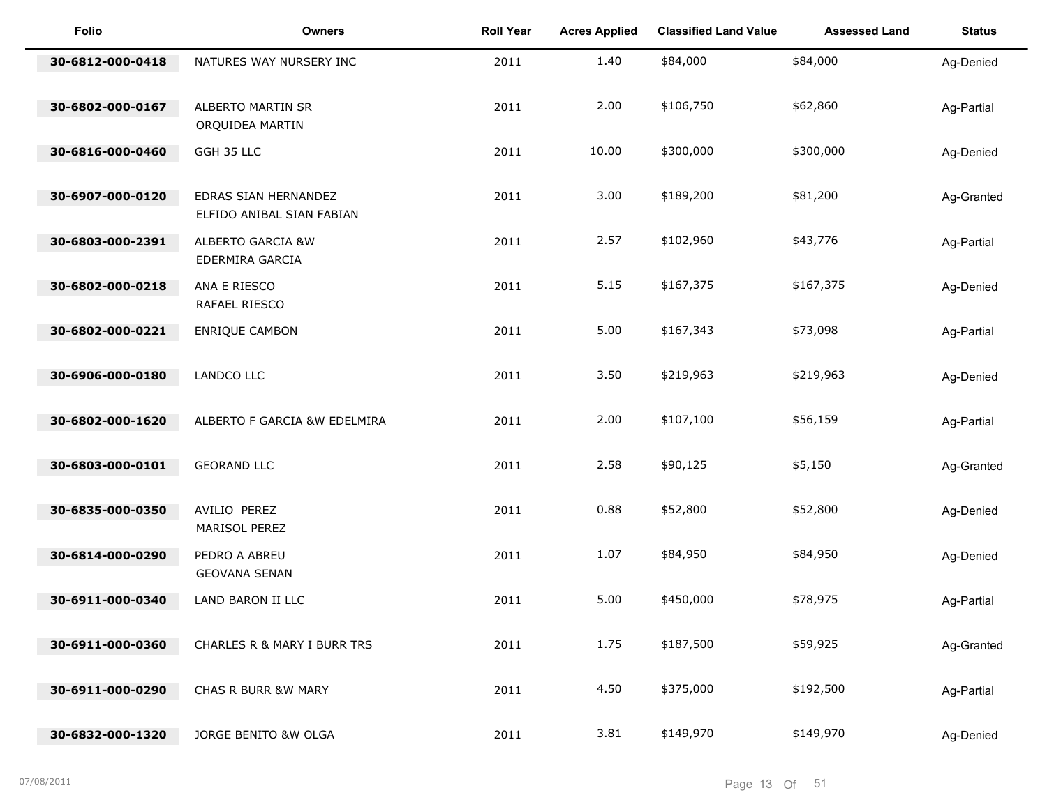| Folio | Owners | Roll Year | Acres Applied | Classified Land Value | Assessed Land | Status |
|---|---|---|---|---|---|---|
| 30-6812-000-0418 | NATURES WAY NURSERY INC | 2011 | 1.40 | $84,000 | $84,000 | Ag-Denied |
| 30-6802-000-0167 | ALBERTO MARTIN SR<br>ORQUIDEA MARTIN | 2011 | 2.00 | $106,750 | $62,860 | Ag-Partial |
| 30-6816-000-0460 | GGH 35 LLC | 2011 | 10.00 | $300,000 | $300,000 | Ag-Denied |
| 30-6907-000-0120 | EDRAS SIAN HERNANDEZ<br>ELFIDO ANIBAL SIAN FABIAN | 2011 | 3.00 | $189,200 | $81,200 | Ag-Granted |
| 30-6803-000-2391 | ALBERTO GARCIA &W<br>EDERMIRA GARCIA | 2011 | 2.57 | $102,960 | $43,776 | Ag-Partial |
| 30-6802-000-0218 | ANA E RIESCO<br>RAFAEL RIESCO | 2011 | 5.15 | $167,375 | $167,375 | Ag-Denied |
| 30-6802-000-0221 | ENRIQUE CAMBON | 2011 | 5.00 | $167,343 | $73,098 | Ag-Partial |
| 30-6906-000-0180 | LANDCO LLC | 2011 | 3.50 | $219,963 | $219,963 | Ag-Denied |
| 30-6802-000-1620 | ALBERTO F GARCIA &W EDELMIRA | 2011 | 2.00 | $107,100 | $56,159 | Ag-Partial |
| 30-6803-000-0101 | GEORAND LLC | 2011 | 2.58 | $90,125 | $5,150 | Ag-Granted |
| 30-6835-000-0350 | AVILIO PEREZ<br>MARISOL PEREZ | 2011 | 0.88 | $52,800 | $52,800 | Ag-Denied |
| 30-6814-000-0290 | PEDRO A ABREU<br>GEOVANA SENAN | 2011 | 1.07 | $84,950 | $84,950 | Ag-Denied |
| 30-6911-000-0340 | LAND BARON II LLC | 2011 | 5.00 | $450,000 | $78,975 | Ag-Partial |
| 30-6911-000-0360 | CHARLES R & MARY I BURR TRS | 2011 | 1.75 | $187,500 | $59,925 | Ag-Granted |
| 30-6911-000-0290 | CHAS R BURR &W MARY | 2011 | 4.50 | $375,000 | $192,500 | Ag-Partial |
| 30-6832-000-1320 | JORGE BENITO &W OLGA | 2011 | 3.81 | $149,970 | $149,970 | Ag-Denied |

07/08/2011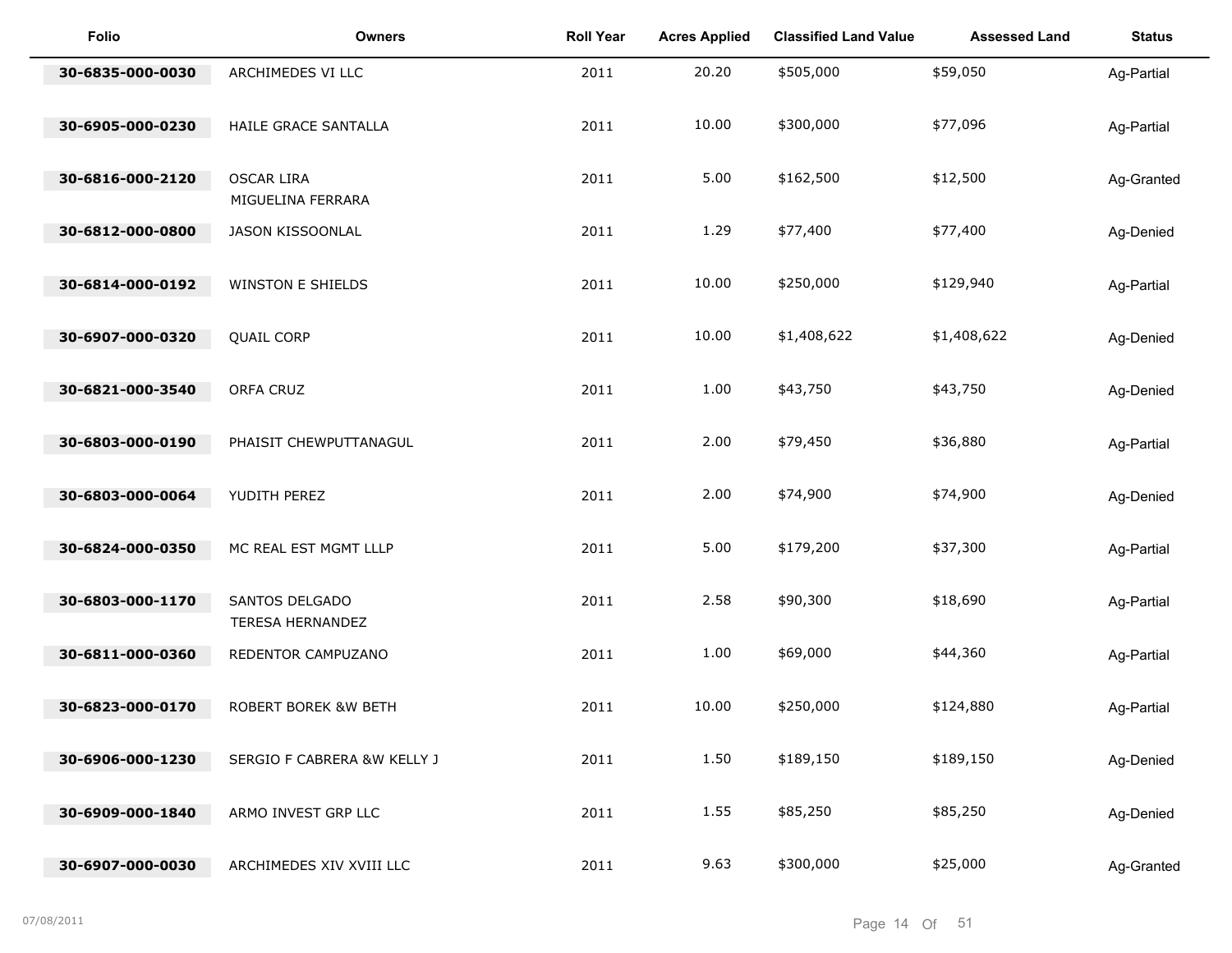| Folio | Owners | Roll Year | Acres Applied | Classified Land Value | Assessed Land | Status |
|---|---|---|---|---|---|---|
| 30-6835-000-0030 | ARCHIMEDES VI LLC | 2011 | 20.20 | $505,000 | $59,050 | Ag-Partial |
| 30-6905-000-0230 | HAILE GRACE SANTALLA | 2011 | 10.00 | $300,000 | $77,096 | Ag-Partial |
| 30-6816-000-2120 | OSCAR LIRA<br>MIGUELINA FERRARA | 2011 | 5.00 | $162,500 | $12,500 | Ag-Granted |
| 30-6812-000-0800 | JASON KISSOONLAL | 2011 | 1.29 | $77,400 | $77,400 | Ag-Denied |
| 30-6814-000-0192 | WINSTON E SHIELDS | 2011 | 10.00 | $250,000 | $129,940 | Ag-Partial |
| 30-6907-000-0320 | QUAIL CORP | 2011 | 10.00 | $1,408,622 | $1,408,622 | Ag-Denied |
| 30-6821-000-3540 | ORFA CRUZ | 2011 | 1.00 | $43,750 | $43,750 | Ag-Denied |
| 30-6803-000-0190 | PHAISIT CHEWPUTTANAGUL | 2011 | 2.00 | $79,450 | $36,880 | Ag-Partial |
| 30-6803-000-0064 | YUDITH PEREZ | 2011 | 2.00 | $74,900 | $74,900 | Ag-Denied |
| 30-6824-000-0350 | MC REAL EST MGMT LLLP | 2011 | 5.00 | $179,200 | $37,300 | Ag-Partial |
| 30-6803-000-1170 | SANTOS DELGADO<br>TERESA HERNANDEZ | 2011 | 2.58 | $90,300 | $18,690 | Ag-Partial |
| 30-6811-000-0360 | REDENTOR CAMPUZANO | 2011 | 1.00 | $69,000 | $44,360 | Ag-Partial |
| 30-6823-000-0170 | ROBERT BOREK &W BETH | 2011 | 10.00 | $250,000 | $124,880 | Ag-Partial |
| 30-6906-000-1230 | SERGIO F CABRERA &W KELLY J | 2011 | 1.50 | $189,150 | $189,150 | Ag-Denied |
| 30-6909-000-1840 | ARMO INVEST GRP LLC | 2011 | 1.55 | $85,250 | $85,250 | Ag-Denied |
| 30-6907-000-0030 | ARCHIMEDES XIV XVIII LLC | 2011 | 9.63 | $300,000 | $25,000 | Ag-Granted |

07/08/2011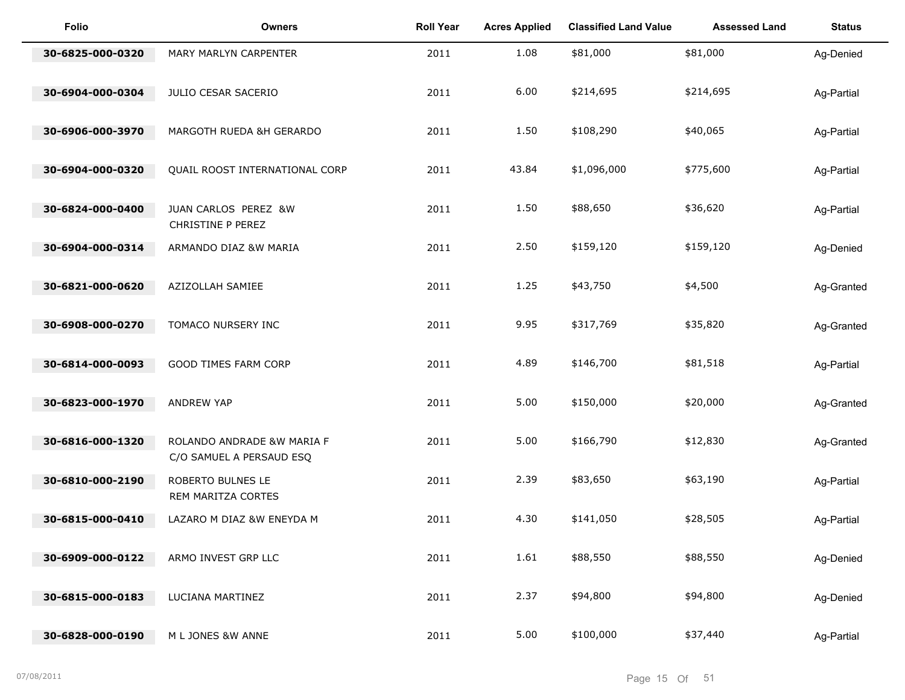| Folio | Owners | Roll Year | Acres Applied | Classified Land Value | Assessed Land | Status |
|---|---|---|---|---|---|---|
| 30-6825-000-0320 | MARY MARLYN CARPENTER | 2011 | 1.08 | $81,000 | $81,000 | Ag-Denied |
| 30-6904-000-0304 | JULIO CESAR SACERIO | 2011 | 6.00 | $214,695 | $214,695 | Ag-Partial |
| 30-6906-000-3970 | MARGOTH RUEDA &H GERARDO | 2011 | 1.50 | $108,290 | $40,065 | Ag-Partial |
| 30-6904-000-0320 | QUAIL ROOST INTERNATIONAL CORP | 2011 | 43.84 | $1,096,000 | $775,600 | Ag-Partial |
| 30-6824-000-0400 | JUAN CARLOS PEREZ &W CHRISTINE P PEREZ | 2011 | 1.50 | $88,650 | $36,620 | Ag-Partial |
| 30-6904-000-0314 | ARMANDO DIAZ &W MARIA | 2011 | 2.50 | $159,120 | $159,120 | Ag-Denied |
| 30-6821-000-0620 | AZIZOLLAH SAMIEE | 2011 | 1.25 | $43,750 | $4,500 | Ag-Granted |
| 30-6908-000-0270 | TOMACO NURSERY INC | 2011 | 9.95 | $317,769 | $35,820 | Ag-Granted |
| 30-6814-000-0093 | GOOD TIMES FARM CORP | 2011 | 4.89 | $146,700 | $81,518 | Ag-Partial |
| 30-6823-000-1970 | ANDREW YAP | 2011 | 5.00 | $150,000 | $20,000 | Ag-Granted |
| 30-6816-000-1320 | ROLANDO ANDRADE &W MARIA F C/O SAMUEL A PERSAUD ESQ | 2011 | 5.00 | $166,790 | $12,830 | Ag-Granted |
| 30-6810-000-2190 | ROBERTO BULNES LE REM MARITZA CORTES | 2011 | 2.39 | $83,650 | $63,190 | Ag-Partial |
| 30-6815-000-0410 | LAZARO M DIAZ &W ENEYDA M | 2011 | 4.30 | $141,050 | $28,505 | Ag-Partial |
| 30-6909-000-0122 | ARMO INVEST GRP LLC | 2011 | 1.61 | $88,550 | $88,550 | Ag-Denied |
| 30-6815-000-0183 | LUCIANA MARTINEZ | 2011 | 2.37 | $94,800 | $94,800 | Ag-Denied |
| 30-6828-000-0190 | M L JONES &W ANNE | 2011 | 5.00 | $100,000 | $37,440 | Ag-Partial |

07/08/2011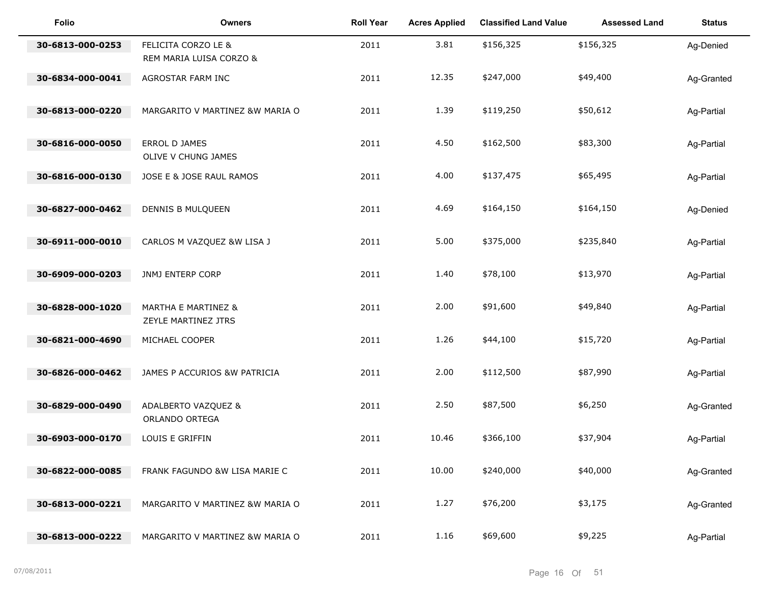| Folio | Owners | Roll Year | Acres Applied | Classified Land Value | Assessed Land | Status |
|---|---|---|---|---|---|---|
| 30-6813-000-0253 | FELICITA CORZO LE & REM MARIA LUISA CORZO & | 2011 | 3.81 | $156,325 | $156,325 | Ag-Denied |
| 30-6834-000-0041 | AGROSTAR FARM INC | 2011 | 12.35 | $247,000 | $49,400 | Ag-Granted |
| 30-6813-000-0220 | MARGARITO V MARTINEZ &W MARIA O | 2011 | 1.39 | $119,250 | $50,612 | Ag-Partial |
| 30-6816-000-0050 | ERROL D JAMES OLIVE V CHUNG JAMES | 2011 | 4.50 | $162,500 | $83,300 | Ag-Partial |
| 30-6816-000-0130 | JOSE E & JOSE RAUL RAMOS | 2011 | 4.00 | $137,475 | $65,495 | Ag-Partial |
| 30-6827-000-0462 | DENNIS B MULQUEEN | 2011 | 4.69 | $164,150 | $164,150 | Ag-Denied |
| 30-6911-000-0010 | CARLOS M VAZQUEZ &W LISA J | 2011 | 5.00 | $375,000 | $235,840 | Ag-Partial |
| 30-6909-000-0203 | JNMJ ENTERP CORP | 2011 | 1.40 | $78,100 | $13,970 | Ag-Partial |
| 30-6828-000-1020 | MARTHA E MARTINEZ & ZEYLE MARTINEZ JTRS | 2011 | 2.00 | $91,600 | $49,840 | Ag-Partial |
| 30-6821-000-4690 | MICHAEL COOPER | 2011 | 1.26 | $44,100 | $15,720 | Ag-Partial |
| 30-6826-000-0462 | JAMES P ACCURIOS &W PATRICIA | 2011 | 2.00 | $112,500 | $87,990 | Ag-Partial |
| 30-6829-000-0490 | ADALBERTO VAZQUEZ & ORLANDO ORTEGA | 2011 | 2.50 | $87,500 | $6,250 | Ag-Granted |
| 30-6903-000-0170 | LOUIS E GRIFFIN | 2011 | 10.46 | $366,100 | $37,904 | Ag-Partial |
| 30-6822-000-0085 | FRANK FAGUNDO &W LISA MARIE C | 2011 | 10.00 | $240,000 | $40,000 | Ag-Granted |
| 30-6813-000-0221 | MARGARITO V MARTINEZ &W MARIA O | 2011 | 1.27 | $76,200 | $3,175 | Ag-Granted |
| 30-6813-000-0222 | MARGARITO V MARTINEZ &W MARIA O | 2011 | 1.16 | $69,600 | $9,225 | Ag-Partial |

07/08/2011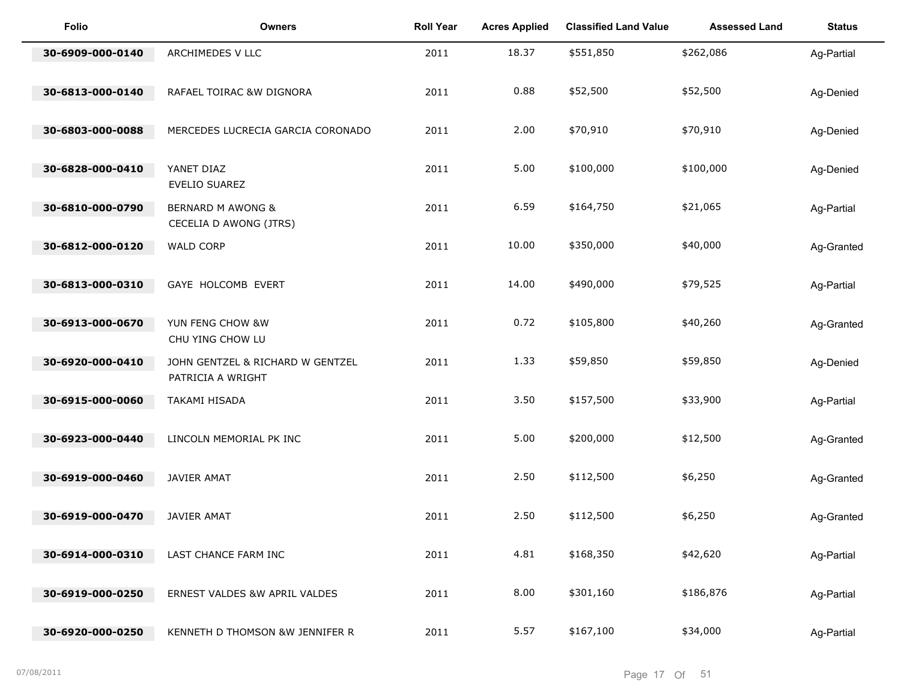| Folio | Owners | Roll Year | Acres Applied | Classified Land Value | Assessed Land | Status |
|---|---|---|---|---|---|---|
| 30-6909-000-0140 | ARCHIMEDES V LLC | 2011 | 18.37 | $551,850 | $262,086 | Ag-Partial |
| 30-6813-000-0140 | RAFAEL TOIRAC &W DIGNORA | 2011 | 0.88 | $52,500 | $52,500 | Ag-Denied |
| 30-6803-000-0088 | MERCEDES LUCRECIA GARCIA CORONADO | 2011 | 2.00 | $70,910 | $70,910 | Ag-Denied |
| 30-6828-000-0410 | YANET DIAZ<br>EVELIO SUAREZ | 2011 | 5.00 | $100,000 | $100,000 | Ag-Denied |
| 30-6810-000-0790 | BERNARD M AWONG &<br>CECELIA D AWONG (JTRS) | 2011 | 6.59 | $164,750 | $21,065 | Ag-Partial |
| 30-6812-000-0120 | WALD CORP | 2011 | 10.00 | $350,000 | $40,000 | Ag-Granted |
| 30-6813-000-0310 | GAYE HOLCOMB EVERT | 2011 | 14.00 | $490,000 | $79,525 | Ag-Partial |
| 30-6913-000-0670 | YUN FENG CHOW &W<br>CHU YING CHOW LU | 2011 | 0.72 | $105,800 | $40,260 | Ag-Granted |
| 30-6920-000-0410 | JOHN GENTZEL & RICHARD W GENTZEL<br>PATRICIA A WRIGHT | 2011 | 1.33 | $59,850 | $59,850 | Ag-Denied |
| 30-6915-000-0060 | TAKAMI HISADA | 2011 | 3.50 | $157,500 | $33,900 | Ag-Partial |
| 30-6923-000-0440 | LINCOLN MEMORIAL PK INC | 2011 | 5.00 | $200,000 | $12,500 | Ag-Granted |
| 30-6919-000-0460 | JAVIER AMAT | 2011 | 2.50 | $112,500 | $6,250 | Ag-Granted |
| 30-6919-000-0470 | JAVIER AMAT | 2011 | 2.50 | $112,500 | $6,250 | Ag-Granted |
| 30-6914-000-0310 | LAST CHANCE FARM INC | 2011 | 4.81 | $168,350 | $42,620 | Ag-Partial |
| 30-6919-000-0250 | ERNEST VALDES &W APRIL VALDES | 2011 | 8.00 | $301,160 | $186,876 | Ag-Partial |
| 30-6920-000-0250 | KENNETH D THOMSON &W JENNIFER R | 2011 | 5.57 | $167,100 | $34,000 | Ag-Partial |

07/08/2011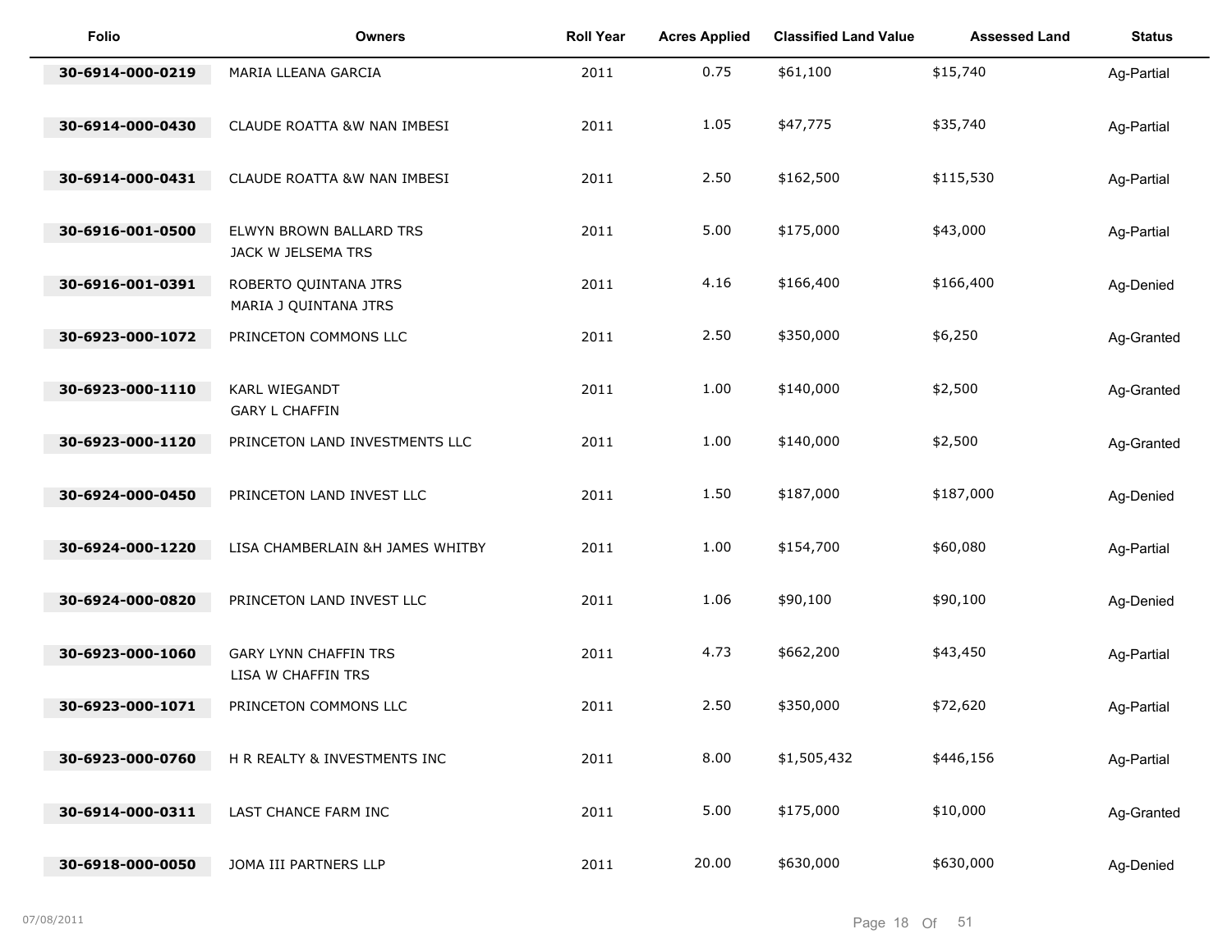| Folio | Owners | Roll Year | Acres Applied | Classified Land Value | Assessed Land | Status |
|---|---|---|---|---|---|---|
| 30-6914-000-0219 | MARIA LLEANA GARCIA | 2011 | 0.75 | $61,100 | $15,740 | Ag-Partial |
| 30-6914-000-0430 | CLAUDE ROATTA &W NAN IMBESI | 2011 | 1.05 | $47,775 | $35,740 | Ag-Partial |
| 30-6914-000-0431 | CLAUDE ROATTA &W NAN IMBESI | 2011 | 2.50 | $162,500 | $115,530 | Ag-Partial |
| 30-6916-001-0500 | ELWYN BROWN BALLARD TRS<br>JACK W JELSEMA TRS | 2011 | 5.00 | $175,000 | $43,000 | Ag-Partial |
| 30-6916-001-0391 | ROBERTO QUINTANA JTRS<br>MARIA J QUINTANA JTRS | 2011 | 4.16 | $166,400 | $166,400 | Ag-Denied |
| 30-6923-000-1072 | PRINCETON COMMONS LLC | 2011 | 2.50 | $350,000 | $6,250 | Ag-Granted |
| 30-6923-000-1110 | KARL WIEGANDT<br>GARY L CHAFFIN | 2011 | 1.00 | $140,000 | $2,500 | Ag-Granted |
| 30-6923-000-1120 | PRINCETON LAND INVESTMENTS LLC | 2011 | 1.00 | $140,000 | $2,500 | Ag-Granted |
| 30-6924-000-0450 | PRINCETON LAND INVEST LLC | 2011 | 1.50 | $187,000 | $187,000 | Ag-Denied |
| 30-6924-000-1220 | LISA CHAMBERLAIN &H JAMES WHITBY | 2011 | 1.00 | $154,700 | $60,080 | Ag-Partial |
| 30-6924-000-0820 | PRINCETON LAND INVEST LLC | 2011 | 1.06 | $90,100 | $90,100 | Ag-Denied |
| 30-6923-000-1060 | GARY LYNN CHAFFIN TRS<br>LISA W CHAFFIN TRS | 2011 | 4.73 | $662,200 | $43,450 | Ag-Partial |
| 30-6923-000-1071 | PRINCETON COMMONS LLC | 2011 | 2.50 | $350,000 | $72,620 | Ag-Partial |
| 30-6923-000-0760 | H R REALTY & INVESTMENTS INC | 2011 | 8.00 | $1,505,432 | $446,156 | Ag-Partial |
| 30-6914-000-0311 | LAST CHANCE FARM INC | 2011 | 5.00 | $175,000 | $10,000 | Ag-Granted |
| 30-6918-000-0050 | JOMA III PARTNERS LLP | 2011 | 20.00 | $630,000 | $630,000 | Ag-Denied |

07/08/2011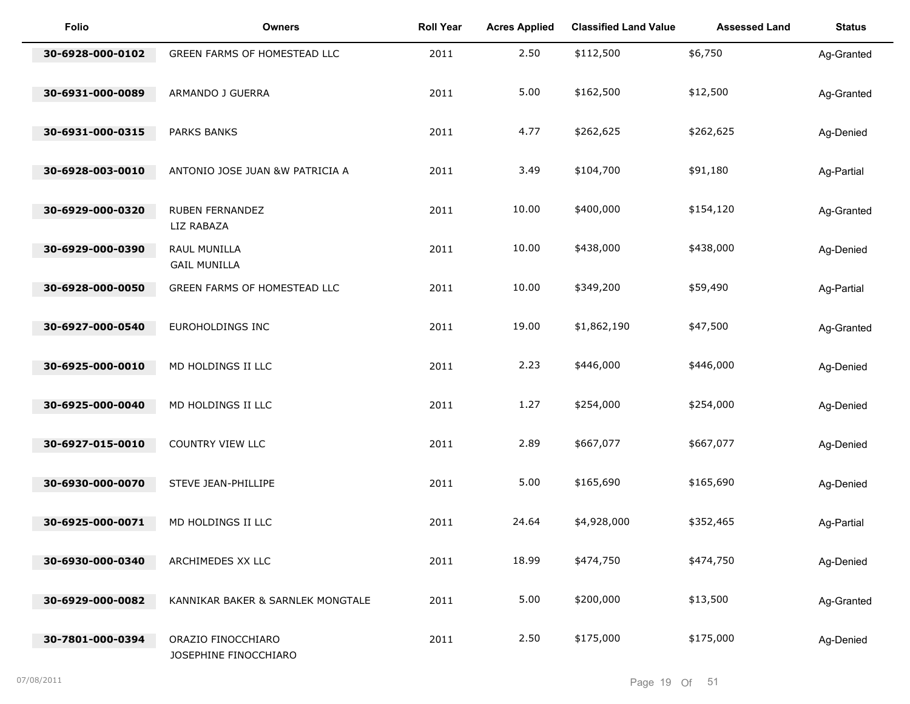| Folio | Owners | Roll Year | Acres Applied | Classified Land Value | Assessed Land | Status |
|---|---|---|---|---|---|---|
| 30-6928-000-0102 | GREEN FARMS OF HOMESTEAD LLC | 2011 | 2.50 | $112,500 | $6,750 | Ag-Granted |
| 30-6931-000-0089 | ARMANDO J GUERRA | 2011 | 5.00 | $162,500 | $12,500 | Ag-Granted |
| 30-6931-000-0315 | PARKS BANKS | 2011 | 4.77 | $262,625 | $262,625 | Ag-Denied |
| 30-6928-003-0010 | ANTONIO JOSE JUAN &W PATRICIA A | 2011 | 3.49 | $104,700 | $91,180 | Ag-Partial |
| 30-6929-000-0320 | RUBEN FERNANDEZ<br>LIZ RABAZA | 2011 | 10.00 | $400,000 | $154,120 | Ag-Granted |
| 30-6929-000-0390 | RAUL MUNILLA<br>GAIL MUNILLA | 2011 | 10.00 | $438,000 | $438,000 | Ag-Denied |
| 30-6928-000-0050 | GREEN FARMS OF HOMESTEAD LLC | 2011 | 10.00 | $349,200 | $59,490 | Ag-Partial |
| 30-6927-000-0540 | EUROHOLDINGS INC | 2011 | 19.00 | $1,862,190 | $47,500 | Ag-Granted |
| 30-6925-000-0010 | MD HOLDINGS II LLC | 2011 | 2.23 | $446,000 | $446,000 | Ag-Denied |
| 30-6925-000-0040 | MD HOLDINGS II LLC | 2011 | 1.27 | $254,000 | $254,000 | Ag-Denied |
| 30-6927-015-0010 | COUNTRY VIEW LLC | 2011 | 2.89 | $667,077 | $667,077 | Ag-Denied |
| 30-6930-000-0070 | STEVE JEAN-PHILLIPE | 2011 | 5.00 | $165,690 | $165,690 | Ag-Denied |
| 30-6925-000-0071 | MD HOLDINGS II LLC | 2011 | 24.64 | $4,928,000 | $352,465 | Ag-Partial |
| 30-6930-000-0340 | ARCHIMEDES XX LLC | 2011 | 18.99 | $474,750 | $474,750 | Ag-Denied |
| 30-6929-000-0082 | KANNIKAR BAKER & SARNLEK MONGTALE | 2011 | 5.00 | $200,000 | $13,500 | Ag-Granted |
| 30-7801-000-0394 | ORAZIO FINOCCHIARO<br>JOSEPHINE FINOCCHIARO | 2011 | 2.50 | $175,000 | $175,000 | Ag-Denied |

07/08/2011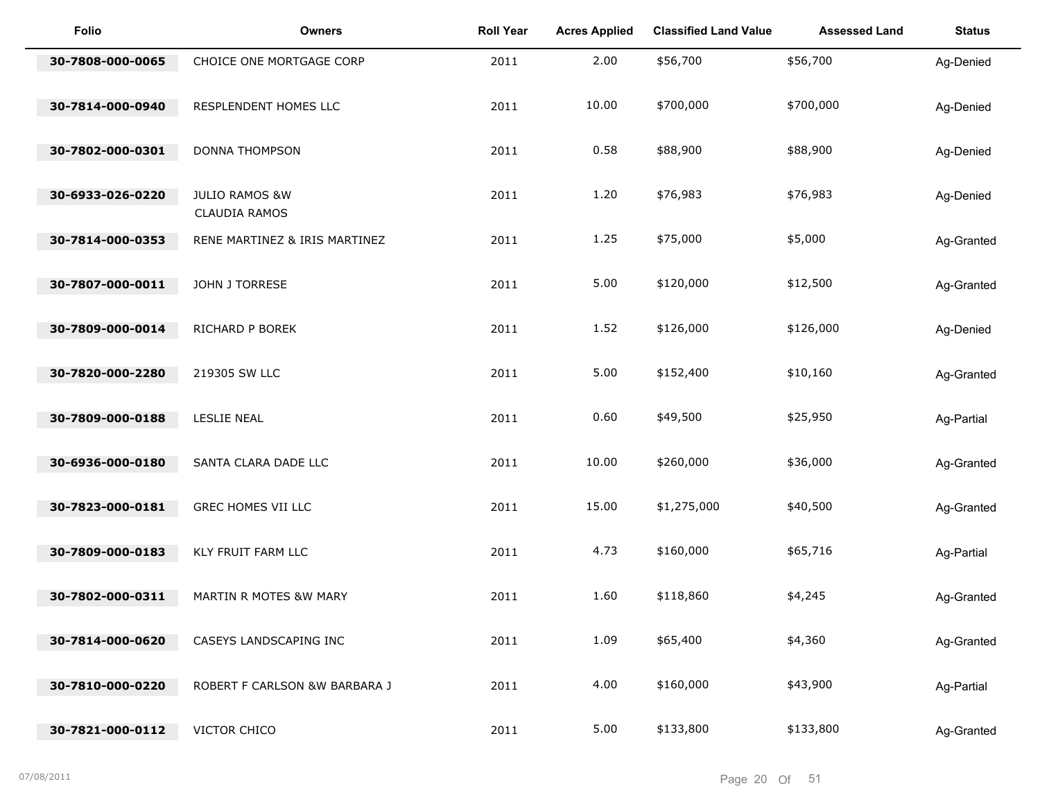| Folio | Owners | Roll Year | Acres Applied | Classified Land Value | Assessed Land | Status |
|---|---|---|---|---|---|---|
| 30-7808-000-0065 | CHOICE ONE MORTGAGE CORP | 2011 | 2.00 | $56,700 | $56,700 | Ag-Denied |
| 30-7814-000-0940 | RESPLENDENT HOMES LLC | 2011 | 10.00 | $700,000 | $700,000 | Ag-Denied |
| 30-7802-000-0301 | DONNA THOMPSON | 2011 | 0.58 | $88,900 | $88,900 | Ag-Denied |
| 30-6933-026-0220 | JULIO RAMOS &W CLAUDIA RAMOS | 2011 | 1.20 | $76,983 | $76,983 | Ag-Denied |
| 30-7814-000-0353 | RENE MARTINEZ & IRIS MARTINEZ | 2011 | 1.25 | $75,000 | $5,000 | Ag-Granted |
| 30-7807-000-0011 | JOHN J TORRESE | 2011 | 5.00 | $120,000 | $12,500 | Ag-Granted |
| 30-7809-000-0014 | RICHARD P BOREK | 2011 | 1.52 | $126,000 | $126,000 | Ag-Denied |
| 30-7820-000-2280 | 219305 SW LLC | 2011 | 5.00 | $152,400 | $10,160 | Ag-Granted |
| 30-7809-000-0188 | LESLIE NEAL | 2011 | 0.60 | $49,500 | $25,950 | Ag-Partial |
| 30-6936-000-0180 | SANTA CLARA DADE LLC | 2011 | 10.00 | $260,000 | $36,000 | Ag-Granted |
| 30-7823-000-0181 | GREC HOMES VII LLC | 2011 | 15.00 | $1,275,000 | $40,500 | Ag-Granted |
| 30-7809-000-0183 | KLY FRUIT FARM LLC | 2011 | 4.73 | $160,000 | $65,716 | Ag-Partial |
| 30-7802-000-0311 | MARTIN R MOTES &W MARY | 2011 | 1.60 | $118,860 | $4,245 | Ag-Granted |
| 30-7814-000-0620 | CASEYS LANDSCAPING INC | 2011 | 1.09 | $65,400 | $4,360 | Ag-Granted |
| 30-7810-000-0220 | ROBERT F CARLSON &W BARBARA J | 2011 | 4.00 | $160,000 | $43,900 | Ag-Partial |
| 30-7821-000-0112 | VICTOR CHICO | 2011 | 5.00 | $133,800 | $133,800 | Ag-Granted |

07/08/2011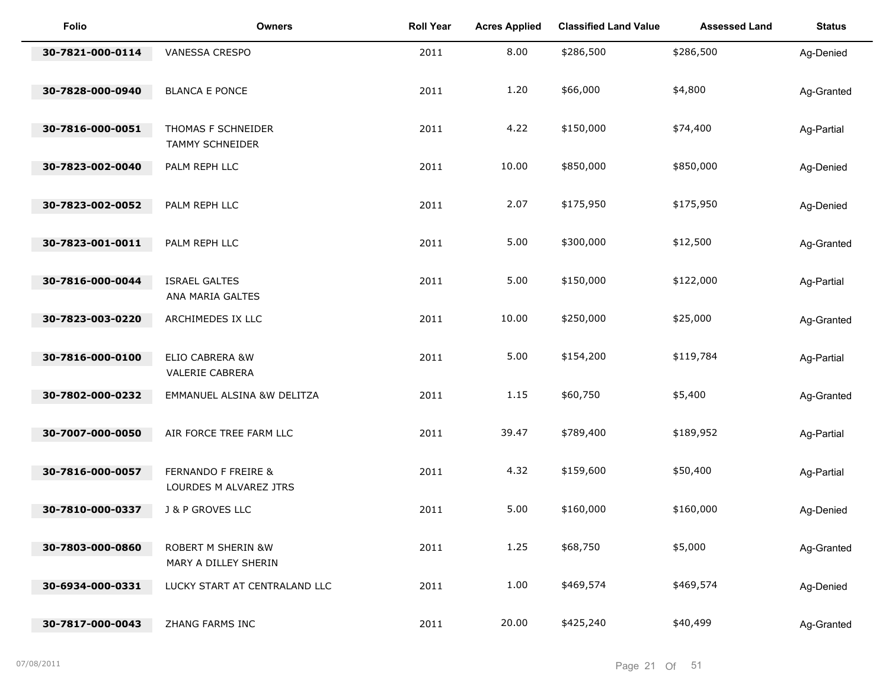| Folio | Owners | Roll Year | Acres Applied | Classified Land Value | Assessed Land | Status |
|---|---|---|---|---|---|---|
| 30-7821-000-0114 | VANESSA CRESPO | 2011 | 8.00 | $286,500 | $286,500 | Ag-Denied |
| 30-7828-000-0940 | BLANCA E PONCE | 2011 | 1.20 | $66,000 | $4,800 | Ag-Granted |
| 30-7816-000-0051 | THOMAS F SCHNEIDER<br>TAMMY SCHNEIDER | 2011 | 4.22 | $150,000 | $74,400 | Ag-Partial |
| 30-7823-002-0040 | PALM REPH LLC | 2011 | 10.00 | $850,000 | $850,000 | Ag-Denied |
| 30-7823-002-0052 | PALM REPH LLC | 2011 | 2.07 | $175,950 | $175,950 | Ag-Denied |
| 30-7823-001-0011 | PALM REPH LLC | 2011 | 5.00 | $300,000 | $12,500 | Ag-Granted |
| 30-7816-000-0044 | ISRAEL GALTES<br>ANA MARIA GALTES | 2011 | 5.00 | $150,000 | $122,000 | Ag-Partial |
| 30-7823-003-0220 | ARCHIMEDES IX LLC | 2011 | 10.00 | $250,000 | $25,000 | Ag-Granted |
| 30-7816-000-0100 | ELIO CABRERA &W<br>VALERIE CABRERA | 2011 | 5.00 | $154,200 | $119,784 | Ag-Partial |
| 30-7802-000-0232 | EMMANUEL ALSINA &W DELITZA | 2011 | 1.15 | $60,750 | $5,400 | Ag-Granted |
| 30-7007-000-0050 | AIR FORCE TREE FARM LLC | 2011 | 39.47 | $789,400 | $189,952 | Ag-Partial |
| 30-7816-000-0057 | FERNANDO F FREIRE &<br>LOURDES M ALVAREZ JTRS | 2011 | 4.32 | $159,600 | $50,400 | Ag-Partial |
| 30-7810-000-0337 | J & P GROVES LLC | 2011 | 5.00 | $160,000 | $160,000 | Ag-Denied |
| 30-7803-000-0860 | ROBERT M SHERIN &W<br>MARY A DILLEY SHERIN | 2011 | 1.25 | $68,750 | $5,000 | Ag-Granted |
| 30-6934-000-0331 | LUCKY START AT CENTRALAND LLC | 2011 | 1.00 | $469,574 | $469,574 | Ag-Denied |
| 30-7817-000-0043 | ZHANG FARMS INC | 2011 | 20.00 | $425,240 | $40,499 | Ag-Granted |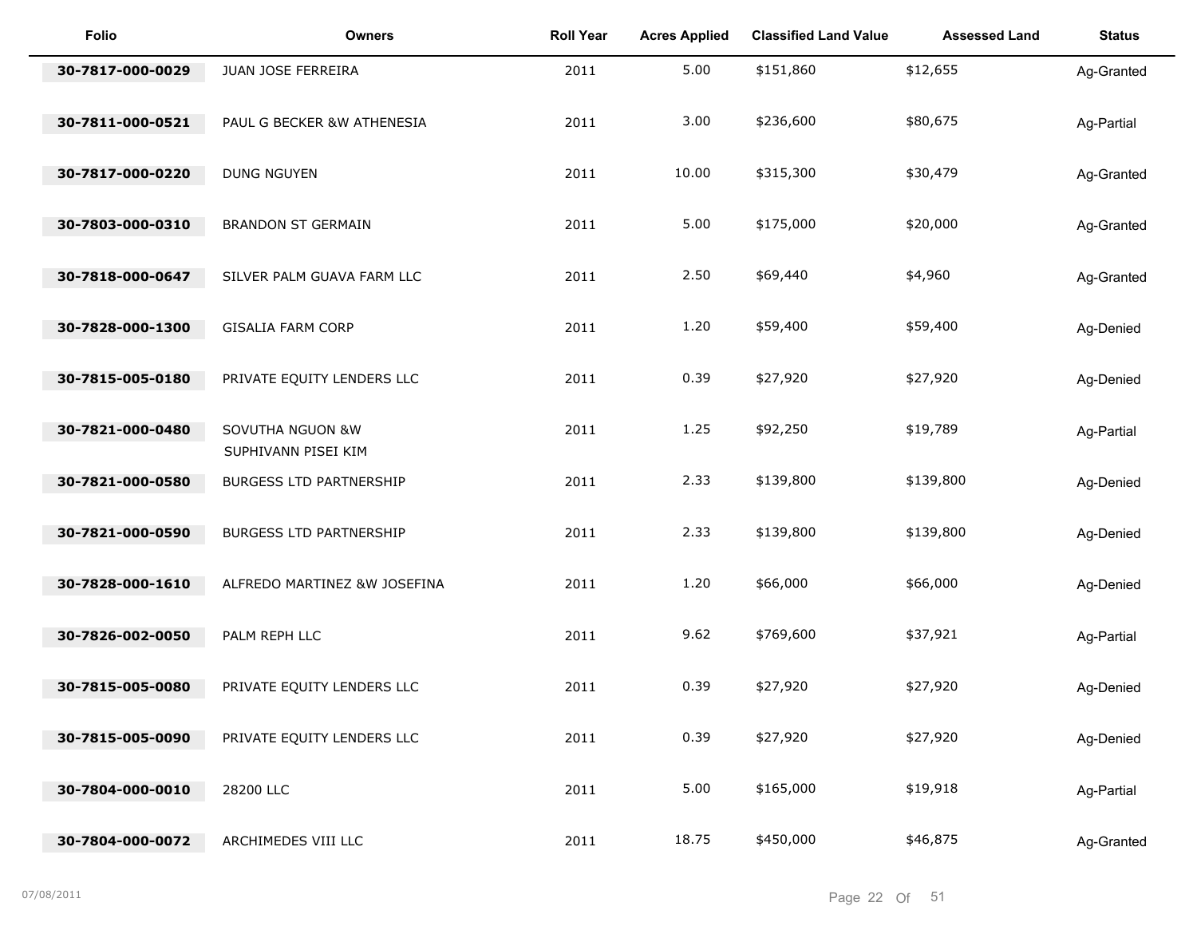| Folio | Owners | Roll Year | Acres Applied | Classified Land Value | Assessed Land | Status |
|---|---|---|---|---|---|---|
| 30-7817-000-0029 | JUAN JOSE FERREIRA | 2011 | 5.00 | $151,860 | $12,655 | Ag-Granted |
| 30-7811-000-0521 | PAUL G BECKER &W ATHENESIA | 2011 | 3.00 | $236,600 | $80,675 | Ag-Partial |
| 30-7817-000-0220 | DUNG NGUYEN | 2011 | 10.00 | $315,300 | $30,479 | Ag-Granted |
| 30-7803-000-0310 | BRANDON ST GERMAIN | 2011 | 5.00 | $175,000 | $20,000 | Ag-Granted |
| 30-7818-000-0647 | SILVER PALM GUAVA FARM LLC | 2011 | 2.50 | $69,440 | $4,960 | Ag-Granted |
| 30-7828-000-1300 | GISALIA FARM CORP | 2011 | 1.20 | $59,400 | $59,400 | Ag-Denied |
| 30-7815-005-0180 | PRIVATE EQUITY LENDERS LLC | 2011 | 0.39 | $27,920 | $27,920 | Ag-Denied |
| 30-7821-000-0480 | SOVUTHA NGUON &W SUPHIVANN PISEI KIM | 2011 | 1.25 | $92,250 | $19,789 | Ag-Partial |
| 30-7821-000-0580 | BURGESS LTD PARTNERSHIP | 2011 | 2.33 | $139,800 | $139,800 | Ag-Denied |
| 30-7821-000-0590 | BURGESS LTD PARTNERSHIP | 2011 | 2.33 | $139,800 | $139,800 | Ag-Denied |
| 30-7828-000-1610 | ALFREDO MARTINEZ &W JOSEFINA | 2011 | 1.20 | $66,000 | $66,000 | Ag-Denied |
| 30-7826-002-0050 | PALM REPH LLC | 2011 | 9.62 | $769,600 | $37,921 | Ag-Partial |
| 30-7815-005-0080 | PRIVATE EQUITY LENDERS LLC | 2011 | 0.39 | $27,920 | $27,920 | Ag-Denied |
| 30-7815-005-0090 | PRIVATE EQUITY LENDERS LLC | 2011 | 0.39 | $27,920 | $27,920 | Ag-Denied |
| 30-7804-000-0010 | 28200 LLC | 2011 | 5.00 | $165,000 | $19,918 | Ag-Partial |
| 30-7804-000-0072 | ARCHIMEDES VIII LLC | 2011 | 18.75 | $450,000 | $46,875 | Ag-Granted |

07/08/2011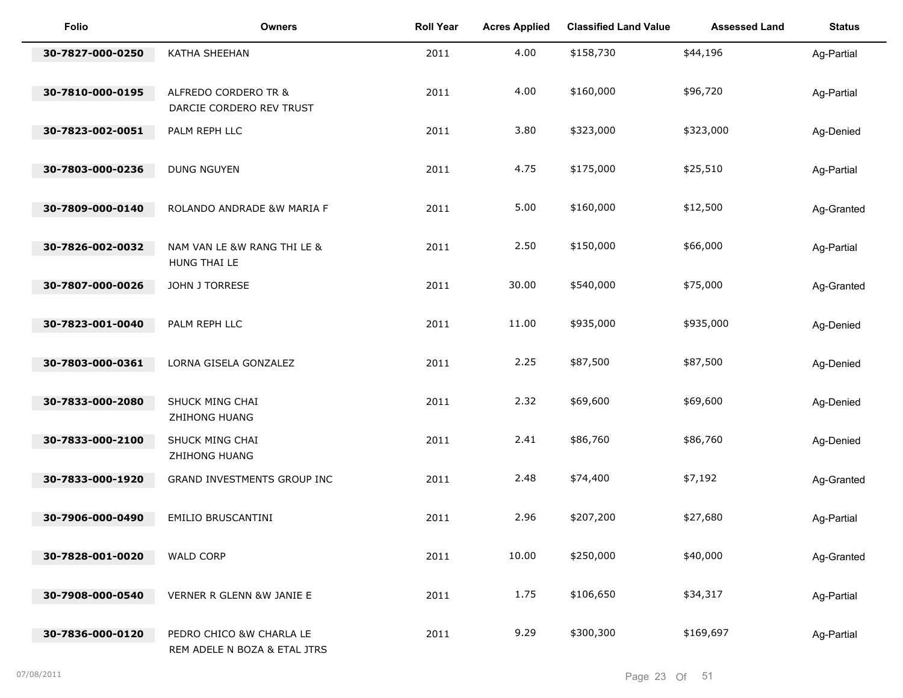| Folio | Owners | Roll Year | Acres Applied | Classified Land Value | Assessed Land | Status |
|---|---|---|---|---|---|---|
| 30-7827-000-0250 | KATHA SHEEHAN | 2011 | 4.00 | $158,730 | $44,196 | Ag-Partial |
| 30-7810-000-0195 | ALFREDO CORDERO TR & DARCIE CORDERO REV TRUST | 2011 | 4.00 | $160,000 | $96,720 | Ag-Partial |
| 30-7823-002-0051 | PALM REPH LLC | 2011 | 3.80 | $323,000 | $323,000 | Ag-Denied |
| 30-7803-000-0236 | DUNG NGUYEN | 2011 | 4.75 | $175,000 | $25,510 | Ag-Partial |
| 30-7809-000-0140 | ROLANDO ANDRADE &W MARIA F | 2011 | 5.00 | $160,000 | $12,500 | Ag-Granted |
| 30-7826-002-0032 | NAM VAN LE &W RANG THI LE & HUNG THAI LE | 2011 | 2.50 | $150,000 | $66,000 | Ag-Partial |
| 30-7807-000-0026 | JOHN J TORRESE | 2011 | 30.00 | $540,000 | $75,000 | Ag-Granted |
| 30-7823-001-0040 | PALM REPH LLC | 2011 | 11.00 | $935,000 | $935,000 | Ag-Denied |
| 30-7803-000-0361 | LORNA GISELA GONZALEZ | 2011 | 2.25 | $87,500 | $87,500 | Ag-Denied |
| 30-7833-000-2080 | SHUCK MING CHAI ZHIHONG HUANG | 2011 | 2.32 | $69,600 | $69,600 | Ag-Denied |
| 30-7833-000-2100 | SHUCK MING CHAI ZHIHONG HUANG | 2011 | 2.41 | $86,760 | $86,760 | Ag-Denied |
| 30-7833-000-1920 | GRAND INVESTMENTS GROUP INC | 2011 | 2.48 | $74,400 | $7,192 | Ag-Granted |
| 30-7906-000-0490 | EMILIO BRUSCANTINI | 2011 | 2.96 | $207,200 | $27,680 | Ag-Partial |
| 30-7828-001-0020 | WALD CORP | 2011 | 10.00 | $250,000 | $40,000 | Ag-Granted |
| 30-7908-000-0540 | VERNER R GLENN &W JANIE E | 2011 | 1.75 | $106,650 | $34,317 | Ag-Partial |
| 30-7836-000-0120 | PEDRO CHICO &W CHARLA LE REM ADELE N BOZA & ETAL JTRS | 2011 | 9.29 | $300,300 | $169,697 | Ag-Partial |

07/08/2011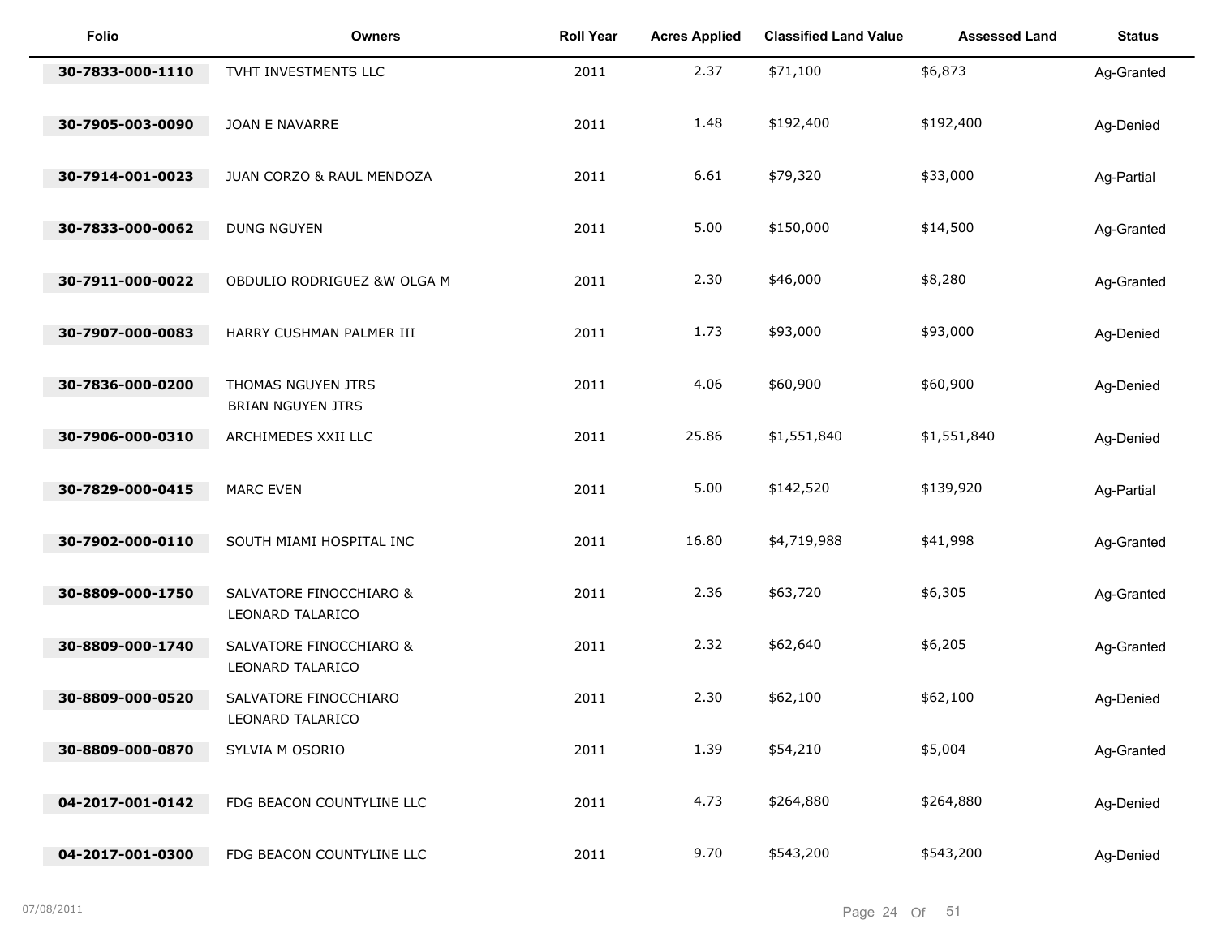| Folio | Owners | Roll Year | Acres Applied | Classified Land Value | Assessed Land | Status |
|---|---|---|---|---|---|---|
| 30-7833-000-1110 | TVHT INVESTMENTS LLC | 2011 | 2.37 | $71,100 | $6,873 | Ag-Granted |
| 30-7905-003-0090 | JOAN E NAVARRE | 2011 | 1.48 | $192,400 | $192,400 | Ag-Denied |
| 30-7914-001-0023 | JUAN CORZO & RAUL MENDOZA | 2011 | 6.61 | $79,320 | $33,000 | Ag-Partial |
| 30-7833-000-0062 | DUNG NGUYEN | 2011 | 5.00 | $150,000 | $14,500 | Ag-Granted |
| 30-7911-000-0022 | OBDULIO RODRIGUEZ &W OLGA M | 2011 | 2.30 | $46,000 | $8,280 | Ag-Granted |
| 30-7907-000-0083 | HARRY CUSHMAN PALMER III | 2011 | 1.73 | $93,000 | $93,000 | Ag-Denied |
| 30-7836-000-0200 | THOMAS NGUYEN JTRS BRIAN NGUYEN JTRS | 2011 | 4.06 | $60,900 | $60,900 | Ag-Denied |
| 30-7906-000-0310 | ARCHIMEDES XXII LLC | 2011 | 25.86 | $1,551,840 | $1,551,840 | Ag-Denied |
| 30-7829-000-0415 | MARC EVEN | 2011 | 5.00 | $142,520 | $139,920 | Ag-Partial |
| 30-7902-000-0110 | SOUTH MIAMI HOSPITAL INC | 2011 | 16.80 | $4,719,988 | $41,998 | Ag-Granted |
| 30-8809-000-1750 | SALVATORE FINOCCHIARO & LEONARD TALARICO | 2011 | 2.36 | $63,720 | $6,305 | Ag-Granted |
| 30-8809-000-1740 | SALVATORE FINOCCHIARO & LEONARD TALARICO | 2011 | 2.32 | $62,640 | $6,205 | Ag-Granted |
| 30-8809-000-0520 | SALVATORE FINOCCHIARO LEONARD TALARICO | 2011 | 2.30 | $62,100 | $62,100 | Ag-Denied |
| 30-8809-000-0870 | SYLVIA M OSORIO | 2011 | 1.39 | $54,210 | $5,004 | Ag-Granted |
| 04-2017-001-0142 | FDG BEACON COUNTYLINE LLC | 2011 | 4.73 | $264,880 | $264,880 | Ag-Denied |
| 04-2017-001-0300 | FDG BEACON COUNTYLINE LLC | 2011 | 9.70 | $543,200 | $543,200 | Ag-Denied |

07/08/2011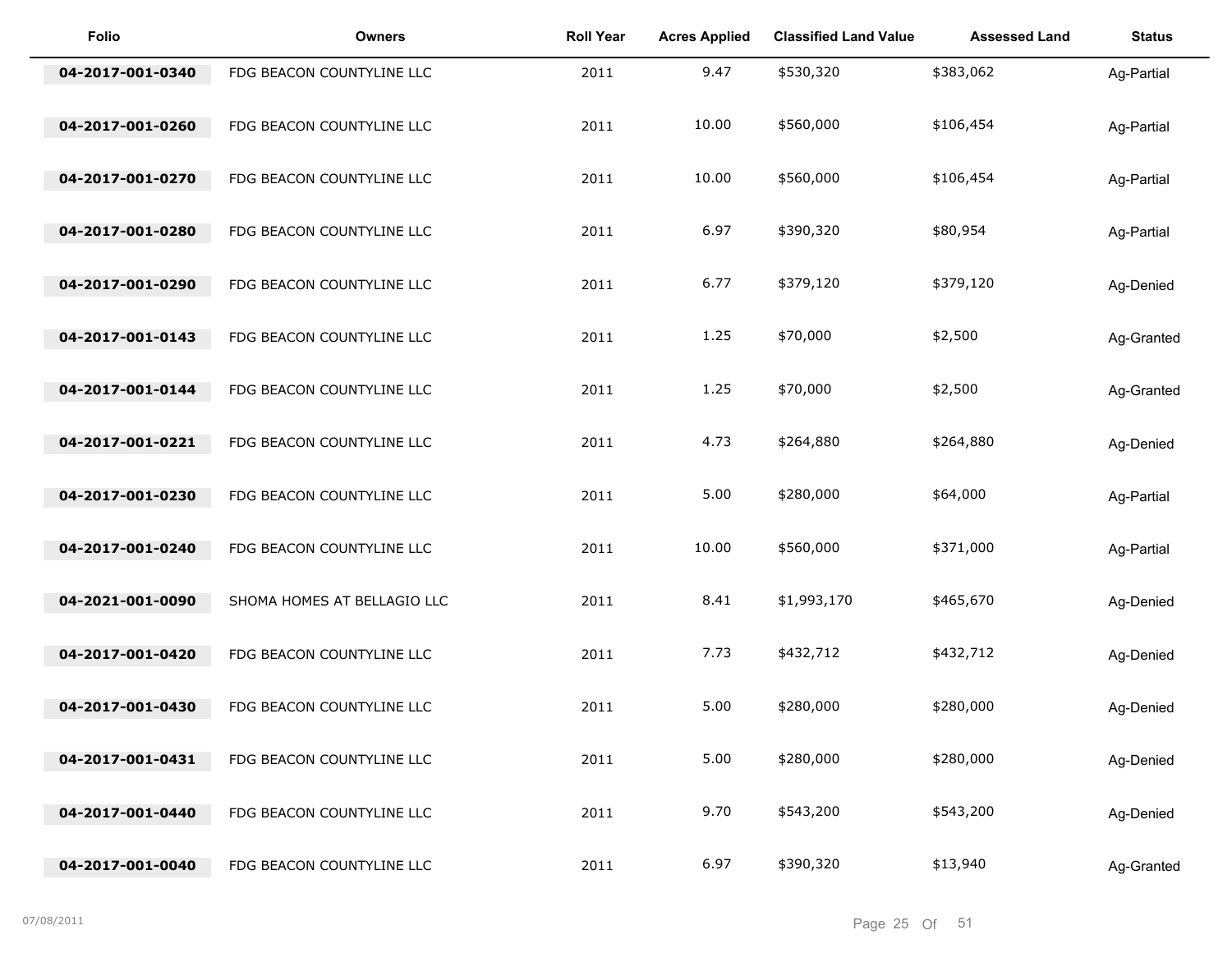| Folio | Owners | Roll Year | Acres Applied | Classified Land Value | Assessed Land | Status |
|---|---|---|---|---|---|---|
| 04-2017-001-0340 | FDG BEACON COUNTYLINE LLC | 2011 | 9.47 | $530,320 | $383,062 | Ag-Partial |
| 04-2017-001-0260 | FDG BEACON COUNTYLINE LLC | 2011 | 10.00 | $560,000 | $106,454 | Ag-Partial |
| 04-2017-001-0270 | FDG BEACON COUNTYLINE LLC | 2011 | 10.00 | $560,000 | $106,454 | Ag-Partial |
| 04-2017-001-0280 | FDG BEACON COUNTYLINE LLC | 2011 | 6.97 | $390,320 | $80,954 | Ag-Partial |
| 04-2017-001-0290 | FDG BEACON COUNTYLINE LLC | 2011 | 6.77 | $379,120 | $379,120 | Ag-Denied |
| 04-2017-001-0143 | FDG BEACON COUNTYLINE LLC | 2011 | 1.25 | $70,000 | $2,500 | Ag-Granted |
| 04-2017-001-0144 | FDG BEACON COUNTYLINE LLC | 2011 | 1.25 | $70,000 | $2,500 | Ag-Granted |
| 04-2017-001-0221 | FDG BEACON COUNTYLINE LLC | 2011 | 4.73 | $264,880 | $264,880 | Ag-Denied |
| 04-2017-001-0230 | FDG BEACON COUNTYLINE LLC | 2011 | 5.00 | $280,000 | $64,000 | Ag-Partial |
| 04-2017-001-0240 | FDG BEACON COUNTYLINE LLC | 2011 | 10.00 | $560,000 | $371,000 | Ag-Partial |
| 04-2021-001-0090 | SHOMA HOMES AT BELLAGIO LLC | 2011 | 8.41 | $1,993,170 | $465,670 | Ag-Denied |
| 04-2017-001-0420 | FDG BEACON COUNTYLINE LLC | 2011 | 7.73 | $432,712 | $432,712 | Ag-Denied |
| 04-2017-001-0430 | FDG BEACON COUNTYLINE LLC | 2011 | 5.00 | $280,000 | $280,000 | Ag-Denied |
| 04-2017-001-0431 | FDG BEACON COUNTYLINE LLC | 2011 | 5.00 | $280,000 | $280,000 | Ag-Denied |
| 04-2017-001-0440 | FDG BEACON COUNTYLINE LLC | 2011 | 9.70 | $543,200 | $543,200 | Ag-Denied |
| 04-2017-001-0040 | FDG BEACON COUNTYLINE LLC | 2011 | 6.97 | $390,320 | $13,940 | Ag-Granted |

07/08/2011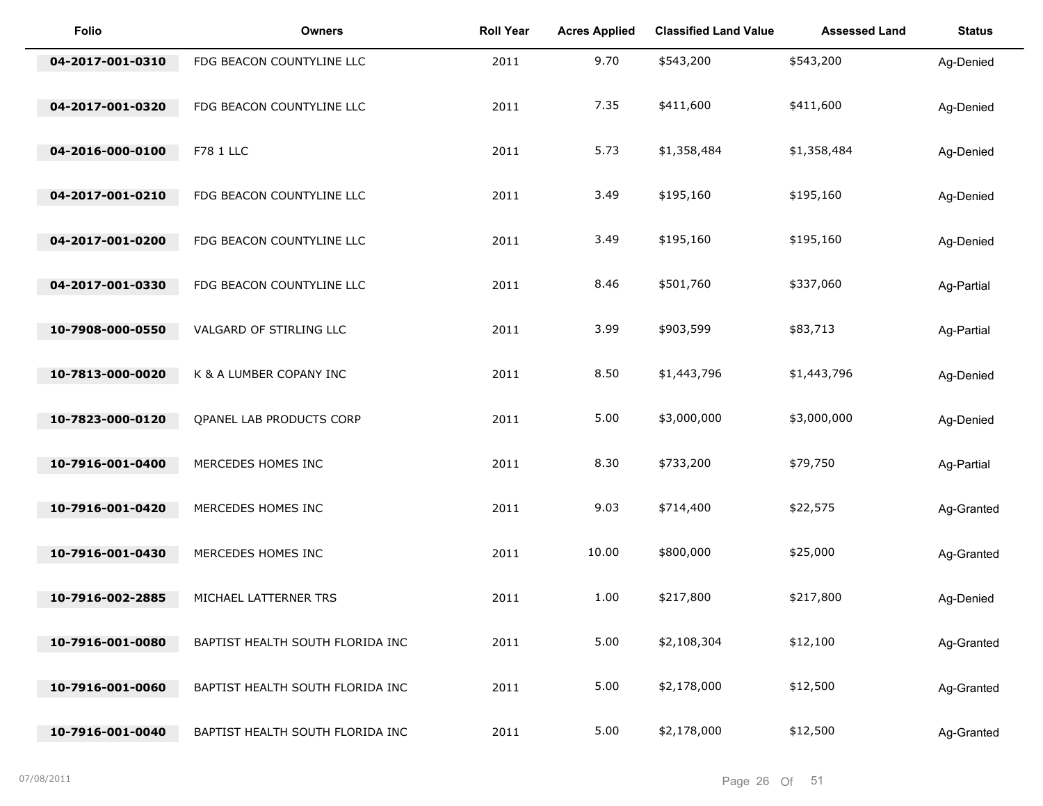| Folio | Owners | Roll Year | Acres Applied | Classified Land Value | Assessed Land | Status |
| --- | --- | --- | --- | --- | --- | --- |
| 04-2017-001-0310 | FDG BEACON COUNTYLINE LLC | 2011 | 9.70 | $543,200 | $543,200 | Ag-Denied |
| 04-2017-001-0320 | FDG BEACON COUNTYLINE LLC | 2011 | 7.35 | $411,600 | $411,600 | Ag-Denied |
| 04-2016-000-0100 | F78 1 LLC | 2011 | 5.73 | $1,358,484 | $1,358,484 | Ag-Denied |
| 04-2017-001-0210 | FDG BEACON COUNTYLINE LLC | 2011 | 3.49 | $195,160 | $195,160 | Ag-Denied |
| 04-2017-001-0200 | FDG BEACON COUNTYLINE LLC | 2011 | 3.49 | $195,160 | $195,160 | Ag-Denied |
| 04-2017-001-0330 | FDG BEACON COUNTYLINE LLC | 2011 | 8.46 | $501,760 | $337,060 | Ag-Partial |
| 10-7908-000-0550 | VALGARD OF STIRLING LLC | 2011 | 3.99 | $903,599 | $83,713 | Ag-Partial |
| 10-7813-000-0020 | K & A LUMBER COPANY INC | 2011 | 8.50 | $1,443,796 | $1,443,796 | Ag-Denied |
| 10-7823-000-0120 | QPANEL LAB PRODUCTS CORP | 2011 | 5.00 | $3,000,000 | $3,000,000 | Ag-Denied |
| 10-7916-001-0400 | MERCEDES HOMES INC | 2011 | 8.30 | $733,200 | $79,750 | Ag-Partial |
| 10-7916-001-0420 | MERCEDES HOMES INC | 2011 | 9.03 | $714,400 | $22,575 | Ag-Granted |
| 10-7916-001-0430 | MERCEDES HOMES INC | 2011 | 10.00 | $800,000 | $25,000 | Ag-Granted |
| 10-7916-002-2885 | MICHAEL LATTERNER TRS | 2011 | 1.00 | $217,800 | $217,800 | Ag-Denied |
| 10-7916-001-0080 | BAPTIST HEALTH SOUTH FLORIDA INC | 2011 | 5.00 | $2,108,304 | $12,100 | Ag-Granted |
| 10-7916-001-0060 | BAPTIST HEALTH SOUTH FLORIDA INC | 2011 | 5.00 | $2,178,000 | $12,500 | Ag-Granted |
| 10-7916-001-0040 | BAPTIST HEALTH SOUTH FLORIDA INC | 2011 | 5.00 | $2,178,000 | $12,500 | Ag-Granted |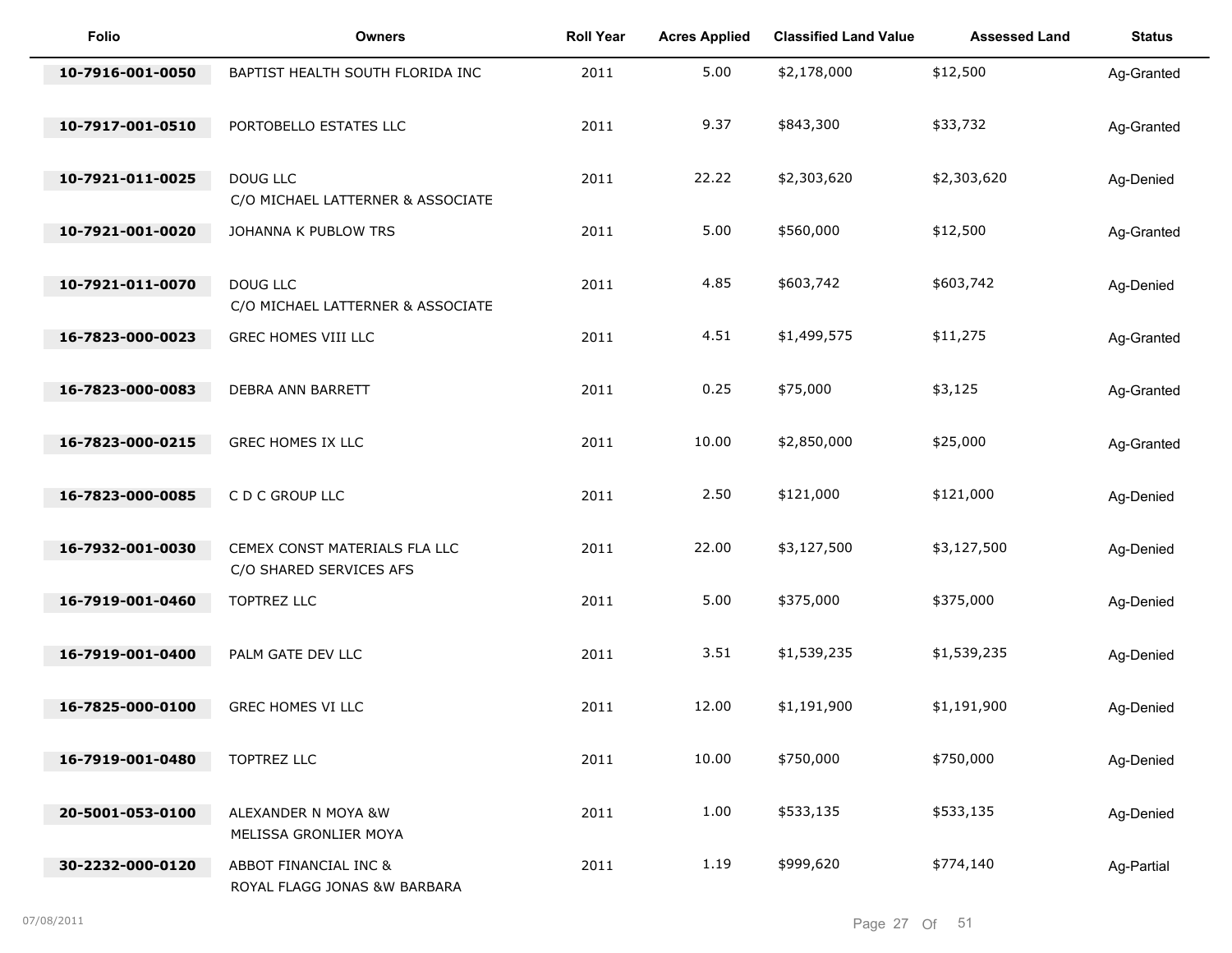| Folio | Owners | Roll Year | Acres Applied | Classified Land Value | Assessed Land | Status |
|---|---|---|---|---|---|---|
| 10-7916-001-0050 | BAPTIST HEALTH SOUTH FLORIDA INC | 2011 | 5.00 | $2,178,000 | $12,500 | Ag-Granted |
| 10-7917-001-0510 | PORTOBELLO ESTATES LLC | 2011 | 9.37 | $843,300 | $33,732 | Ag-Granted |
| 10-7921-011-0025 | DOUG LLC<br>C/O MICHAEL LATTERNER & ASSOCIATE | 2011 | 22.22 | $2,303,620 | $2,303,620 | Ag-Denied |
| 10-7921-001-0020 | JOHANNA K PUBLOW TRS | 2011 | 5.00 | $560,000 | $12,500 | Ag-Granted |
| 10-7921-011-0070 | DOUG LLC<br>C/O MICHAEL LATTERNER & ASSOCIATE | 2011 | 4.85 | $603,742 | $603,742 | Ag-Denied |
| 16-7823-000-0023 | GREC HOMES VIII LLC | 2011 | 4.51 | $1,499,575 | $11,275 | Ag-Granted |
| 16-7823-000-0083 | DEBRA ANN BARRETT | 2011 | 0.25 | $75,000 | $3,125 | Ag-Granted |
| 16-7823-000-0215 | GREC HOMES IX LLC | 2011 | 10.00 | $2,850,000 | $25,000 | Ag-Granted |
| 16-7823-000-0085 | C D C GROUP LLC | 2011 | 2.50 | $121,000 | $121,000 | Ag-Denied |
| 16-7932-001-0030 | CEMEX CONST MATERIALS FLA LLC<br>C/O SHARED SERVICES AFS | 2011 | 22.00 | $3,127,500 | $3,127,500 | Ag-Denied |
| 16-7919-001-0460 | TOPTREZ LLC | 2011 | 5.00 | $375,000 | $375,000 | Ag-Denied |
| 16-7919-001-0400 | PALM GATE DEV LLC | 2011 | 3.51 | $1,539,235 | $1,539,235 | Ag-Denied |
| 16-7825-000-0100 | GREC HOMES VI LLC | 2011 | 12.00 | $1,191,900 | $1,191,900 | Ag-Denied |
| 16-7919-001-0480 | TOPTREZ LLC | 2011 | 10.00 | $750,000 | $750,000 | Ag-Denied |
| 20-5001-053-0100 | ALEXANDER N MOYA &W<br>MELISSA GRONLIER MOYA | 2011 | 1.00 | $533,135 | $533,135 | Ag-Denied |
| 30-2232-000-0120 | ABBOT FINANCIAL INC &<br>ROYAL FLAGG JONAS &W BARBARA | 2011 | 1.19 | $999,620 | $774,140 | Ag-Partial |

07/08/2011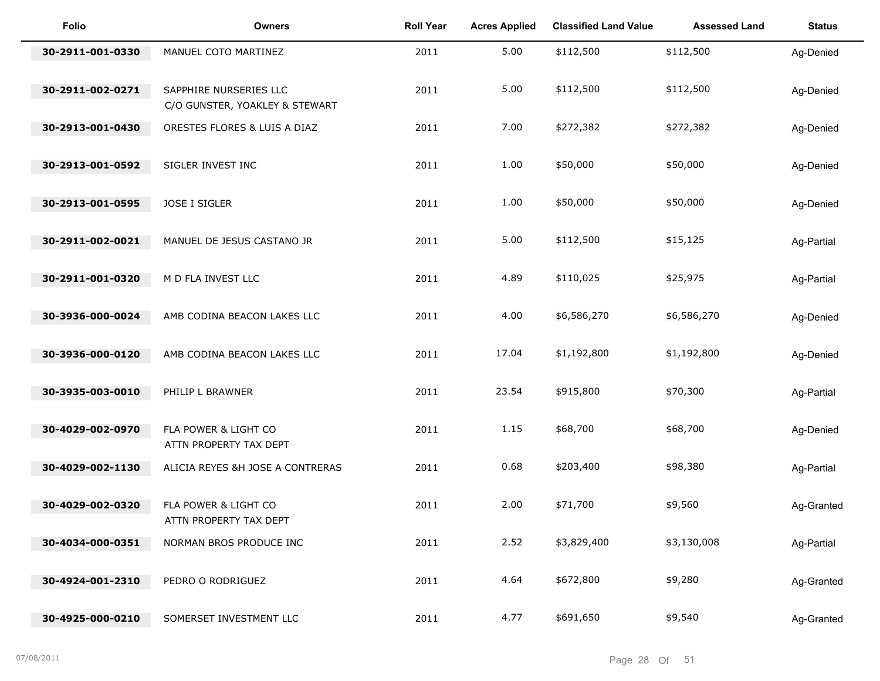| Folio | Owners | Roll Year | Acres Applied | Classified Land Value | Assessed Land | Status |
|---|---|---|---|---|---|---|
| 30-2911-001-0330 | MANUEL COTO MARTINEZ | 2011 | 5.00 | $112,500 | $112,500 | Ag-Denied |
| 30-2911-002-0271 | SAPPHIRE NURSERIES LLC C/O GUNSTER, YOAKLEY & STEWART | 2011 | 5.00 | $112,500 | $112,500 | Ag-Denied |
| 30-2913-001-0430 | ORESTES FLORES & LUIS A DIAZ | 2011 | 7.00 | $272,382 | $272,382 | Ag-Denied |
| 30-2913-001-0592 | SIGLER INVEST INC | 2011 | 1.00 | $50,000 | $50,000 | Ag-Denied |
| 30-2913-001-0595 | JOSE I SIGLER | 2011 | 1.00 | $50,000 | $50,000 | Ag-Denied |
| 30-2911-002-0021 | MANUEL DE JESUS CASTANO JR | 2011 | 5.00 | $112,500 | $15,125 | Ag-Partial |
| 30-2911-001-0320 | M D FLA INVEST LLC | 2011 | 4.89 | $110,025 | $25,975 | Ag-Partial |
| 30-3936-000-0024 | AMB CODINA BEACON LAKES LLC | 2011 | 4.00 | $6,586,270 | $6,586,270 | Ag-Denied |
| 30-3936-000-0120 | AMB CODINA BEACON LAKES LLC | 2011 | 17.04 | $1,192,800 | $1,192,800 | Ag-Denied |
| 30-3935-003-0010 | PHILIP L BRAWNER | 2011 | 23.54 | $915,800 | $70,300 | Ag-Partial |
| 30-4029-002-0970 | FLA POWER & LIGHT CO ATTN PROPERTY TAX DEPT | 2011 | 1.15 | $68,700 | $68,700 | Ag-Denied |
| 30-4029-002-1130 | ALICIA REYES &H JOSE A CONTRERAS | 2011 | 0.68 | $203,400 | $98,380 | Ag-Partial |
| 30-4029-002-0320 | FLA POWER & LIGHT CO ATTN PROPERTY TAX DEPT | 2011 | 2.00 | $71,700 | $9,560 | Ag-Granted |
| 30-4034-000-0351 | NORMAN BROS PRODUCE INC | 2011 | 2.52 | $3,829,400 | $3,130,008 | Ag-Partial |
| 30-4924-001-2310 | PEDRO O RODRIGUEZ | 2011 | 4.64 | $672,800 | $9,280 | Ag-Granted |
| 30-4925-000-0210 | SOMERSET INVESTMENT LLC | 2011 | 4.77 | $691,650 | $9,540 | Ag-Granted |

07/08/2011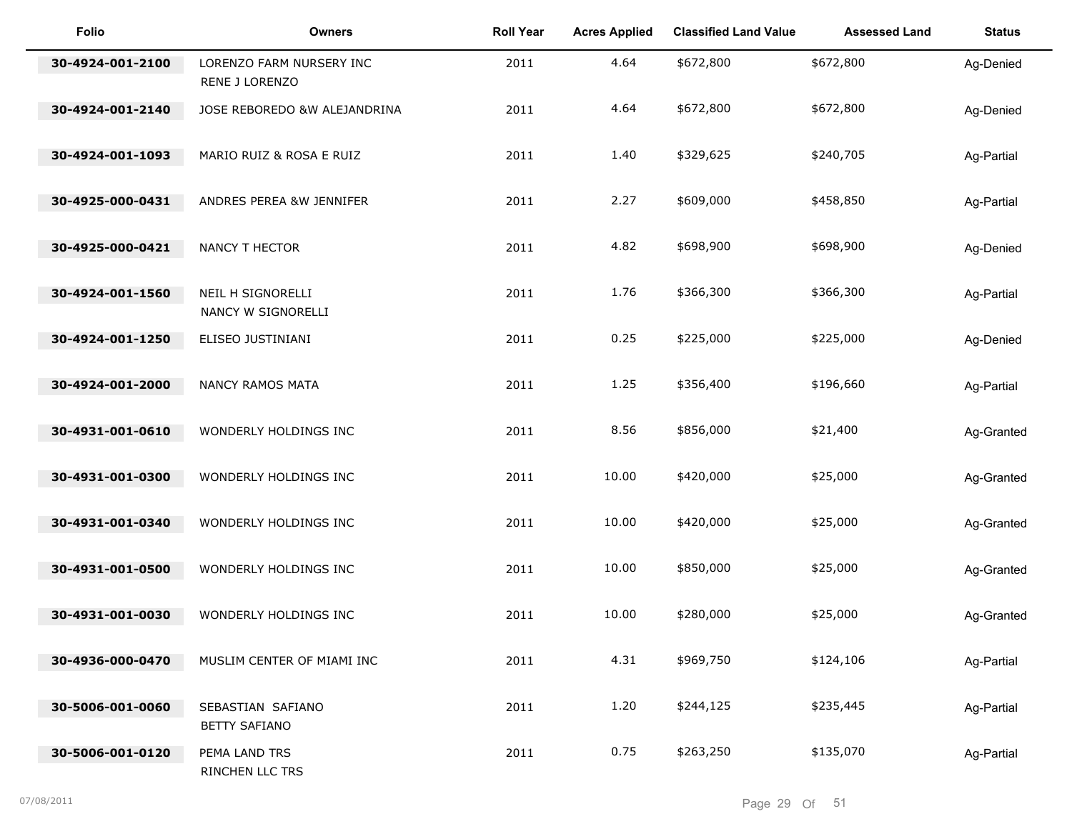| Folio | Owners | Roll Year | Acres Applied | Classified Land Value | Assessed Land | Status |
|---|---|---|---|---|---|---|
| 30-4924-001-2100 | LORENZO FARM NURSERY INC<br>RENE J LORENZO | 2011 | 4.64 | $672,800 | $672,800 | Ag-Denied |
| 30-4924-001-2140 | JOSE REBOREDO &W ALEJANDRINA | 2011 | 4.64 | $672,800 | $672,800 | Ag-Denied |
| 30-4924-001-1093 | MARIO RUIZ & ROSA E RUIZ | 2011 | 1.40 | $329,625 | $240,705 | Ag-Partial |
| 30-4925-000-0431 | ANDRES PEREA &W JENNIFER | 2011 | 2.27 | $609,000 | $458,850 | Ag-Partial |
| 30-4925-000-0421 | NANCY T HECTOR | 2011 | 4.82 | $698,900 | $698,900 | Ag-Denied |
| 30-4924-001-1560 | NEIL H SIGNORELLI<br>NANCY W SIGNORELLI | 2011 | 1.76 | $366,300 | $366,300 | Ag-Partial |
| 30-4924-001-1250 | ELISEO JUSTINIANI | 2011 | 0.25 | $225,000 | $225,000 | Ag-Denied |
| 30-4924-001-2000 | NANCY RAMOS MATA | 2011 | 1.25 | $356,400 | $196,660 | Ag-Partial |
| 30-4931-001-0610 | WONDERLY HOLDINGS INC | 2011 | 8.56 | $856,000 | $21,400 | Ag-Granted |
| 30-4931-001-0300 | WONDERLY HOLDINGS INC | 2011 | 10.00 | $420,000 | $25,000 | Ag-Granted |
| 30-4931-001-0340 | WONDERLY HOLDINGS INC | 2011 | 10.00 | $420,000 | $25,000 | Ag-Granted |
| 30-4931-001-0500 | WONDERLY HOLDINGS INC | 2011 | 10.00 | $850,000 | $25,000 | Ag-Granted |
| 30-4931-001-0030 | WONDERLY HOLDINGS INC | 2011 | 10.00 | $280,000 | $25,000 | Ag-Granted |
| 30-4936-000-0470 | MUSLIM CENTER OF MIAMI INC | 2011 | 4.31 | $969,750 | $124,106 | Ag-Partial |
| 30-5006-001-0060 | SEBASTIAN SAFIANO<br>BETTY SAFIANO | 2011 | 1.20 | $244,125 | $235,445 | Ag-Partial |
| 30-5006-001-0120 | PEMA LAND TRS<br>RINCHEN LLC TRS | 2011 | 0.75 | $263,250 | $135,070 | Ag-Partial |

07/08/2011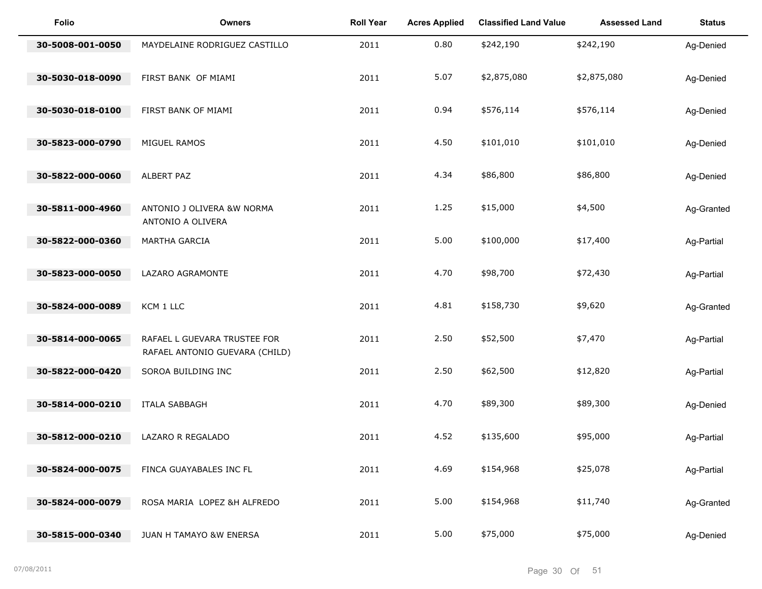| Folio | Owners | Roll Year | Acres Applied | Classified Land Value | Assessed Land | Status |
|---|---|---|---|---|---|---|
| 30-5008-001-0050 | MAYDELAINE RODRIGUEZ CASTILLO | 2011 | 0.80 | $242,190 | $242,190 | Ag-Denied |
| 30-5030-018-0090 | FIRST BANK OF MIAMI | 2011 | 5.07 | $2,875,080 | $2,875,080 | Ag-Denied |
| 30-5030-018-0100 | FIRST BANK OF MIAMI | 2011 | 0.94 | $576,114 | $576,114 | Ag-Denied |
| 30-5823-000-0790 | MIGUEL RAMOS | 2011 | 4.50 | $101,010 | $101,010 | Ag-Denied |
| 30-5822-000-0060 | ALBERT PAZ | 2011 | 4.34 | $86,800 | $86,800 | Ag-Denied |
| 30-5811-000-4960 | ANTONIO J OLIVERA &W NORMA ANTONIO A OLIVERA | 2011 | 1.25 | $15,000 | $4,500 | Ag-Granted |
| 30-5822-000-0360 | MARTHA GARCIA | 2011 | 5.00 | $100,000 | $17,400 | Ag-Partial |
| 30-5823-000-0050 | LAZARO AGRAMONTE | 2011 | 4.70 | $98,700 | $72,430 | Ag-Partial |
| 30-5824-000-0089 | KCM 1 LLC | 2011 | 4.81 | $158,730 | $9,620 | Ag-Granted |
| 30-5814-000-0065 | RAFAEL L GUEVARA TRUSTEE FOR RAFAEL ANTONIO GUEVARA (CHILD) | 2011 | 2.50 | $52,500 | $7,470 | Ag-Partial |
| 30-5822-000-0420 | SOROA BUILDING INC | 2011 | 2.50 | $62,500 | $12,820 | Ag-Partial |
| 30-5814-000-0210 | ITALA SABBAGH | 2011 | 4.70 | $89,300 | $89,300 | Ag-Denied |
| 30-5812-000-0210 | LAZARO R REGALADO | 2011 | 4.52 | $135,600 | $95,000 | Ag-Partial |
| 30-5824-000-0075 | FINCA GUAYABALES INC FL | 2011 | 4.69 | $154,968 | $25,078 | Ag-Partial |
| 30-5824-000-0079 | ROSA MARIA LOPEZ &H ALFREDO | 2011 | 5.00 | $154,968 | $11,740 | Ag-Granted |
| 30-5815-000-0340 | JUAN H TAMAYO &W ENERSA | 2011 | 5.00 | $75,000 | $75,000 | Ag-Denied |

07/08/2011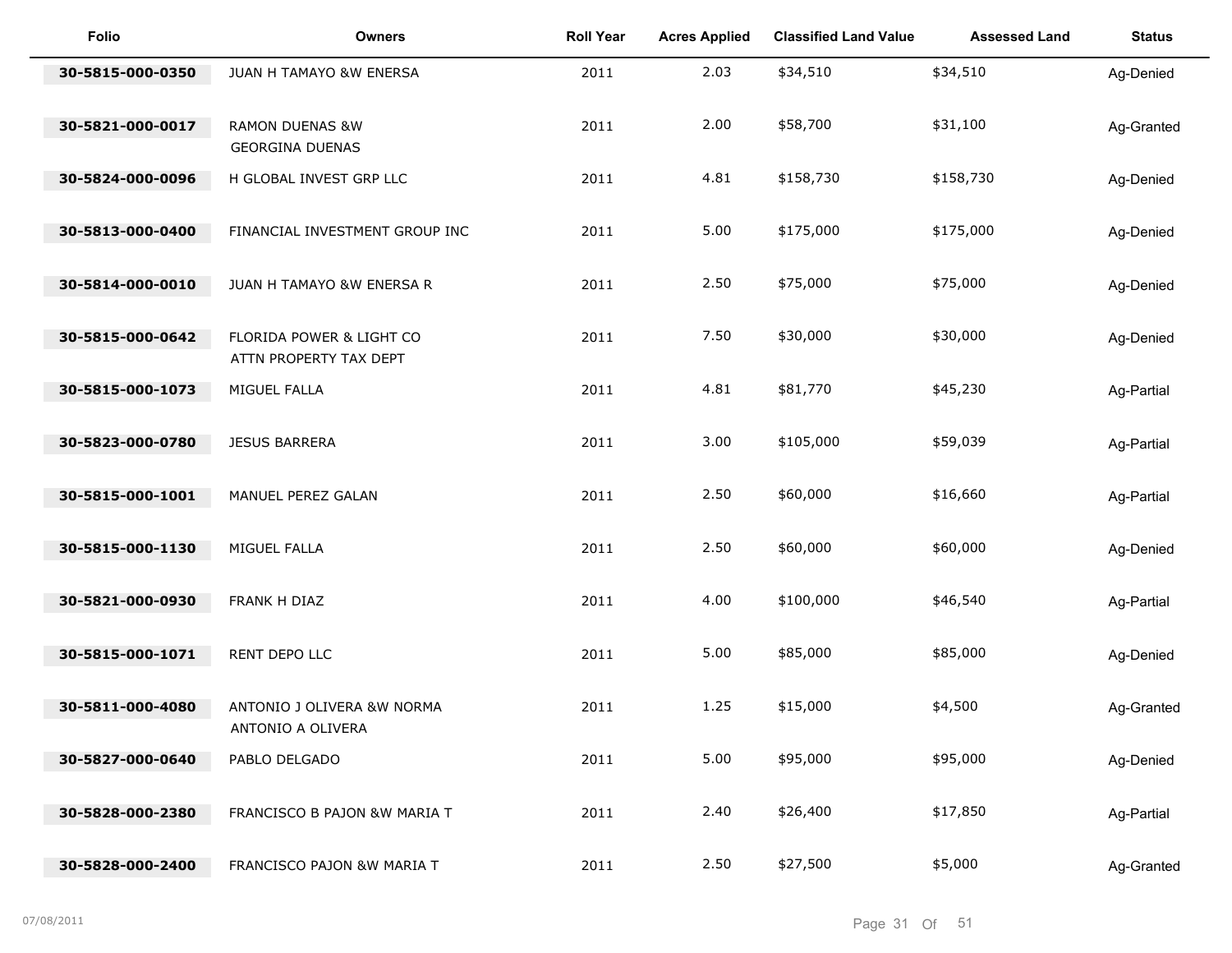| Folio | Owners | Roll Year | Acres Applied | Classified Land Value | Assessed Land | Status |
|---|---|---|---|---|---|---|
| **30-5815-000-0350** | JUAN H TAMAYO &W ENERSA | 2011 | 2.03 | $34,510 | $34,510 | Ag-Denied |
| **30-5821-000-0017** | RAMON DUENAS &W GEORGINA DUENAS | 2011 | 2.00 | $58,700 | $31,100 | Ag-Granted |
| **30-5824-000-0096** | H GLOBAL INVEST GRP LLC | 2011 | 4.81 | $158,730 | $158,730 | Ag-Denied |
| **30-5813-000-0400** | FINANCIAL INVESTMENT GROUP INC | 2011 | 5.00 | $175,000 | $175,000 | Ag-Denied |
| **30-5814-000-0010** | JUAN H TAMAYO &W ENERSA R | 2011 | 2.50 | $75,000 | $75,000 | Ag-Denied |
| **30-5815-000-0642** | FLORIDA POWER & LIGHT CO ATTN PROPERTY TAX DEPT | 2011 | 7.50 | $30,000 | $30,000 | Ag-Denied |
| **30-5815-000-1073** | MIGUEL FALLA | 2011 | 4.81 | $81,770 | $45,230 | Ag-Partial |
| **30-5823-000-0780** | JESUS BARRERA | 2011 | 3.00 | $105,000 | $59,039 | Ag-Partial |
| **30-5815-000-1001** | MANUEL PEREZ GALAN | 2011 | 2.50 | $60,000 | $16,660 | Ag-Partial |
| **30-5815-000-1130** | MIGUEL FALLA | 2011 | 2.50 | $60,000 | $60,000 | Ag-Denied |
| **30-5821-000-0930** | FRANK H DIAZ | 2011 | 4.00 | $100,000 | $46,540 | Ag-Partial |
| **30-5815-000-1071** | RENT DEPO LLC | 2011 | 5.00 | $85,000 | $85,000 | Ag-Denied |
| **30-5811-000-4080** | ANTONIO J OLIVERA &W NORMA ANTONIO A OLIVERA | 2011 | 1.25 | $15,000 | $4,500 | Ag-Granted |
| **30-5827-000-0640** | PABLO DELGADO | 2011 | 5.00 | $95,000 | $95,000 | Ag-Denied |
| **30-5828-000-2380** | FRANCISCO B PAJON &W MARIA T | 2011 | 2.40 | $26,400 | $17,850 | Ag-Partial |
| **30-5828-000-2400** | FRANCISCO PAJON &W MARIA T | 2011 | 2.50 | $27,500 | $5,000 | Ag-Granted |

07/08/2011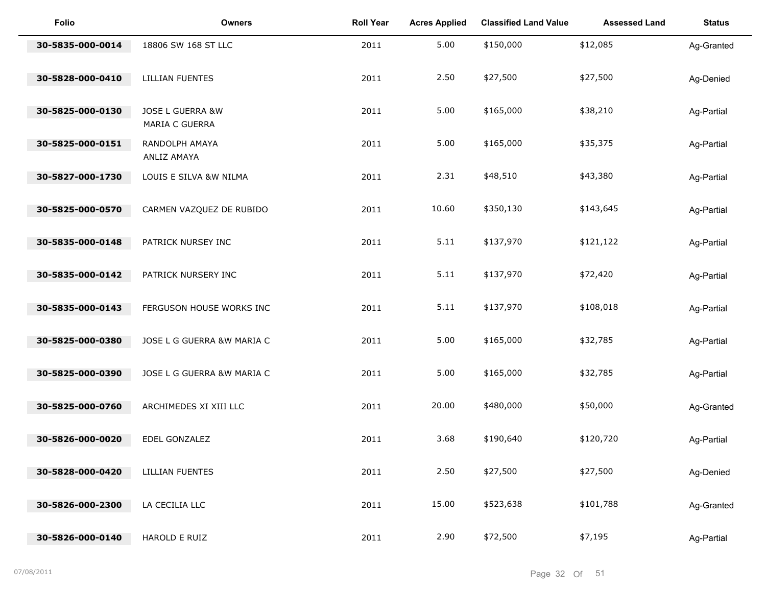| Folio | Owners | Roll Year | Acres Applied | Classified Land Value | Assessed Land | Status |
|---|---|---|---|---|---|---|
| 30-5835-000-0014 | 18806 SW 168 ST LLC | 2011 | 5.00 | $150,000 | $12,085 | Ag-Granted |
| 30-5828-000-0410 | LILLIAN FUENTES | 2011 | 2.50 | $27,500 | $27,500 | Ag-Denied |
| 30-5825-000-0130 | JOSE L GUERRA &W MARIA C GUERRA | 2011 | 5.00 | $165,000 | $38,210 | Ag-Partial |
| 30-5825-000-0151 | RANDOLPH AMAYA ANLIZ AMAYA | 2011 | 5.00 | $165,000 | $35,375 | Ag-Partial |
| 30-5827-000-1730 | LOUIS E SILVA &W NILMA | 2011 | 2.31 | $48,510 | $43,380 | Ag-Partial |
| 30-5825-000-0570 | CARMEN VAZQUEZ DE RUBIDO | 2011 | 10.60 | $350,130 | $143,645 | Ag-Partial |
| 30-5835-000-0148 | PATRICK NURSEY INC | 2011 | 5.11 | $137,970 | $121,122 | Ag-Partial |
| 30-5835-000-0142 | PATRICK NURSERY INC | 2011 | 5.11 | $137,970 | $72,420 | Ag-Partial |
| 30-5835-000-0143 | FERGUSON HOUSE WORKS INC | 2011 | 5.11 | $137,970 | $108,018 | Ag-Partial |
| 30-5825-000-0380 | JOSE L G GUERRA &W MARIA C | 2011 | 5.00 | $165,000 | $32,785 | Ag-Partial |
| 30-5825-000-0390 | JOSE L G GUERRA &W MARIA C | 2011 | 5.00 | $165,000 | $32,785 | Ag-Partial |
| 30-5825-000-0760 | ARCHIMEDES XI XIII LLC | 2011 | 20.00 | $480,000 | $50,000 | Ag-Granted |
| 30-5826-000-0020 | EDEL GONZALEZ | 2011 | 3.68 | $190,640 | $120,720 | Ag-Partial |
| 30-5828-000-0420 | LILLIAN FUENTES | 2011 | 2.50 | $27,500 | $27,500 | Ag-Denied |
| 30-5826-000-2300 | LA CECILIA LLC | 2011 | 15.00 | $523,638 | $101,788 | Ag-Granted |
| 30-5826-000-0140 | HAROLD E RUIZ | 2011 | 2.90 | $72,500 | $7,195 | Ag-Partial |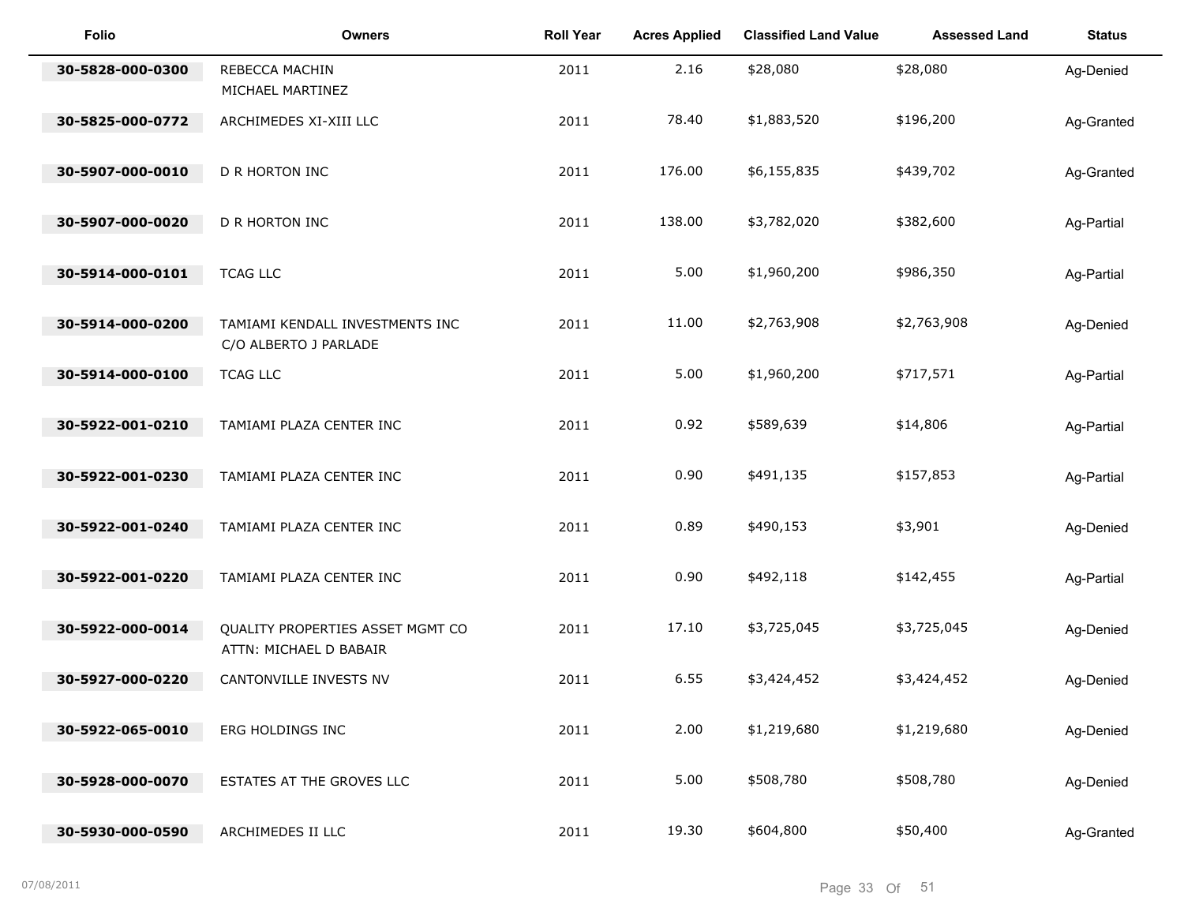| Folio | Owners | Roll Year | Acres Applied | Classified Land Value | Assessed Land | Status |
|---|---|---|---|---|---|---|
| 30-5828-000-0300 | REBECCA MACHIN<br>MICHAEL MARTINEZ | 2011 | 2.16 | $28,080 | $28,080 | Ag-Denied |
| 30-5825-000-0772 | ARCHIMEDES XI-XIII LLC | 2011 | 78.40 | $1,883,520 | $196,200 | Ag-Granted |
| 30-5907-000-0010 | D R HORTON INC | 2011 | 176.00 | $6,155,835 | $439,702 | Ag-Granted |
| 30-5907-000-0020 | D R HORTON INC | 2011 | 138.00 | $3,782,020 | $382,600 | Ag-Partial |
| 30-5914-000-0101 | TCAG LLC | 2011 | 5.00 | $1,960,200 | $986,350 | Ag-Partial |
| 30-5914-000-0200 | TAMIAMI KENDALL INVESTMENTS INC<br>C/O ALBERTO J PARLADE | 2011 | 11.00 | $2,763,908 | $2,763,908 | Ag-Denied |
| 30-5914-000-0100 | TCAG LLC | 2011 | 5.00 | $1,960,200 | $717,571 | Ag-Partial |
| 30-5922-001-0210 | TAMIAMI PLAZA CENTER INC | 2011 | 0.92 | $589,639 | $14,806 | Ag-Partial |
| 30-5922-001-0230 | TAMIAMI PLAZA CENTER INC | 2011 | 0.90 | $491,135 | $157,853 | Ag-Partial |
| 30-5922-001-0240 | TAMIAMI PLAZA CENTER INC | 2011 | 0.89 | $490,153 | $3,901 | Ag-Denied |
| 30-5922-001-0220 | TAMIAMI PLAZA CENTER INC | 2011 | 0.90 | $492,118 | $142,455 | Ag-Partial |
| 30-5922-000-0014 | QUALITY PROPERTIES ASSET MGMT CO<br>ATTN: MICHAEL D BABAIR | 2011 | 17.10 | $3,725,045 | $3,725,045 | Ag-Denied |
| 30-5927-000-0220 | CANTONVILLE INVESTS NV | 2011 | 6.55 | $3,424,452 | $3,424,452 | Ag-Denied |
| 30-5922-065-0010 | ERG HOLDINGS INC | 2011 | 2.00 | $1,219,680 | $1,219,680 | Ag-Denied |
| 30-5928-000-0070 | ESTATES AT THE GROVES LLC | 2011 | 5.00 | $508,780 | $508,780 | Ag-Denied |
| 30-5930-000-0590 | ARCHIMEDES II LLC | 2011 | 19.30 | $604,800 | $50,400 | Ag-Granted |

07/08/2011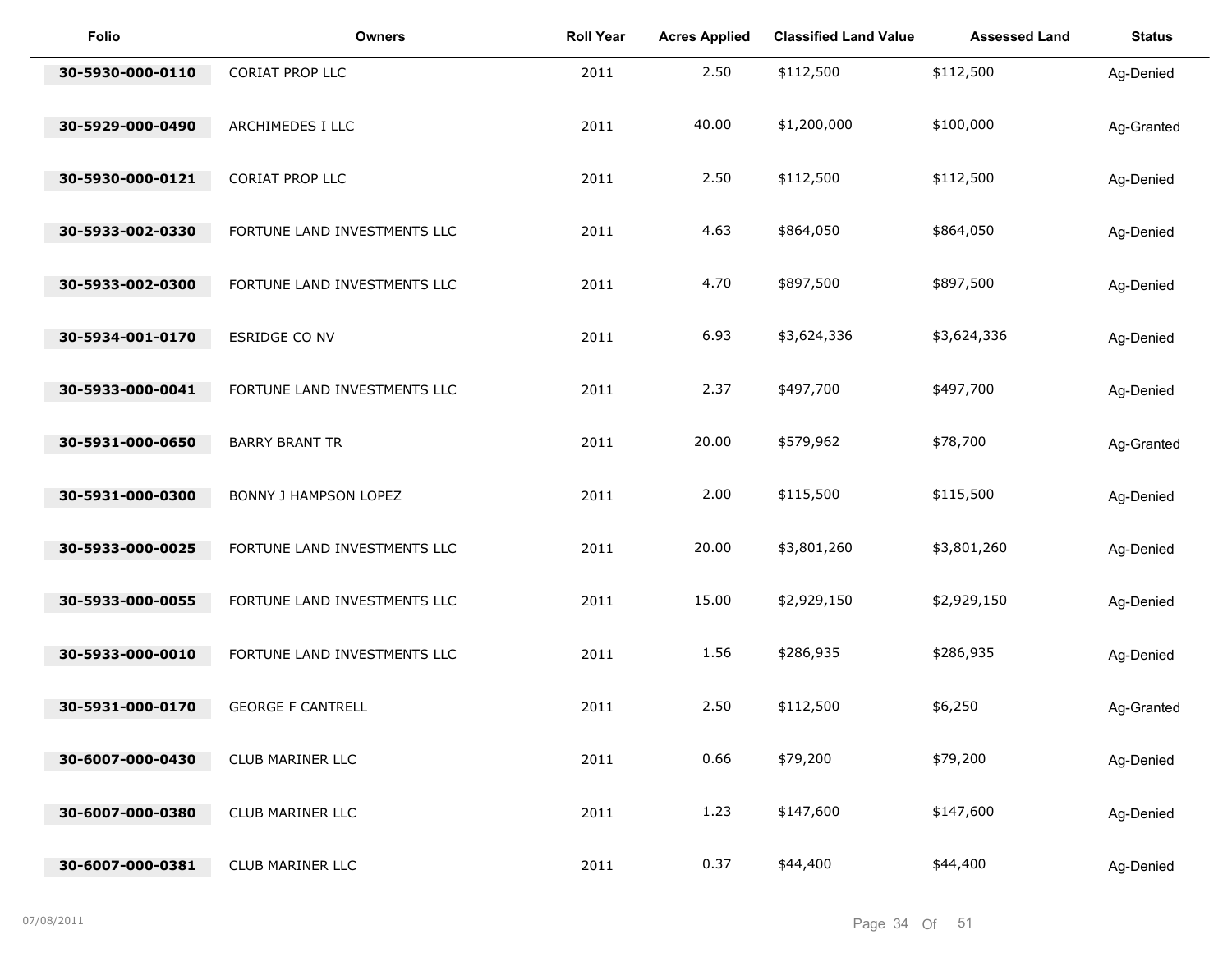| Folio | Owners | Roll Year | Acres Applied | Classified Land Value | Assessed Land | Status |
|---|---|---|---|---|---|---|
| 30-5930-000-0110 | CORIAT PROP LLC | 2011 | 2.50 | $112,500 | $112,500 | Ag-Denied |
| 30-5929-000-0490 | ARCHIMEDES I LLC | 2011 | 40.00 | $1,200,000 | $100,000 | Ag-Granted |
| 30-5930-000-0121 | CORIAT PROP LLC | 2011 | 2.50 | $112,500 | $112,500 | Ag-Denied |
| 30-5933-002-0330 | FORTUNE LAND INVESTMENTS LLC | 2011 | 4.63 | $864,050 | $864,050 | Ag-Denied |
| 30-5933-002-0300 | FORTUNE LAND INVESTMENTS LLC | 2011 | 4.70 | $897,500 | $897,500 | Ag-Denied |
| 30-5934-001-0170 | ESRIDGE CO NV | 2011 | 6.93 | $3,624,336 | $3,624,336 | Ag-Denied |
| 30-5933-000-0041 | FORTUNE LAND INVESTMENTS LLC | 2011 | 2.37 | $497,700 | $497,700 | Ag-Denied |
| 30-5931-000-0650 | BARRY BRANT TR | 2011 | 20.00 | $579,962 | $78,700 | Ag-Granted |
| 30-5931-000-0300 | BONNY J HAMPSON LOPEZ | 2011 | 2.00 | $115,500 | $115,500 | Ag-Denied |
| 30-5933-000-0025 | FORTUNE LAND INVESTMENTS LLC | 2011 | 20.00 | $3,801,260 | $3,801,260 | Ag-Denied |
| 30-5933-000-0055 | FORTUNE LAND INVESTMENTS LLC | 2011 | 15.00 | $2,929,150 | $2,929,150 | Ag-Denied |
| 30-5933-000-0010 | FORTUNE LAND INVESTMENTS LLC | 2011 | 1.56 | $286,935 | $286,935 | Ag-Denied |
| 30-5931-000-0170 | GEORGE F CANTRELL | 2011 | 2.50 | $112,500 | $6,250 | Ag-Granted |
| 30-6007-000-0430 | CLUB MARINER LLC | 2011 | 0.66 | $79,200 | $79,200 | Ag-Denied |
| 30-6007-000-0380 | CLUB MARINER LLC | 2011 | 1.23 | $147,600 | $147,600 | Ag-Denied |
| 30-6007-000-0381 | CLUB MARINER LLC | 2011 | 0.37 | $44,400 | $44,400 | Ag-Denied |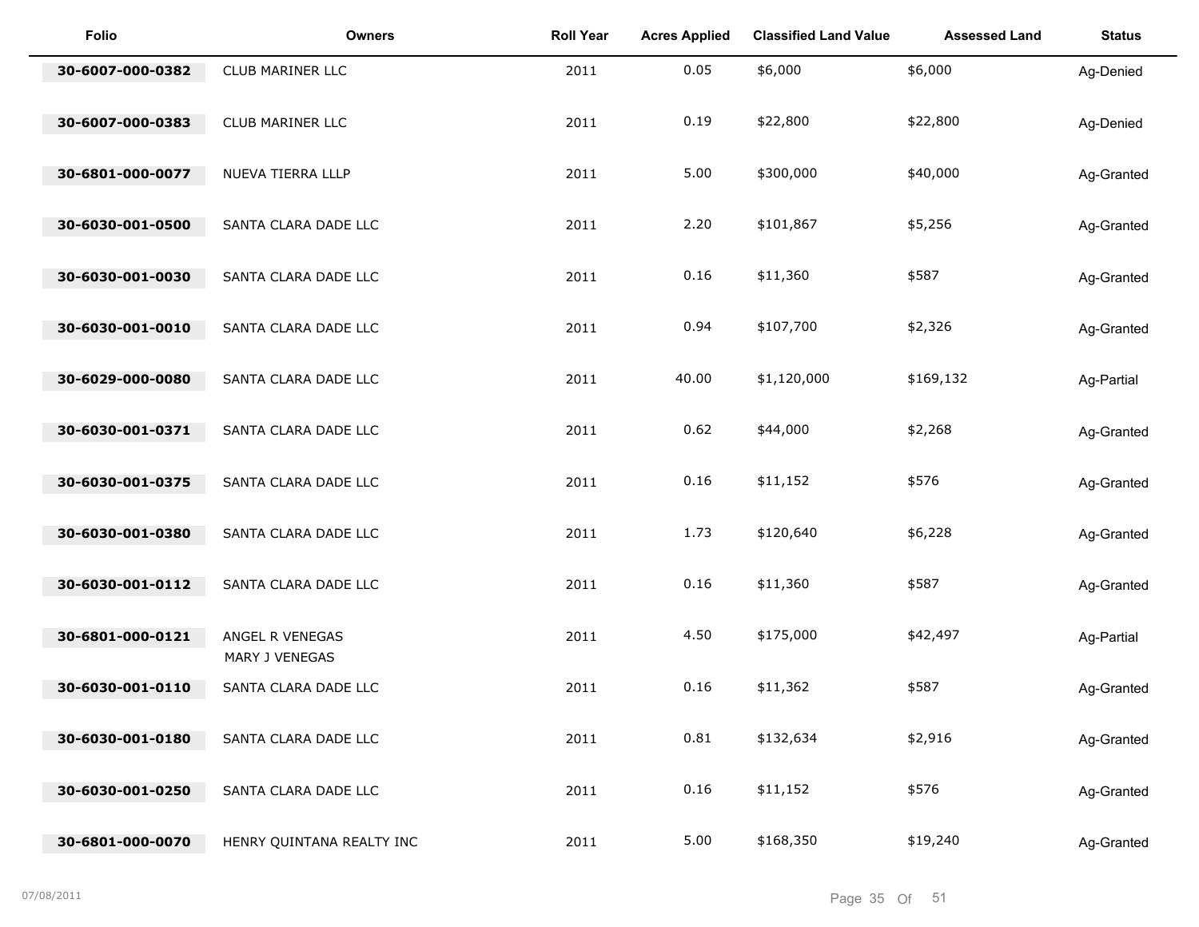| Folio | Owners | Roll Year | Acres Applied | Classified Land Value | Assessed Land | Status |
|---|---|---|---|---|---|---|
| 30-6007-000-0382 | CLUB MARINER LLC | 2011 | 0.05 | $6,000 | $6,000 | Ag-Denied |
| 30-6007-000-0383 | CLUB MARINER LLC | 2011 | 0.19 | $22,800 | $22,800 | Ag-Denied |
| 30-6801-000-0077 | NUEVA TIERRA LLLP | 2011 | 5.00 | $300,000 | $40,000 | Ag-Granted |
| 30-6030-001-0500 | SANTA CLARA DADE LLC | 2011 | 2.20 | $101,867 | $5,256 | Ag-Granted |
| 30-6030-001-0030 | SANTA CLARA DADE LLC | 2011 | 0.16 | $11,360 | $587 | Ag-Granted |
| 30-6030-001-0010 | SANTA CLARA DADE LLC | 2011 | 0.94 | $107,700 | $2,326 | Ag-Granted |
| 30-6029-000-0080 | SANTA CLARA DADE LLC | 2011 | 40.00 | $1,120,000 | $169,132 | Ag-Partial |
| 30-6030-001-0371 | SANTA CLARA DADE LLC | 2011 | 0.62 | $44,000 | $2,268 | Ag-Granted |
| 30-6030-001-0375 | SANTA CLARA DADE LLC | 2011 | 0.16 | $11,152 | $576 | Ag-Granted |
| 30-6030-001-0380 | SANTA CLARA DADE LLC | 2011 | 1.73 | $120,640 | $6,228 | Ag-Granted |
| 30-6030-001-0112 | SANTA CLARA DADE LLC | 2011 | 0.16 | $11,360 | $587 | Ag-Granted |
| 30-6801-000-0121 | ANGEL R VENEGAS<br>MARY J VENEGAS | 2011 | 4.50 | $175,000 | $42,497 | Ag-Partial |
| 30-6030-001-0110 | SANTA CLARA DADE LLC | 2011 | 0.16 | $11,362 | $587 | Ag-Granted |
| 30-6030-001-0180 | SANTA CLARA DADE LLC | 2011 | 0.81 | $132,634 | $2,916 | Ag-Granted |
| 30-6030-001-0250 | SANTA CLARA DADE LLC | 2011 | 0.16 | $11,152 | $576 | Ag-Granted |
| 30-6801-000-0070 | HENRY QUINTANA REALTY INC | 2011 | 5.00 | $168,350 | $19,240 | Ag-Granted |

07/08/2011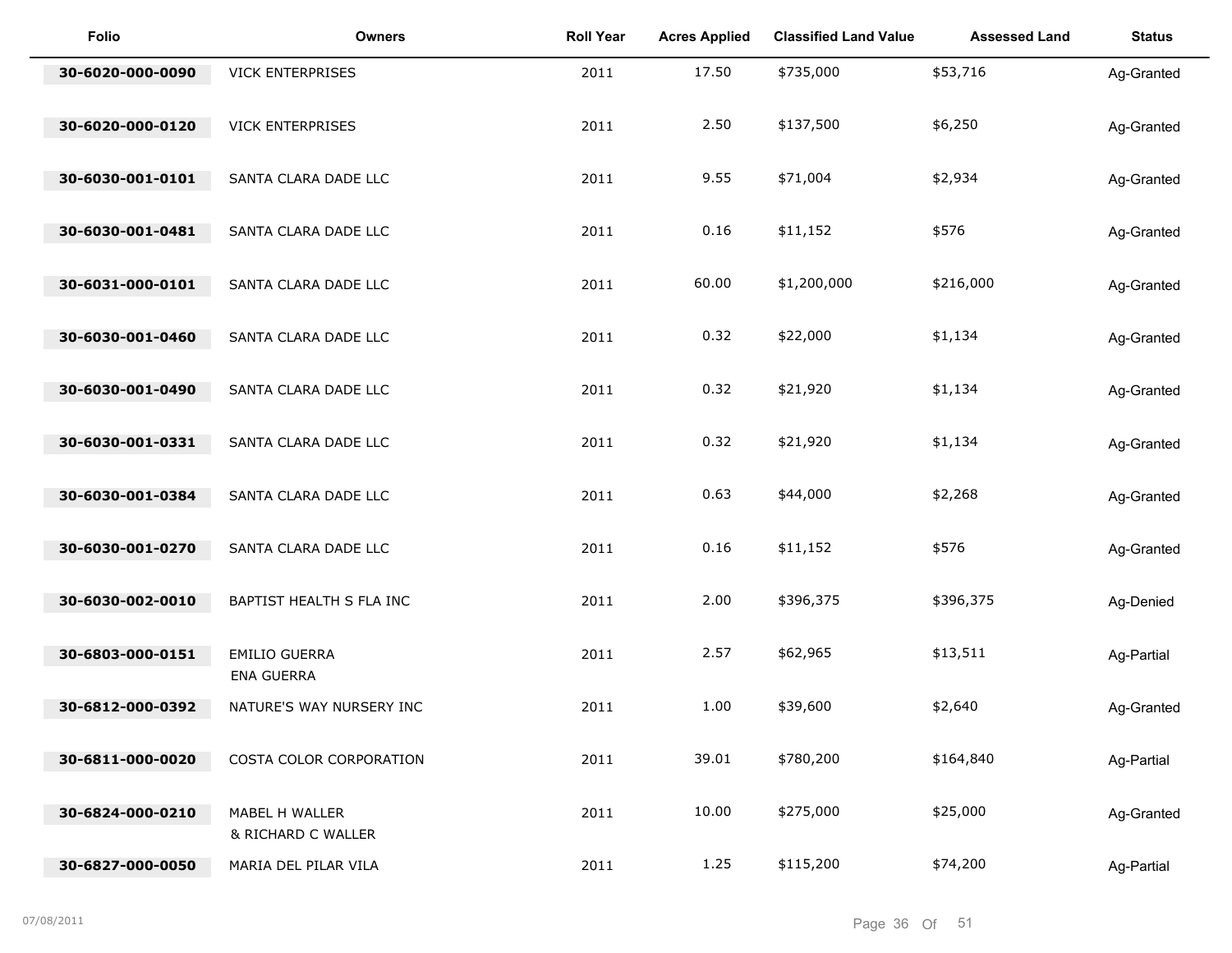| Folio | Owners | Roll Year | Acres Applied | Classified Land Value | Assessed Land | Status |
|---|---|---|---|---|---|---|
| 30-6020-000-0090 | VICK ENTERPRISES | 2011 | 17.50 | $735,000 | $53,716 | Ag-Granted |
| 30-6020-000-0120 | VICK ENTERPRISES | 2011 | 2.50 | $137,500 | $6,250 | Ag-Granted |
| 30-6030-001-0101 | SANTA CLARA DADE LLC | 2011 | 9.55 | $71,004 | $2,934 | Ag-Granted |
| 30-6030-001-0481 | SANTA CLARA DADE LLC | 2011 | 0.16 | $11,152 | $576 | Ag-Granted |
| 30-6031-000-0101 | SANTA CLARA DADE LLC | 2011 | 60.00 | $1,200,000 | $216,000 | Ag-Granted |
| 30-6030-001-0460 | SANTA CLARA DADE LLC | 2011 | 0.32 | $22,000 | $1,134 | Ag-Granted |
| 30-6030-001-0490 | SANTA CLARA DADE LLC | 2011 | 0.32 | $21,920 | $1,134 | Ag-Granted |
| 30-6030-001-0331 | SANTA CLARA DADE LLC | 2011 | 0.32 | $21,920 | $1,134 | Ag-Granted |
| 30-6030-001-0384 | SANTA CLARA DADE LLC | 2011 | 0.63 | $44,000 | $2,268 | Ag-Granted |
| 30-6030-001-0270 | SANTA CLARA DADE LLC | 2011 | 0.16 | $11,152 | $576 | Ag-Granted |
| 30-6030-002-0010 | BAPTIST HEALTH S FLA INC | 2011 | 2.00 | $396,375 | $396,375 | Ag-Denied |
| 30-6803-000-0151 | EMILIO GUERRA<br>ENA GUERRA | 2011 | 2.57 | $62,965 | $13,511 | Ag-Partial |
| 30-6812-000-0392 | NATURE'S WAY NURSERY INC | 2011 | 1.00 | $39,600 | $2,640 | Ag-Granted |
| 30-6811-000-0020 | COSTA COLOR CORPORATION | 2011 | 39.01 | $780,200 | $164,840 | Ag-Partial |
| 30-6824-000-0210 | MABEL H WALLER<br>& RICHARD C WALLER | 2011 | 10.00 | $275,000 | $25,000 | Ag-Granted |
| 30-6827-000-0050 | MARIA DEL PILAR VILA | 2011 | 1.25 | $115,200 | $74,200 | Ag-Partial |

07/08/2011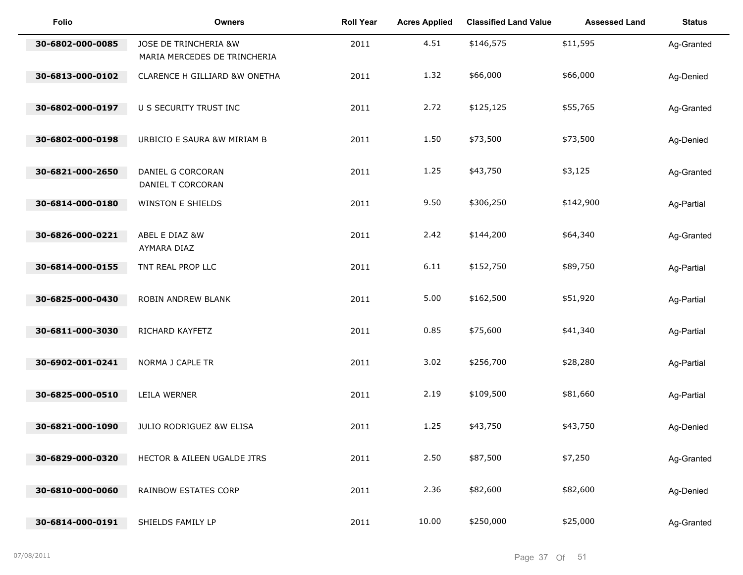| Folio | Owners | Roll Year | Acres Applied | Classified Land Value | Assessed Land | Status |
|---|---|---|---|---|---|---|
| 30-6802-000-0085 | JOSE DE TRINCHERIA &W MARIA MERCEDES DE TRINCHERIA | 2011 | 4.51 | $146,575 | $11,595 | Ag-Granted |
| 30-6813-000-0102 | CLARENCE H GILLIARD &W ONETHA | 2011 | 1.32 | $66,000 | $66,000 | Ag-Denied |
| 30-6802-000-0197 | U S SECURITY TRUST INC | 2011 | 2.72 | $125,125 | $55,765 | Ag-Granted |
| 30-6802-000-0198 | URBICIO E SAURA &W MIRIAM B | 2011 | 1.50 | $73,500 | $73,500 | Ag-Denied |
| 30-6821-000-2650 | DANIEL G CORCORAN DANIEL T CORCORAN | 2011 | 1.25 | $43,750 | $3,125 | Ag-Granted |
| 30-6814-000-0180 | WINSTON E SHIELDS | 2011 | 9.50 | $306,250 | $142,900 | Ag-Partial |
| 30-6826-000-0221 | ABEL E DIAZ &W AYMARA DIAZ | 2011 | 2.42 | $144,200 | $64,340 | Ag-Granted |
| 30-6814-000-0155 | TNT REAL PROP LLC | 2011 | 6.11 | $152,750 | $89,750 | Ag-Partial |
| 30-6825-000-0430 | ROBIN ANDREW BLANK | 2011 | 5.00 | $162,500 | $51,920 | Ag-Partial |
| 30-6811-000-3030 | RICHARD KAYFETZ | 2011 | 0.85 | $75,600 | $41,340 | Ag-Partial |
| 30-6902-001-0241 | NORMA J CAPLE TR | 2011 | 3.02 | $256,700 | $28,280 | Ag-Partial |
| 30-6825-000-0510 | LEILA WERNER | 2011 | 2.19 | $109,500 | $81,660 | Ag-Partial |
| 30-6821-000-1090 | JULIO RODRIGUEZ &W ELISA | 2011 | 1.25 | $43,750 | $43,750 | Ag-Denied |
| 30-6829-000-0320 | HECTOR & AILEEN UGALDE JTRS | 2011 | 2.50 | $87,500 | $7,250 | Ag-Granted |
| 30-6810-000-0060 | RAINBOW ESTATES CORP | 2011 | 2.36 | $82,600 | $82,600 | Ag-Denied |
| 30-6814-000-0191 | SHIELDS FAMILY LP | 2011 | 10.00 | $250,000 | $25,000 | Ag-Granted |

07/08/2011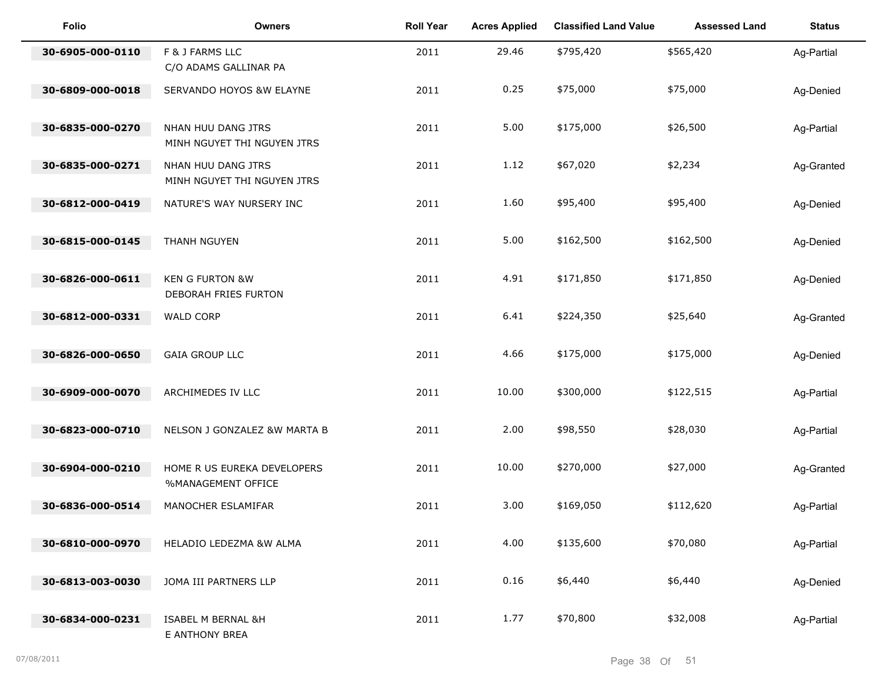| Folio | Owners | Roll Year | Acres Applied | Classified Land Value | Assessed Land | Status |
| --- | --- | --- | --- | --- | --- | --- |
| 30-6905-000-0110 | F & J FARMS LLC C/O ADAMS GALLINAR PA | 2011 | 29.46 | $795,420 | $565,420 | Ag-Partial |
| 30-6809-000-0018 | SERVANDO HOYOS &W ELAYNE | 2011 | 0.25 | $75,000 | $75,000 | Ag-Denied |
| 30-6835-000-0270 | NHAN HUU DANG JTRS MINH NGUYET THI NGUYEN JTRS | 2011 | 5.00 | $175,000 | $26,500 | Ag-Partial |
| 30-6835-000-0271 | NHAN HUU DANG JTRS MINH NGUYET THI NGUYEN JTRS | 2011 | 1.12 | $67,020 | $2,234 | Ag-Granted |
| 30-6812-000-0419 | NATURE'S WAY NURSERY INC | 2011 | 1.60 | $95,400 | $95,400 | Ag-Denied |
| 30-6815-000-0145 | THANH NGUYEN | 2011 | 5.00 | $162,500 | $162,500 | Ag-Denied |
| 30-6826-000-0611 | KEN G FURTON &W DEBORAH FRIES FURTON | 2011 | 4.91 | $171,850 | $171,850 | Ag-Denied |
| 30-6812-000-0331 | WALD CORP | 2011 | 6.41 | $224,350 | $25,640 | Ag-Granted |
| 30-6826-000-0650 | GAIA GROUP LLC | 2011 | 4.66 | $175,000 | $175,000 | Ag-Denied |
| 30-6909-000-0070 | ARCHIMEDES IV LLC | 2011 | 10.00 | $300,000 | $122,515 | Ag-Partial |
| 30-6823-000-0710 | NELSON J GONZALEZ &W MARTA B | 2011 | 2.00 | $98,550 | $28,030 | Ag-Partial |
| 30-6904-000-0210 | HOME R US EUREKA DEVELOPERS %MANAGEMENT OFFICE | 2011 | 10.00 | $270,000 | $27,000 | Ag-Granted |
| 30-6836-000-0514 | MANOCHER ESLAMIFAR | 2011 | 3.00 | $169,050 | $112,620 | Ag-Partial |
| 30-6810-000-0970 | HELADIO LEDEZMA &W ALMA | 2011 | 4.00 | $135,600 | $70,080 | Ag-Partial |
| 30-6813-003-0030 | JOMA III PARTNERS LLP | 2011 | 0.16 | $6,440 | $6,440 | Ag-Denied |
| 30-6834-000-0231 | ISABEL M BERNAL &H E ANTHONY BREA | 2011 | 1.77 | $70,800 | $32,008 | Ag-Partial |

07/08/2011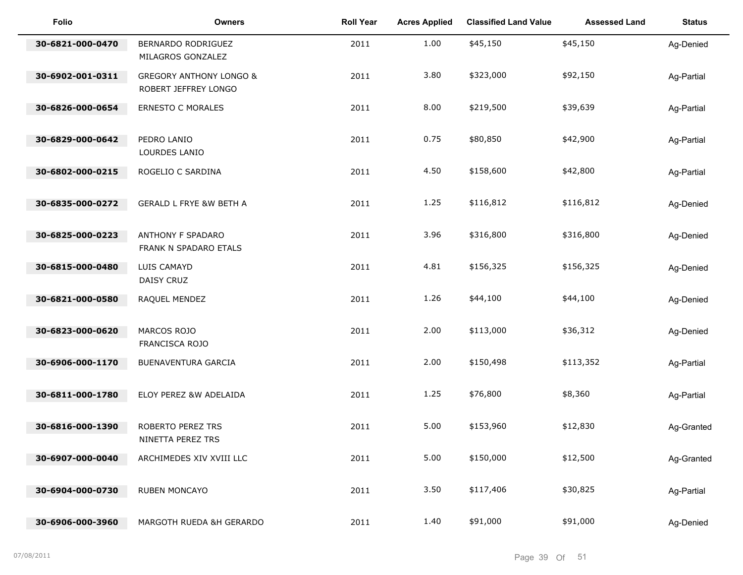| Folio | Owners | Roll Year | Acres Applied | Classified Land Value | Assessed Land | Status |
|---|---|---|---|---|---|---|
| 30-6821-000-0470 | BERNARDO RODRIGUEZ<br>MILAGROS GONZALEZ | 2011 | 1.00 | $45,150 | $45,150 | Ag-Denied |
| 30-6902-001-0311 | GREGORY ANTHONY LONGO &<br>ROBERT JEFFREY LONGO | 2011 | 3.80 | $323,000 | $92,150 | Ag-Partial |
| 30-6826-000-0654 | ERNESTO C MORALES | 2011 | 8.00 | $219,500 | $39,639 | Ag-Partial |
| 30-6829-000-0642 | PEDRO LANIO<br>LOURDES LANIO | 2011 | 0.75 | $80,850 | $42,900 | Ag-Partial |
| 30-6802-000-0215 | ROGELIO C SARDINA | 2011 | 4.50 | $158,600 | $42,800 | Ag-Partial |
| 30-6835-000-0272 | GERALD L FRYE &W BETH A | 2011 | 1.25 | $116,812 | $116,812 | Ag-Denied |
| 30-6825-000-0223 | ANTHONY F SPADARO<br>FRANK N SPADARO ETALS | 2011 | 3.96 | $316,800 | $316,800 | Ag-Denied |
| 30-6815-000-0480 | LUIS CAMAYD<br>DAISY CRUZ | 2011 | 4.81 | $156,325 | $156,325 | Ag-Denied |
| 30-6821-000-0580 | RAQUEL MENDEZ | 2011 | 1.26 | $44,100 | $44,100 | Ag-Denied |
| 30-6823-000-0620 | MARCOS ROJO<br>FRANCISCA ROJO | 2011 | 2.00 | $113,000 | $36,312 | Ag-Denied |
| 30-6906-000-1170 | BUENAVENTURA GARCIA | 2011 | 2.00 | $150,498 | $113,352 | Ag-Partial |
| 30-6811-000-1780 | ELOY PEREZ &W ADELAIDA | 2011 | 1.25 | $76,800 | $8,360 | Ag-Partial |
| 30-6816-000-1390 | ROBERTO PEREZ TRS<br>NINETTA PEREZ TRS | 2011 | 5.00 | $153,960 | $12,830 | Ag-Granted |
| 30-6907-000-0040 | ARCHIMEDES XIV XVIII LLC | 2011 | 5.00 | $150,000 | $12,500 | Ag-Granted |
| 30-6904-000-0730 | RUBEN MONCAYO | 2011 | 3.50 | $117,406 | $30,825 | Ag-Partial |
| 30-6906-000-3960 | MARGOTH RUEDA &H GERARDO | 2011 | 1.40 | $91,000 | $91,000 | Ag-Denied |

07/08/2011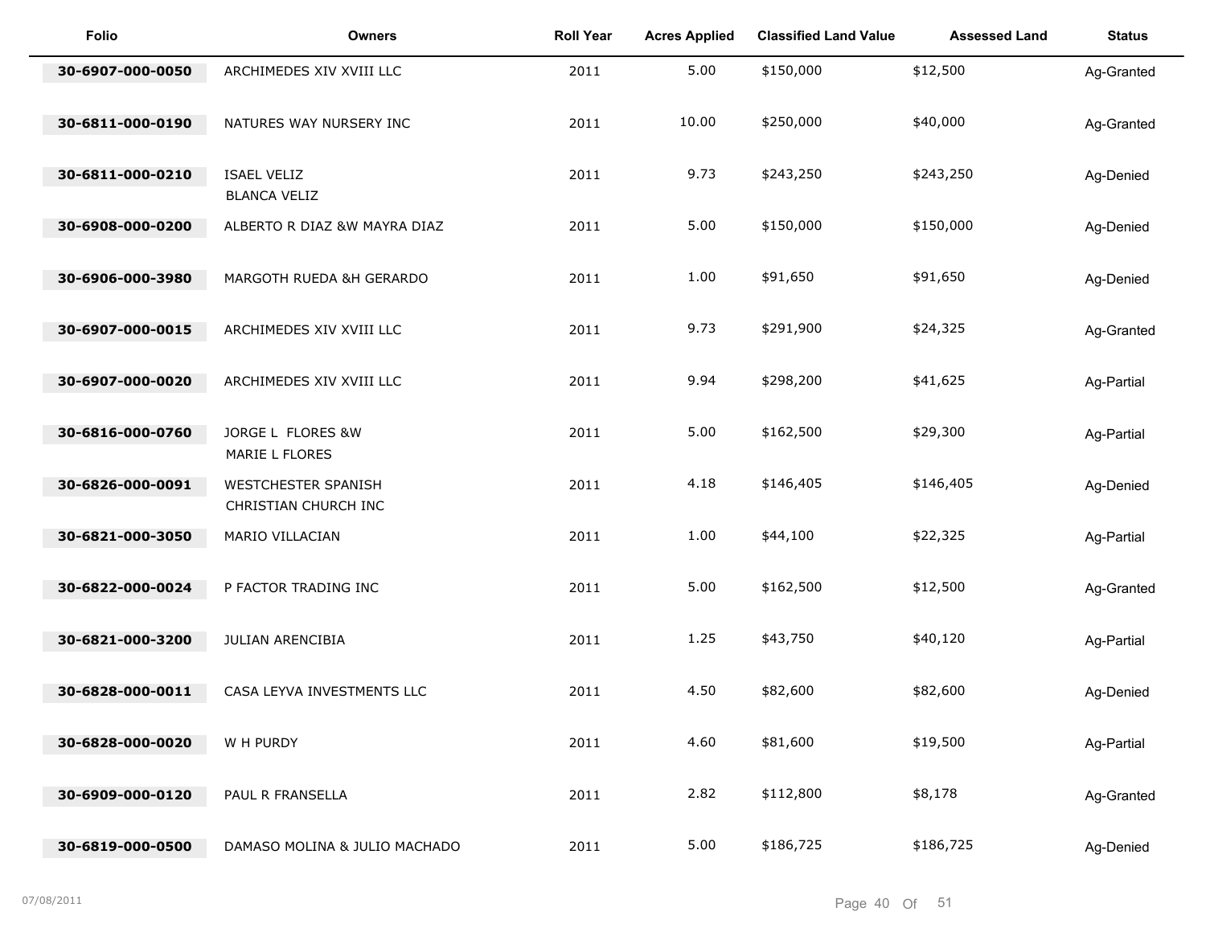| Folio | Owners | Roll Year | Acres Applied | Classified Land Value | Assessed Land | Status |
|---|---|---|---|---|---|---|
| 30-6907-000-0050 | ARCHIMEDES XIV XVIII LLC | 2011 | 5.00 | $150,000 | $12,500 | Ag-Granted |
| 30-6811-000-0190 | NATURES WAY NURSERY INC | 2011 | 10.00 | $250,000 | $40,000 | Ag-Granted |
| 30-6811-000-0210 | ISAEL VELIZ BLANCA VELIZ | 2011 | 9.73 | $243,250 | $243,250 | Ag-Denied |
| 30-6908-000-0200 | ALBERTO R DIAZ &W MAYRA DIAZ | 2011 | 5.00 | $150,000 | $150,000 | Ag-Denied |
| 30-6906-000-3980 | MARGOTH RUEDA &H GERARDO | 2011 | 1.00 | $91,650 | $91,650 | Ag-Denied |
| 30-6907-000-0015 | ARCHIMEDES XIV XVIII LLC | 2011 | 9.73 | $291,900 | $24,325 | Ag-Granted |
| 30-6907-000-0020 | ARCHIMEDES XIV XVIII LLC | 2011 | 9.94 | $298,200 | $41,625 | Ag-Partial |
| 30-6816-000-0760 | JORGE L FLORES &W MARIE L FLORES | 2011 | 5.00 | $162,500 | $29,300 | Ag-Partial |
| 30-6826-000-0091 | WESTCHESTER SPANISH CHRISTIAN CHURCH INC | 2011 | 4.18 | $146,405 | $146,405 | Ag-Denied |
| 30-6821-000-3050 | MARIO VILLACIAN | 2011 | 1.00 | $44,100 | $22,325 | Ag-Partial |
| 30-6822-000-0024 | P FACTOR TRADING INC | 2011 | 5.00 | $162,500 | $12,500 | Ag-Granted |
| 30-6821-000-3200 | JULIAN ARENCIBIA | 2011 | 1.25 | $43,750 | $40,120 | Ag-Partial |
| 30-6828-000-0011 | CASA LEYVA INVESTMENTS LLC | 2011 | 4.50 | $82,600 | $82,600 | Ag-Denied |
| 30-6828-000-0020 | W H PURDY | 2011 | 4.60 | $81,600 | $19,500 | Ag-Partial |
| 30-6909-000-0120 | PAUL R FRANSELLA | 2011 | 2.82 | $112,800 | $8,178 | Ag-Granted |
| 30-6819-000-0500 | DAMASO MOLINA & JULIO MACHADO | 2011 | 5.00 | $186,725 | $186,725 | Ag-Denied |

07/08/2011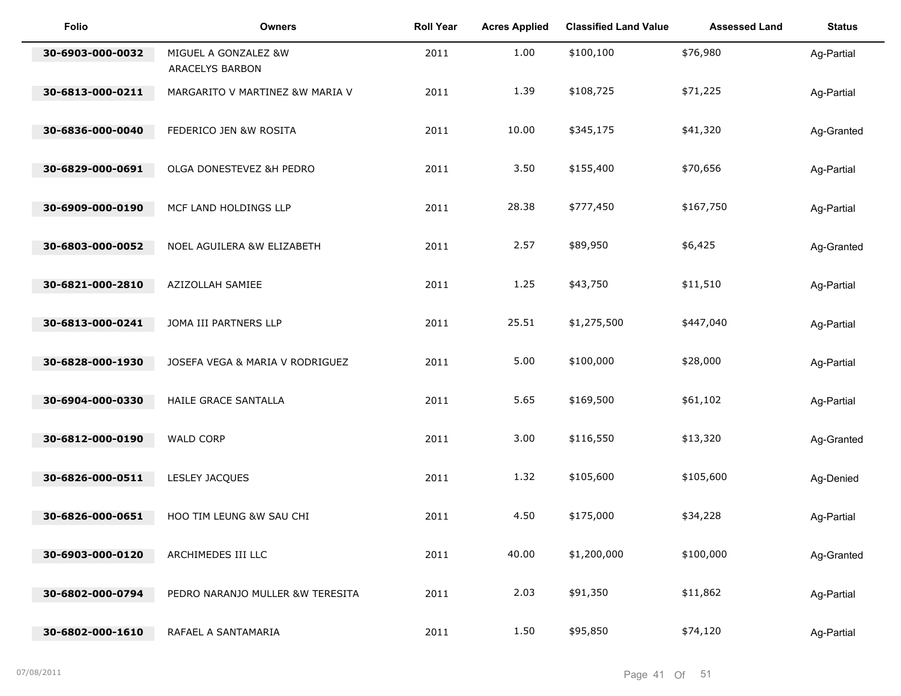| Folio | Owners | Roll Year | Acres Applied | Classified Land Value | Assessed Land | Status |
|---|---|---|---|---|---|---|
| 30-6903-000-0032 | MIGUEL A GONZALEZ &W ARACELYS BARBON | 2011 | 1.00 | $100,100 | $76,980 | Ag-Partial |
| 30-6813-000-0211 | MARGARITO V MARTINEZ &W MARIA V | 2011 | 1.39 | $108,725 | $71,225 | Ag-Partial |
| 30-6836-000-0040 | FEDERICO JEN &W ROSITA | 2011 | 10.00 | $345,175 | $41,320 | Ag-Granted |
| 30-6829-000-0691 | OLGA DONESTEVEZ &H PEDRO | 2011 | 3.50 | $155,400 | $70,656 | Ag-Partial |
| 30-6909-000-0190 | MCF LAND HOLDINGS LLP | 2011 | 28.38 | $777,450 | $167,750 | Ag-Partial |
| 30-6803-000-0052 | NOEL AGUILERA &W ELIZABETH | 2011 | 2.57 | $89,950 | $6,425 | Ag-Granted |
| 30-6821-000-2810 | AZIZOLLAH SAMIEE | 2011 | 1.25 | $43,750 | $11,510 | Ag-Partial |
| 30-6813-000-0241 | JOMA III PARTNERS LLP | 2011 | 25.51 | $1,275,500 | $447,040 | Ag-Partial |
| 30-6828-000-1930 | JOSEFA VEGA & MARIA V RODRIGUEZ | 2011 | 5.00 | $100,000 | $28,000 | Ag-Partial |
| 30-6904-000-0330 | HAILE GRACE SANTALLA | 2011 | 5.65 | $169,500 | $61,102 | Ag-Partial |
| 30-6812-000-0190 | WALD CORP | 2011 | 3.00 | $116,550 | $13,320 | Ag-Granted |
| 30-6826-000-0511 | LESLEY JACQUES | 2011 | 1.32 | $105,600 | $105,600 | Ag-Denied |
| 30-6826-000-0651 | HOO TIM LEUNG &W SAU CHI | 2011 | 4.50 | $175,000 | $34,228 | Ag-Partial |
| 30-6903-000-0120 | ARCHIMEDES III LLC | 2011 | 40.00 | $1,200,000 | $100,000 | Ag-Granted |
| 30-6802-000-0794 | PEDRO NARANJO MULLER &W TERESITA | 2011 | 2.03 | $91,350 | $11,862 | Ag-Partial |
| 30-6802-000-1610 | RAFAEL A SANTAMARIA | 2011 | 1.50 | $95,850 | $74,120 | Ag-Partial |

07/08/2011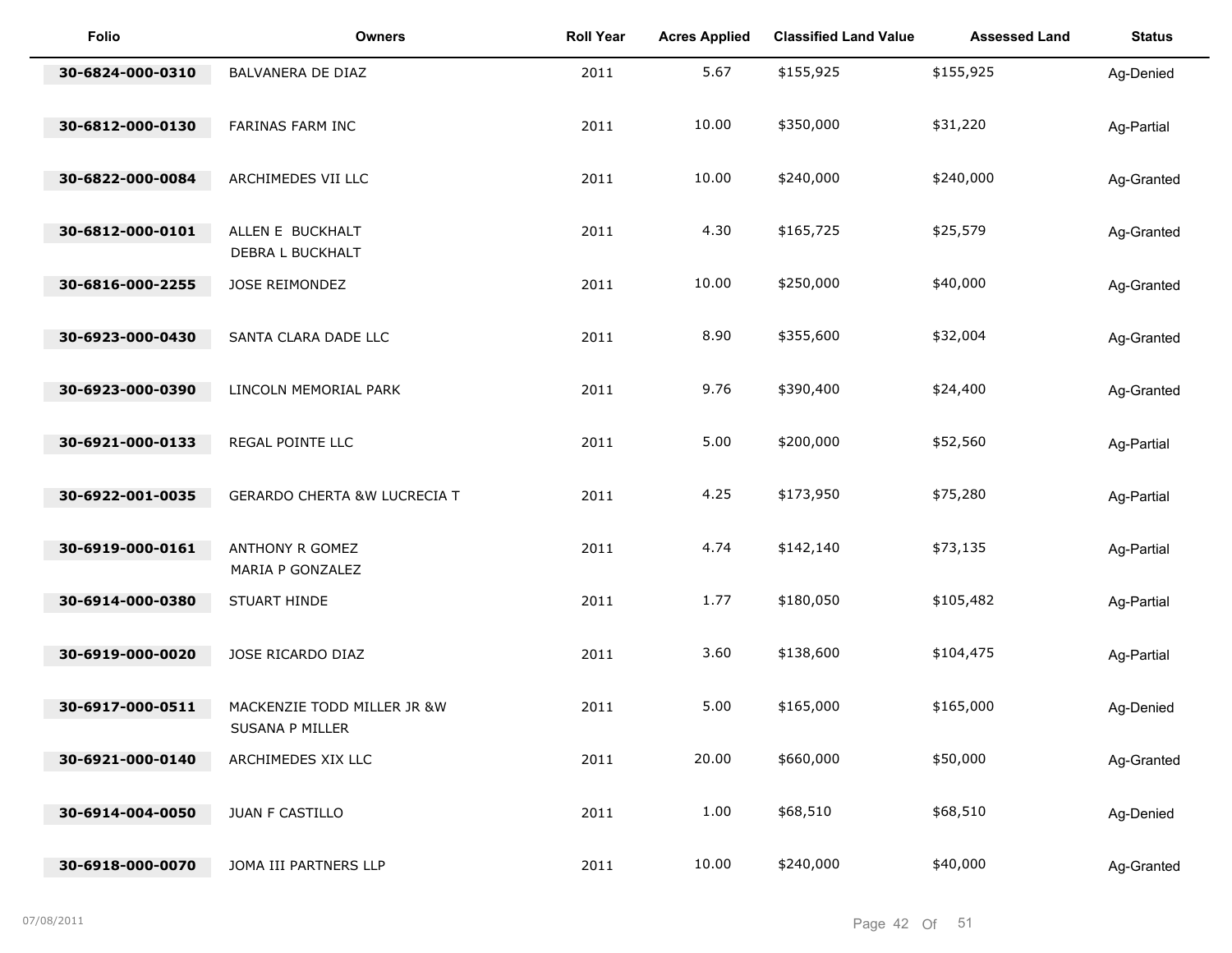| Folio | Owners | Roll Year | Acres Applied | Classified Land Value | Assessed Land | Status |
|---|---|---|---|---|---|---|
| 30-6824-000-0310 | BALVANERA DE DIAZ | 2011 | 5.67 | $155,925 | $155,925 | Ag-Denied |
| 30-6812-000-0130 | FARINAS FARM INC | 2011 | 10.00 | $350,000 | $31,220 | Ag-Partial |
| 30-6822-000-0084 | ARCHIMEDES VII LLC | 2011 | 10.00 | $240,000 | $240,000 | Ag-Granted |
| 30-6812-000-0101 | ALLEN E BUCKHALT<br>DEBRA L BUCKHALT | 2011 | 4.30 | $165,725 | $25,579 | Ag-Granted |
| 30-6816-000-2255 | JOSE REIMONDEZ | 2011 | 10.00 | $250,000 | $40,000 | Ag-Granted |
| 30-6923-000-0430 | SANTA CLARA DADE LLC | 2011 | 8.90 | $355,600 | $32,004 | Ag-Granted |
| 30-6923-000-0390 | LINCOLN MEMORIAL PARK | 2011 | 9.76 | $390,400 | $24,400 | Ag-Granted |
| 30-6921-000-0133 | REGAL POINTE LLC | 2011 | 5.00 | $200,000 | $52,560 | Ag-Partial |
| 30-6922-001-0035 | GERARDO CHERTA &W LUCRECIA T | 2011 | 4.25 | $173,950 | $75,280 | Ag-Partial |
| 30-6919-000-0161 | ANTHONY R GOMEZ<br>MARIA P GONZALEZ | 2011 | 4.74 | $142,140 | $73,135 | Ag-Partial |
| 30-6914-000-0380 | STUART HINDE | 2011 | 1.77 | $180,050 | $105,482 | Ag-Partial |
| 30-6919-000-0020 | JOSE RICARDO DIAZ | 2011 | 3.60 | $138,600 | $104,475 | Ag-Partial |
| 30-6917-000-0511 | MACKENZIE TODD MILLER JR &W<br>SUSANA P MILLER | 2011 | 5.00 | $165,000 | $165,000 | Ag-Denied |
| 30-6921-000-0140 | ARCHIMEDES XIX LLC | 2011 | 20.00 | $660,000 | $50,000 | Ag-Granted |
| 30-6914-004-0050 | JUAN F CASTILLO | 2011 | 1.00 | $68,510 | $68,510 | Ag-Denied |
| 30-6918-000-0070 | JOMA III PARTNERS LLP | 2011 | 10.00 | $240,000 | $40,000 | Ag-Granted |

07/08/2011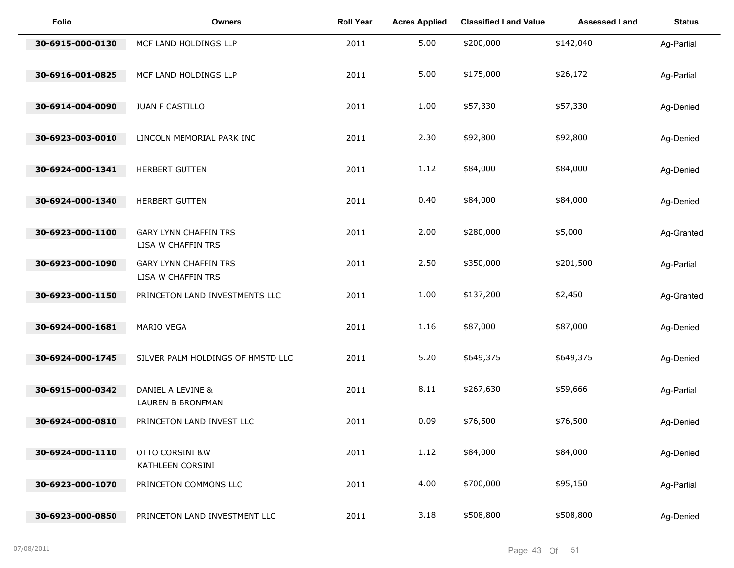| Folio | Owners | Roll Year | Acres Applied | Classified Land Value | Assessed Land | Status |
|---|---|---|---|---|---|---|
| 30-6915-000-0130 | MCF LAND HOLDINGS LLP | 2011 | 5.00 | $200,000 | $142,040 | Ag-Partial |
| 30-6916-001-0825 | MCF LAND HOLDINGS LLP | 2011 | 5.00 | $175,000 | $26,172 | Ag-Partial |
| 30-6914-004-0090 | JUAN F CASTILLO | 2011 | 1.00 | $57,330 | $57,330 | Ag-Denied |
| 30-6923-003-0010 | LINCOLN MEMORIAL PARK INC | 2011 | 2.30 | $92,800 | $92,800 | Ag-Denied |
| 30-6924-000-1341 | HERBERT GUTTEN | 2011 | 1.12 | $84,000 | $84,000 | Ag-Denied |
| 30-6924-000-1340 | HERBERT GUTTEN | 2011 | 0.40 | $84,000 | $84,000 | Ag-Denied |
| 30-6923-000-1100 | GARY LYNN CHAFFIN TRS<br>LISA W CHAFFIN TRS | 2011 | 2.00 | $280,000 | $5,000 | Ag-Granted |
| 30-6923-000-1090 | GARY LYNN CHAFFIN TRS<br>LISA W CHAFFIN TRS | 2011 | 2.50 | $350,000 | $201,500 | Ag-Partial |
| 30-6923-000-1150 | PRINCETON LAND INVESTMENTS LLC | 2011 | 1.00 | $137,200 | $2,450 | Ag-Granted |
| 30-6924-000-1681 | MARIO VEGA | 2011 | 1.16 | $87,000 | $87,000 | Ag-Denied |
| 30-6924-000-1745 | SILVER PALM HOLDINGS OF HMSTD LLC | 2011 | 5.20 | $649,375 | $649,375 | Ag-Denied |
| 30-6915-000-0342 | DANIEL A LEVINE &<br>LAUREN B BRONFMAN | 2011 | 8.11 | $267,630 | $59,666 | Ag-Partial |
| 30-6924-000-0810 | PRINCETON LAND INVEST LLC | 2011 | 0.09 | $76,500 | $76,500 | Ag-Denied |
| 30-6924-000-1110 | OTTO CORSINI &W<br>KATHLEEN CORSINI | 2011 | 1.12 | $84,000 | $84,000 | Ag-Denied |
| 30-6923-000-1070 | PRINCETON COMMONS LLC | 2011 | 4.00 | $700,000 | $95,150 | Ag-Partial |
| 30-6923-000-0850 | PRINCETON LAND INVESTMENT LLC | 2011 | 3.18 | $508,800 | $508,800 | Ag-Denied |

07/08/2011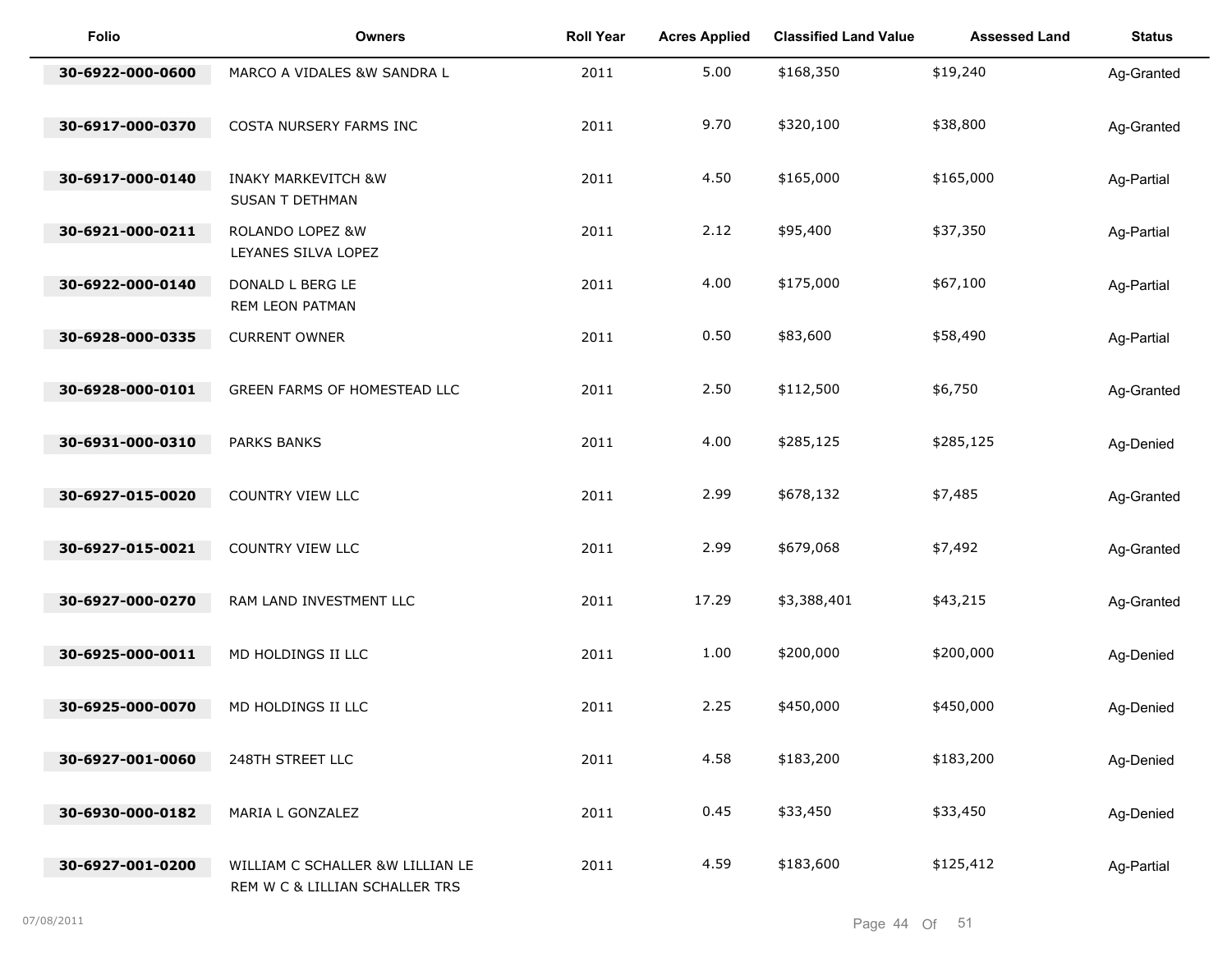| Folio | Owners | Roll Year | Acres Applied | Classified Land Value | Assessed Land | Status |
|---|---|---|---|---|---|---|
| 30-6922-000-0600 | MARCO A VIDALES &W SANDRA L | 2011 | 5.00 | $168,350 | $19,240 | Ag-Granted |
| 30-6917-000-0370 | COSTA NURSERY FARMS INC | 2011 | 9.70 | $320,100 | $38,800 | Ag-Granted |
| 30-6917-000-0140 | INAKY MARKEVITCH &W SUSAN T DETHMAN | 2011 | 4.50 | $165,000 | $165,000 | Ag-Partial |
| 30-6921-000-0211 | ROLANDO LOPEZ &W LEYANES SILVA LOPEZ | 2011 | 2.12 | $95,400 | $37,350 | Ag-Partial |
| 30-6922-000-0140 | DONALD L BERG LE REM LEON PATMAN | 2011 | 4.00 | $175,000 | $67,100 | Ag-Partial |
| 30-6928-000-0335 | CURRENT OWNER | 2011 | 0.50 | $83,600 | $58,490 | Ag-Partial |
| 30-6928-000-0101 | GREEN FARMS OF HOMESTEAD LLC | 2011 | 2.50 | $112,500 | $6,750 | Ag-Granted |
| 30-6931-000-0310 | PARKS BANKS | 2011 | 4.00 | $285,125 | $285,125 | Ag-Denied |
| 30-6927-015-0020 | COUNTRY VIEW LLC | 2011 | 2.99 | $678,132 | $7,485 | Ag-Granted |
| 30-6927-015-0021 | COUNTRY VIEW LLC | 2011 | 2.99 | $679,068 | $7,492 | Ag-Granted |
| 30-6927-000-0270 | RAM LAND INVESTMENT LLC | 2011 | 17.29 | $3,388,401 | $43,215 | Ag-Granted |
| 30-6925-000-0011 | MD HOLDINGS II LLC | 2011 | 1.00 | $200,000 | $200,000 | Ag-Denied |
| 30-6925-000-0070 | MD HOLDINGS II LLC | 2011 | 2.25 | $450,000 | $450,000 | Ag-Denied |
| 30-6927-001-0060 | 248TH STREET LLC | 2011 | 4.58 | $183,200 | $183,200 | Ag-Denied |
| 30-6930-000-0182 | MARIA L GONZALEZ | 2011 | 0.45 | $33,450 | $33,450 | Ag-Denied |
| 30-6927-001-0200 | WILLIAM C SCHALLER &W LILLIAN LE REM W C & LILLIAN SCHALLER TRS | 2011 | 4.59 | $183,600 | $125,412 | Ag-Partial |

07/08/2011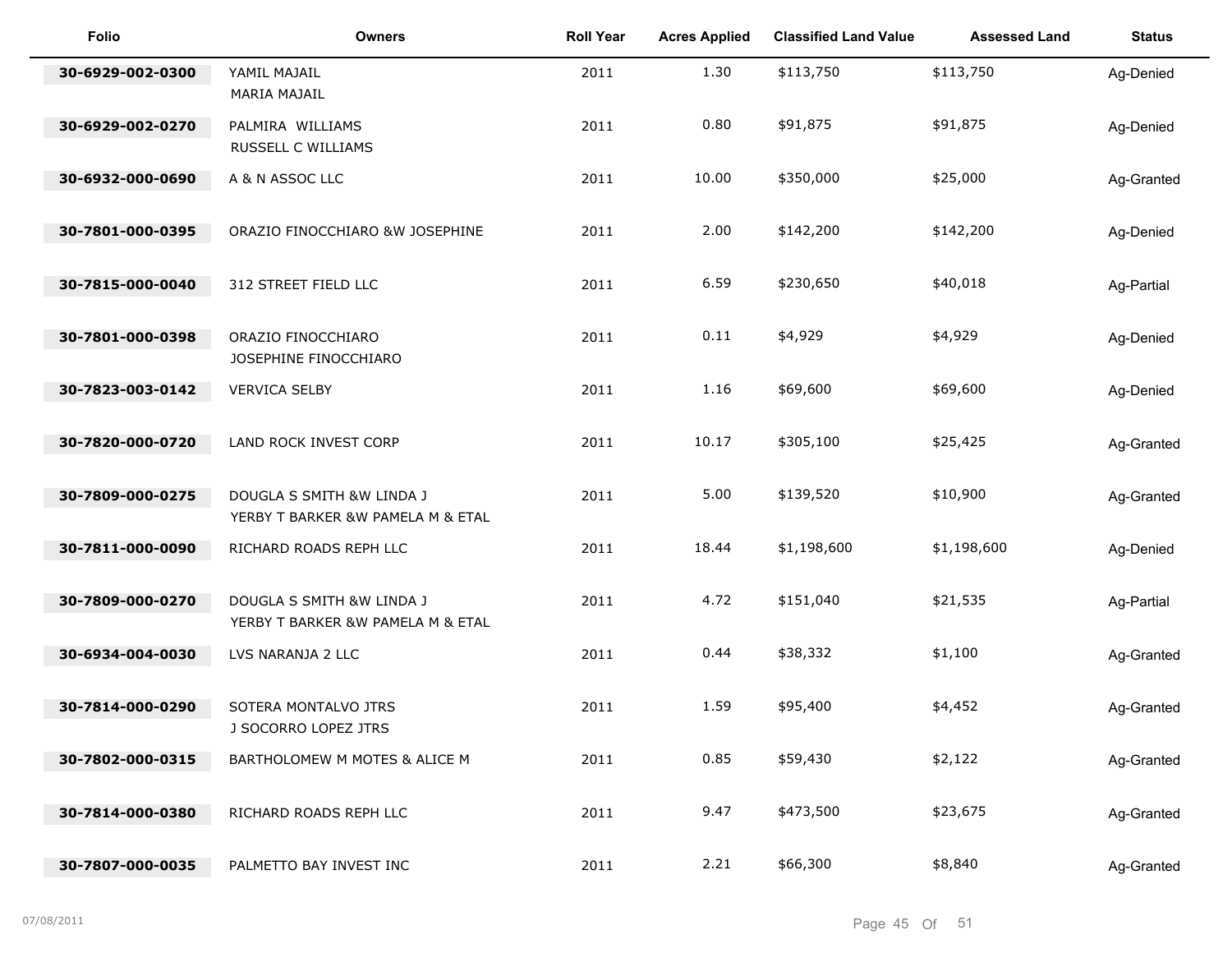| Folio | Owners | Roll Year | Acres Applied | Classified Land Value | Assessed Land | Status |
|---|---|---|---|---|---|---|
| 30-6929-002-0300 | YAMIL MAJAIL<br>MARIA MAJAIL | 2011 | 1.30 | $113,750 | $113,750 | Ag-Denied |
| 30-6929-002-0270 | PALMIRA WILLIAMS<br>RUSSELL C WILLIAMS | 2011 | 0.80 | $91,875 | $91,875 | Ag-Denied |
| 30-6932-000-0690 | A & N ASSOC LLC | 2011 | 10.00 | $350,000 | $25,000 | Ag-Granted |
| 30-7801-000-0395 | ORAZIO FINOCCHIARO &W JOSEPHINE | 2011 | 2.00 | $142,200 | $142,200 | Ag-Denied |
| 30-7815-000-0040 | 312 STREET FIELD LLC | 2011 | 6.59 | $230,650 | $40,018 | Ag-Partial |
| 30-7801-000-0398 | ORAZIO FINOCCHIARO<br>JOSEPHINE FINOCCHIARO | 2011 | 0.11 | $4,929 | $4,929 | Ag-Denied |
| 30-7823-003-0142 | VERVICA SELBY | 2011 | 1.16 | $69,600 | $69,600 | Ag-Denied |
| 30-7820-000-0720 | LAND ROCK INVEST CORP | 2011 | 10.17 | $305,100 | $25,425 | Ag-Granted |
| 30-7809-000-0275 | DOUGLA S SMITH &W LINDA J<br>YERBY T BARKER &W PAMELA M & ETAL | 2011 | 5.00 | $139,520 | $10,900 | Ag-Granted |
| 30-7811-000-0090 | RICHARD ROADS REPH LLC | 2011 | 18.44 | $1,198,600 | $1,198,600 | Ag-Denied |
| 30-7809-000-0270 | DOUGLA S SMITH &W LINDA J<br>YERBY T BARKER &W PAMELA M & ETAL | 2011 | 4.72 | $151,040 | $21,535 | Ag-Partial |
| 30-6934-004-0030 | LVS NARANJA 2 LLC | 2011 | 0.44 | $38,332 | $1,100 | Ag-Granted |
| 30-7814-000-0290 | SOTERA MONTALVO JTRS<br>J SOCORRO LOPEZ JTRS | 2011 | 1.59 | $95,400 | $4,452 | Ag-Granted |
| 30-7802-000-0315 | BARTHOLOMEW M MOTES & ALICE M | 2011 | 0.85 | $59,430 | $2,122 | Ag-Granted |
| 30-7814-000-0380 | RICHARD ROADS REPH LLC | 2011 | 9.47 | $473,500 | $23,675 | Ag-Granted |
| 30-7807-000-0035 | PALMETTO BAY INVEST INC | 2011 | 2.21 | $66,300 | $8,840 | Ag-Granted |

07/08/2011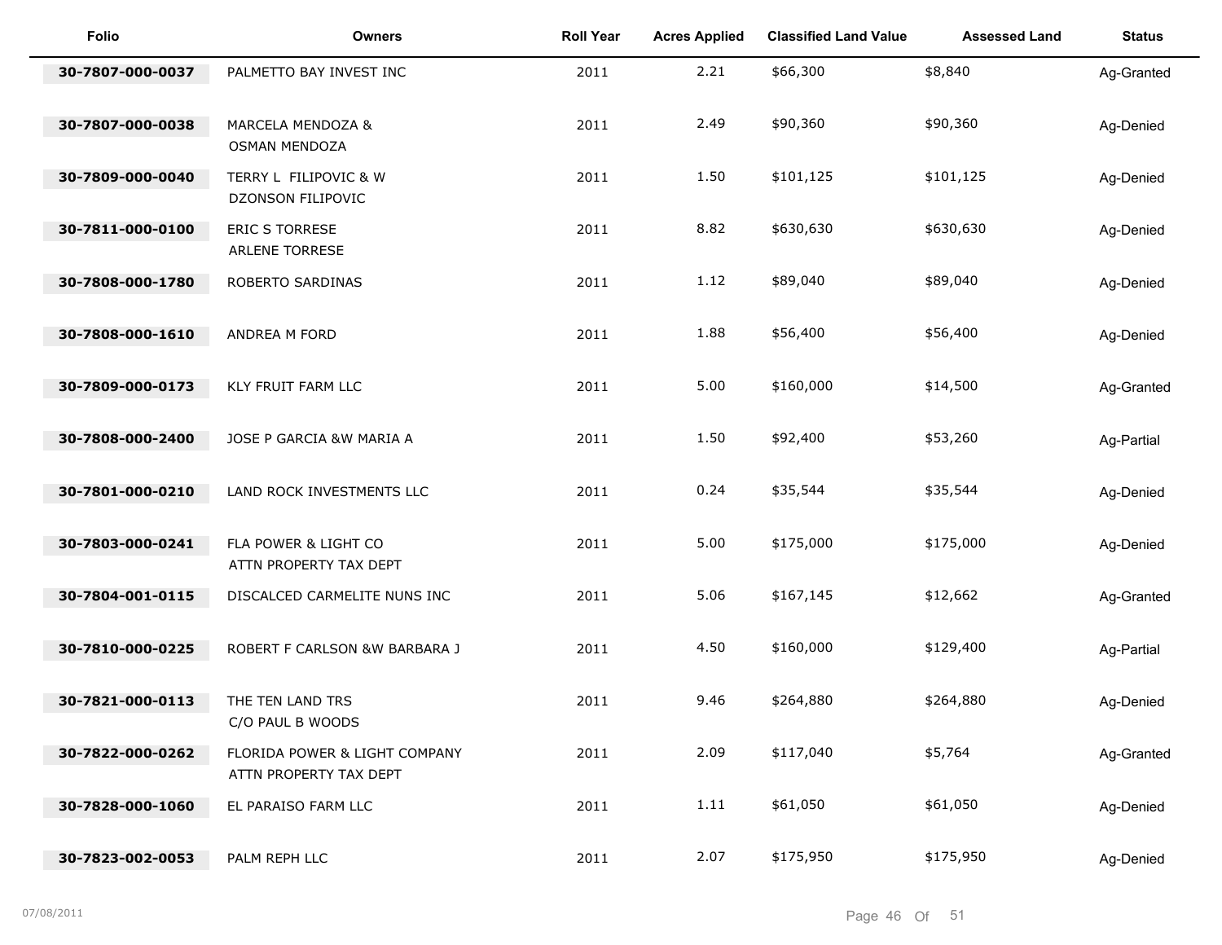| Folio | Owners | Roll Year | Acres Applied | Classified Land Value | Assessed Land | Status |
|---|---|---|---|---|---|---|
| 30-7807-000-0037 | PALMETTO BAY INVEST INC | 2011 | 2.21 | $66,300 | $8,840 | Ag-Granted |
| 30-7807-000-0038 | MARCELA MENDOZA & OSMAN MENDOZA | 2011 | 2.49 | $90,360 | $90,360 | Ag-Denied |
| 30-7809-000-0040 | TERRY L FILIPOVIC & W DZONSON FILIPOVIC | 2011 | 1.50 | $101,125 | $101,125 | Ag-Denied |
| 30-7811-000-0100 | ERIC S TORRESE ARLENE TORRESE | 2011 | 8.82 | $630,630 | $630,630 | Ag-Denied |
| 30-7808-000-1780 | ROBERTO SARDINAS | 2011 | 1.12 | $89,040 | $89,040 | Ag-Denied |
| 30-7808-000-1610 | ANDREA M FORD | 2011 | 1.88 | $56,400 | $56,400 | Ag-Denied |
| 30-7809-000-0173 | KLY FRUIT FARM LLC | 2011 | 5.00 | $160,000 | $14,500 | Ag-Granted |
| 30-7808-000-2400 | JOSE P GARCIA &W MARIA A | 2011 | 1.50 | $92,400 | $53,260 | Ag-Partial |
| 30-7801-000-0210 | LAND ROCK INVESTMENTS LLC | 2011 | 0.24 | $35,544 | $35,544 | Ag-Denied |
| 30-7803-000-0241 | FLA POWER & LIGHT CO ATTN PROPERTY TAX DEPT | 2011 | 5.00 | $175,000 | $175,000 | Ag-Denied |
| 30-7804-001-0115 | DISCALCED CARMELITE NUNS INC | 2011 | 5.06 | $167,145 | $12,662 | Ag-Granted |
| 30-7810-000-0225 | ROBERT F CARLSON &W BARBARA J | 2011 | 4.50 | $160,000 | $129,400 | Ag-Partial |
| 30-7821-000-0113 | THE TEN LAND TRS C/O PAUL B WOODS | 2011 | 9.46 | $264,880 | $264,880 | Ag-Denied |
| 30-7822-000-0262 | FLORIDA POWER & LIGHT COMPANY ATTN PROPERTY TAX DEPT | 2011 | 2.09 | $117,040 | $5,764 | Ag-Granted |
| 30-7828-000-1060 | EL PARAISO FARM LLC | 2011 | 1.11 | $61,050 | $61,050 | Ag-Denied |
| 30-7823-002-0053 | PALM REPH LLC | 2011 | 2.07 | $175,950 | $175,950 | Ag-Denied |

07/08/2011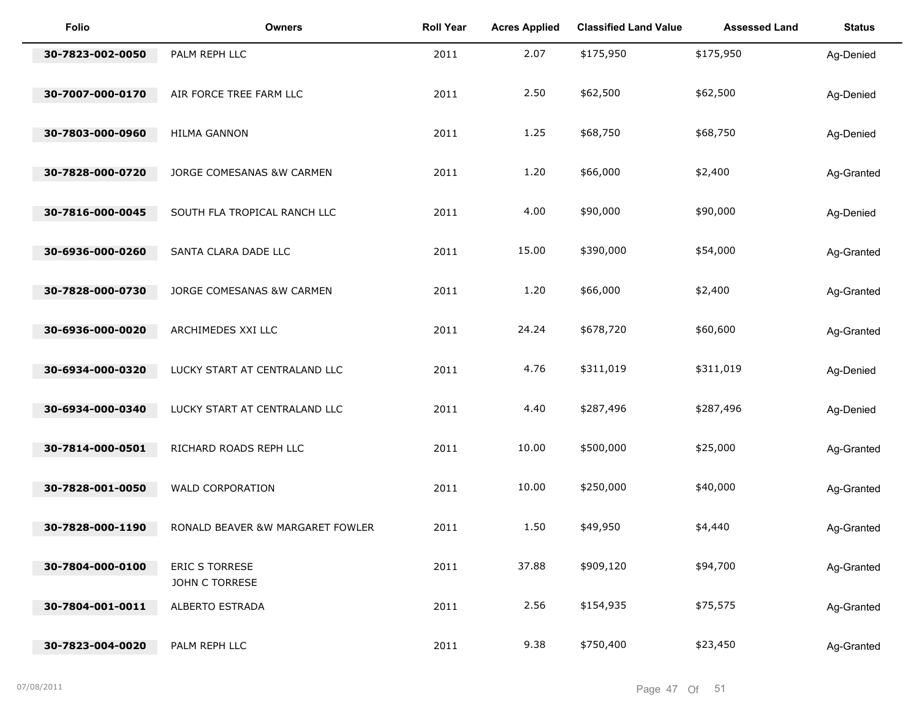| Folio | Owners | Roll Year | Acres Applied | Classified Land Value | Assessed Land | Status |
|---|---|---|---|---|---|---|
| **30-7823-002-0050** | PALM REPH LLC | 2011 | 2.07 | $175,950 | $175,950 | Ag-Denied |
| **30-7007-000-0170** | AIR FORCE TREE FARM LLC | 2011 | 2.50 | $62,500 | $62,500 | Ag-Denied |
| **30-7803-000-0960** | HILMA GANNON | 2011 | 1.25 | $68,750 | $68,750 | Ag-Denied |
| **30-7828-000-0720** | JORGE COMESANAS &W CARMEN | 2011 | 1.20 | $66,000 | $2,400 | Ag-Granted |
| **30-7816-000-0045** | SOUTH FLA TROPICAL RANCH LLC | 2011 | 4.00 | $90,000 | $90,000 | Ag-Denied |
| **30-6936-000-0260** | SANTA CLARA DADE LLC | 2011 | 15.00 | $390,000 | $54,000 | Ag-Granted |
| **30-7828-000-0730** | JORGE COMESANAS &W CARMEN | 2011 | 1.20 | $66,000 | $2,400 | Ag-Granted |
| **30-6936-000-0020** | ARCHIMEDES XXI LLC | 2011 | 24.24 | $678,720 | $60,600 | Ag-Granted |
| **30-6934-000-0320** | LUCKY START AT CENTRALAND LLC | 2011 | 4.76 | $311,019 | $311,019 | Ag-Denied |
| **30-6934-000-0340** | LUCKY START AT CENTRALAND LLC | 2011 | 4.40 | $287,496 | $287,496 | Ag-Denied |
| **30-7814-000-0501** | RICHARD ROADS REPH LLC | 2011 | 10.00 | $500,000 | $25,000 | Ag-Granted |
| **30-7828-001-0050** | WALD CORPORATION | 2011 | 10.00 | $250,000 | $40,000 | Ag-Granted |
| **30-7828-000-1190** | RONALD BEAVER &W MARGARET FOWLER | 2011 | 1.50 | $49,950 | $4,440 | Ag-Granted |
| **30-7804-000-0100** | ERIC S TORRESE<br>JOHN C TORRESE | 2011 | 37.88 | $909,120 | $94,700 | Ag-Granted |
| **30-7804-001-0011** | ALBERTO ESTRADA | 2011 | 2.56 | $154,935 | $75,575 | Ag-Granted |
| **30-7823-004-0020** | PALM REPH LLC | 2011 | 9.38 | $750,400 | $23,450 | Ag-Granted |

07/08/2011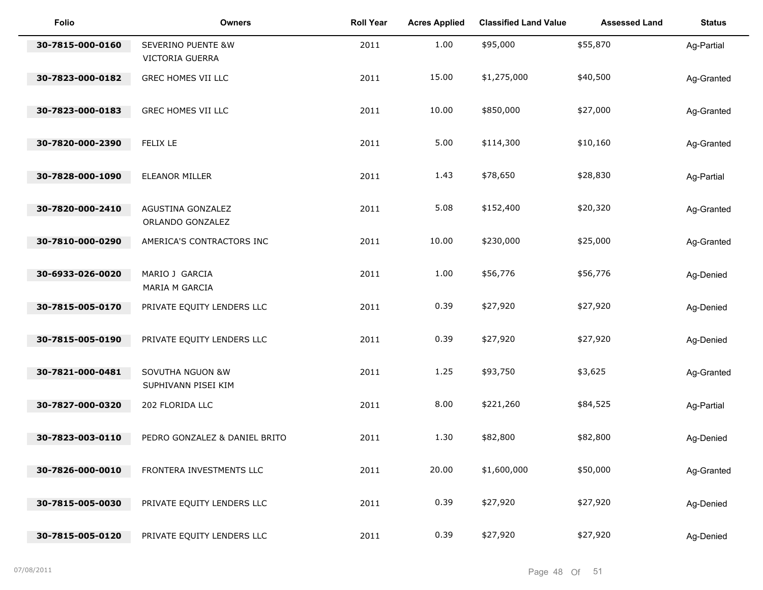| Folio | Owners | Roll Year | Acres Applied | Classified Land Value | Assessed Land | Status |
|---|---|---|---|---|---|---|
| 30-7815-000-0160 | SEVERINO PUENTE &W VICTORIA GUERRA | 2011 | 1.00 | $95,000 | $55,870 | Ag-Partial |
| 30-7823-000-0182 | GREC HOMES VII LLC | 2011 | 15.00 | $1,275,000 | $40,500 | Ag-Granted |
| 30-7823-000-0183 | GREC HOMES VII LLC | 2011 | 10.00 | $850,000 | $27,000 | Ag-Granted |
| 30-7820-000-2390 | FELIX LE | 2011 | 5.00 | $114,300 | $10,160 | Ag-Granted |
| 30-7828-000-1090 | ELEANOR MILLER | 2011 | 1.43 | $78,650 | $28,830 | Ag-Partial |
| 30-7820-000-2410 | AGUSTINA GONZALEZ ORLANDO GONZALEZ | 2011 | 5.08 | $152,400 | $20,320 | Ag-Granted |
| 30-7810-000-0290 | AMERICA'S CONTRACTORS INC | 2011 | 10.00 | $230,000 | $25,000 | Ag-Granted |
| 30-6933-026-0020 | MARIO J GARCIA MARIA M GARCIA | 2011 | 1.00 | $56,776 | $56,776 | Ag-Denied |
| 30-7815-005-0170 | PRIVATE EQUITY LENDERS LLC | 2011 | 0.39 | $27,920 | $27,920 | Ag-Denied |
| 30-7815-005-0190 | PRIVATE EQUITY LENDERS LLC | 2011 | 0.39 | $27,920 | $27,920 | Ag-Denied |
| 30-7821-000-0481 | SOVUTHA NGUON &W SUPHIVANN PISEI KIM | 2011 | 1.25 | $93,750 | $3,625 | Ag-Granted |
| 30-7827-000-0320 | 202 FLORIDA LLC | 2011 | 8.00 | $221,260 | $84,525 | Ag-Partial |
| 30-7823-003-0110 | PEDRO GONZALEZ & DANIEL BRITO | 2011 | 1.30 | $82,800 | $82,800 | Ag-Denied |
| 30-7826-000-0010 | FRONTERA INVESTMENTS LLC | 2011 | 20.00 | $1,600,000 | $50,000 | Ag-Granted |
| 30-7815-005-0030 | PRIVATE EQUITY LENDERS LLC | 2011 | 0.39 | $27,920 | $27,920 | Ag-Denied |
| 30-7815-005-0120 | PRIVATE EQUITY LENDERS LLC | 2011 | 0.39 | $27,920 | $27,920 | Ag-Denied |

07/08/2011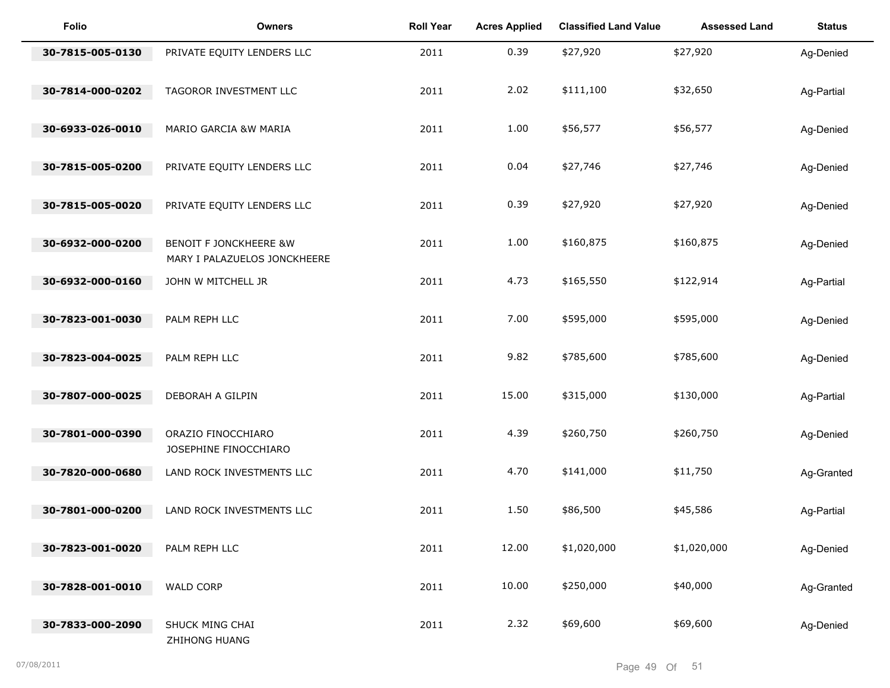| Folio | Owners | Roll Year | Acres Applied | Classified Land Value | Assessed Land | Status |
|---|---|---|---|---|---|---|
| 30-7815-005-0130 | PRIVATE EQUITY LENDERS LLC | 2011 | 0.39 | $27,920 | $27,920 | Ag-Denied |
| 30-7814-000-0202 | TAGOROR INVESTMENT LLC | 2011 | 2.02 | $111,100 | $32,650 | Ag-Partial |
| 30-6933-026-0010 | MARIO GARCIA &W MARIA | 2011 | 1.00 | $56,577 | $56,577 | Ag-Denied |
| 30-7815-005-0200 | PRIVATE EQUITY LENDERS LLC | 2011 | 0.04 | $27,746 | $27,746 | Ag-Denied |
| 30-7815-005-0020 | PRIVATE EQUITY LENDERS LLC | 2011 | 0.39 | $27,920 | $27,920 | Ag-Denied |
| 30-6932-000-0200 | BENOIT F JONCKHEERE &W MARY I PALAZUELOS JONCKHEERE | 2011 | 1.00 | $160,875 | $160,875 | Ag-Denied |
| 30-6932-000-0160 | JOHN W MITCHELL JR | 2011 | 4.73 | $165,550 | $122,914 | Ag-Partial |
| 30-7823-001-0030 | PALM REPH LLC | 2011 | 7.00 | $595,000 | $595,000 | Ag-Denied |
| 30-7823-004-0025 | PALM REPH LLC | 2011 | 9.82 | $785,600 | $785,600 | Ag-Denied |
| 30-7807-000-0025 | DEBORAH A GILPIN | 2011 | 15.00 | $315,000 | $130,000 | Ag-Partial |
| 30-7801-000-0390 | ORAZIO FINOCCHIARO JOSEPHINE FINOCCHIARO | 2011 | 4.39 | $260,750 | $260,750 | Ag-Denied |
| 30-7820-000-0680 | LAND ROCK INVESTMENTS LLC | 2011 | 4.70 | $141,000 | $11,750 | Ag-Granted |
| 30-7801-000-0200 | LAND ROCK INVESTMENTS LLC | 2011 | 1.50 | $86,500 | $45,586 | Ag-Partial |
| 30-7823-001-0020 | PALM REPH LLC | 2011 | 12.00 | $1,020,000 | $1,020,000 | Ag-Denied |
| 30-7828-001-0010 | WALD CORP | 2011 | 10.00 | $250,000 | $40,000 | Ag-Granted |
| 30-7833-000-2090 | SHUCK MING CHAI ZHIHONG HUANG | 2011 | 2.32 | $69,600 | $69,600 | Ag-Denied |

07/08/2011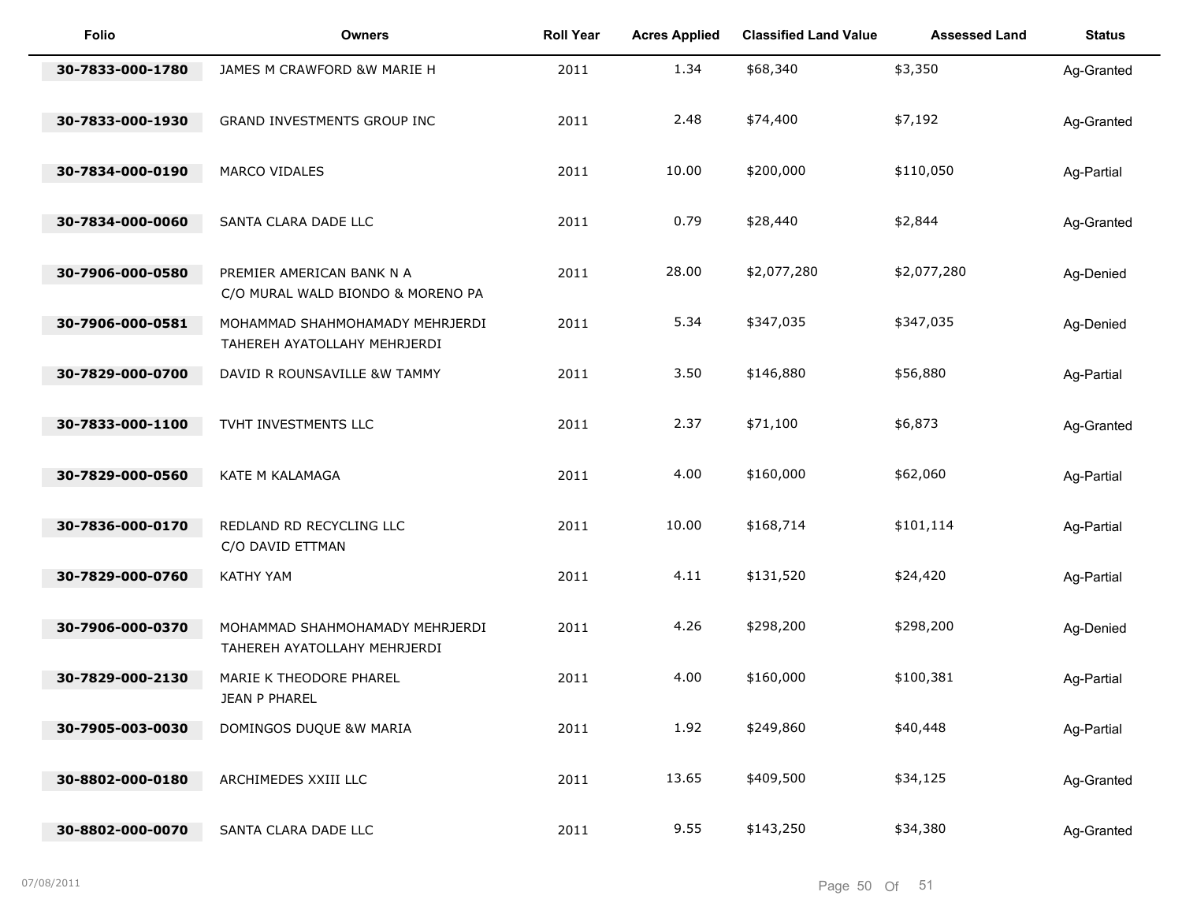| Folio | Owners | Roll Year | Acres Applied | Classified Land Value | Assessed Land | Status |
|---|---|---|---|---|---|---|
| 30-7833-000-1780 | JAMES M CRAWFORD &W MARIE H | 2011 | 1.34 | $68,340 | $3,350 | Ag-Granted |
| 30-7833-000-1930 | GRAND INVESTMENTS GROUP INC | 2011 | 2.48 | $74,400 | $7,192 | Ag-Granted |
| 30-7834-000-0190 | MARCO VIDALES | 2011 | 10.00 | $200,000 | $110,050 | Ag-Partial |
| 30-7834-000-0060 | SANTA CLARA DADE LLC | 2011 | 0.79 | $28,440 | $2,844 | Ag-Granted |
| 30-7906-000-0580 | PREMIER AMERICAN BANK N A C/O MURAL WALD BIONDO & MORENO PA | 2011 | 28.00 | $2,077,280 | $2,077,280 | Ag-Denied |
| 30-7906-000-0581 | MOHAMMAD SHAHMOHAMADY MEHRJERDI TAHEREH AYATOLLAHY MEHRJERDI | 2011 | 5.34 | $347,035 | $347,035 | Ag-Denied |
| 30-7829-000-0700 | DAVID R ROUNSAVILLE &W TAMMY | 2011 | 3.50 | $146,880 | $56,880 | Ag-Partial |
| 30-7833-000-1100 | TVHT INVESTMENTS LLC | 2011 | 2.37 | $71,100 | $6,873 | Ag-Granted |
| 30-7829-000-0560 | KATE M KALAMAGA | 2011 | 4.00 | $160,000 | $62,060 | Ag-Partial |
| 30-7836-000-0170 | REDLAND RD RECYCLING LLC C/O DAVID ETTMAN | 2011 | 10.00 | $168,714 | $101,114 | Ag-Partial |
| 30-7829-000-0760 | KATHY YAM | 2011 | 4.11 | $131,520 | $24,420 | Ag-Partial |
| 30-7906-000-0370 | MOHAMMAD SHAHMOHAMADY MEHRJERDI TAHEREH AYATOLLAHY MEHRJERDI | 2011 | 4.26 | $298,200 | $298,200 | Ag-Denied |
| 30-7829-000-2130 | MARIE K THEODORE PHAREL JEAN P PHAREL | 2011 | 4.00 | $160,000 | $100,381 | Ag-Partial |
| 30-7905-003-0030 | DOMINGOS DUQUE &W MARIA | 2011 | 1.92 | $249,860 | $40,448 | Ag-Partial |
| 30-8802-000-0180 | ARCHIMEDES XXIII LLC | 2011 | 13.65 | $409,500 | $34,125 | Ag-Granted |
| 30-8802-000-0070 | SANTA CLARA DADE LLC | 2011 | 9.55 | $143,250 | $34,380 | Ag-Granted |

07/08/2011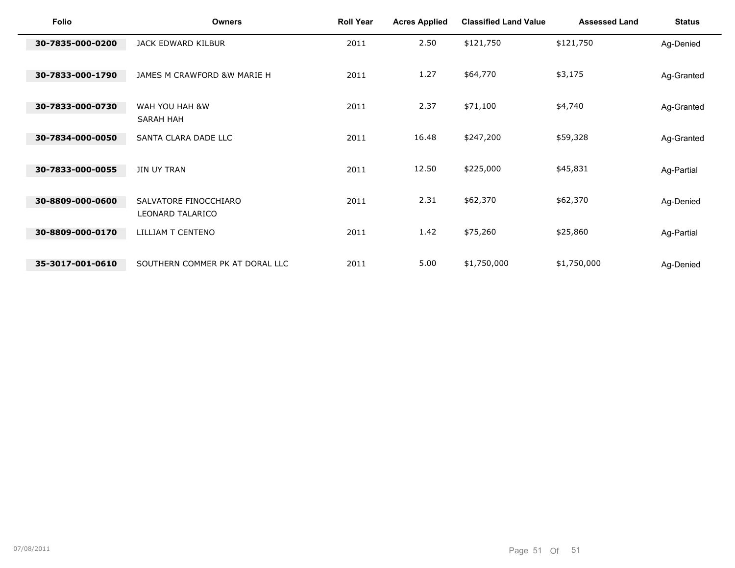| Folio | Owners | Roll Year | Acres Applied | Classified Land Value | Assessed Land | Status |
|---|---|---|---|---|---|---|
| **30-7835-000-0200** | JACK EDWARD KILBUR | 2011 | 2.50 | $121,750 | $121,750 | Ag-Denied |
| **30-7833-000-1790** | JAMES M CRAWFORD &W MARIE H | 2011 | 1.27 | $64,770 | $3,175 | Ag-Granted |
| **30-7833-000-0730** | WAH YOU HAH &W SARAH HAH | 2011 | 2.37 | $71,100 | $4,740 | Ag-Granted |
| **30-7834-000-0050** | SANTA CLARA DADE LLC | 2011 | 16.48 | $247,200 | $59,328 | Ag-Granted |
| **30-7833-000-0055** | JIN UY TRAN | 2011 | 12.50 | $225,000 | $45,831 | Ag-Partial |
| **30-8809-000-0600** | SALVATORE FINOCCHIARO LEONARD TALARICO | 2011 | 2.31 | $62,370 | $62,370 | Ag-Denied |
| **30-8809-000-0170** | LILLIAM T CENTENO | 2011 | 1.42 | $75,260 | $25,860 | Ag-Partial |
| **35-3017-001-0610** | SOUTHERN COMMER PK AT DORAL LLC | 2011 | 5.00 | $1,750,000 | $1,750,000 | Ag-Denied |

07/08/2011